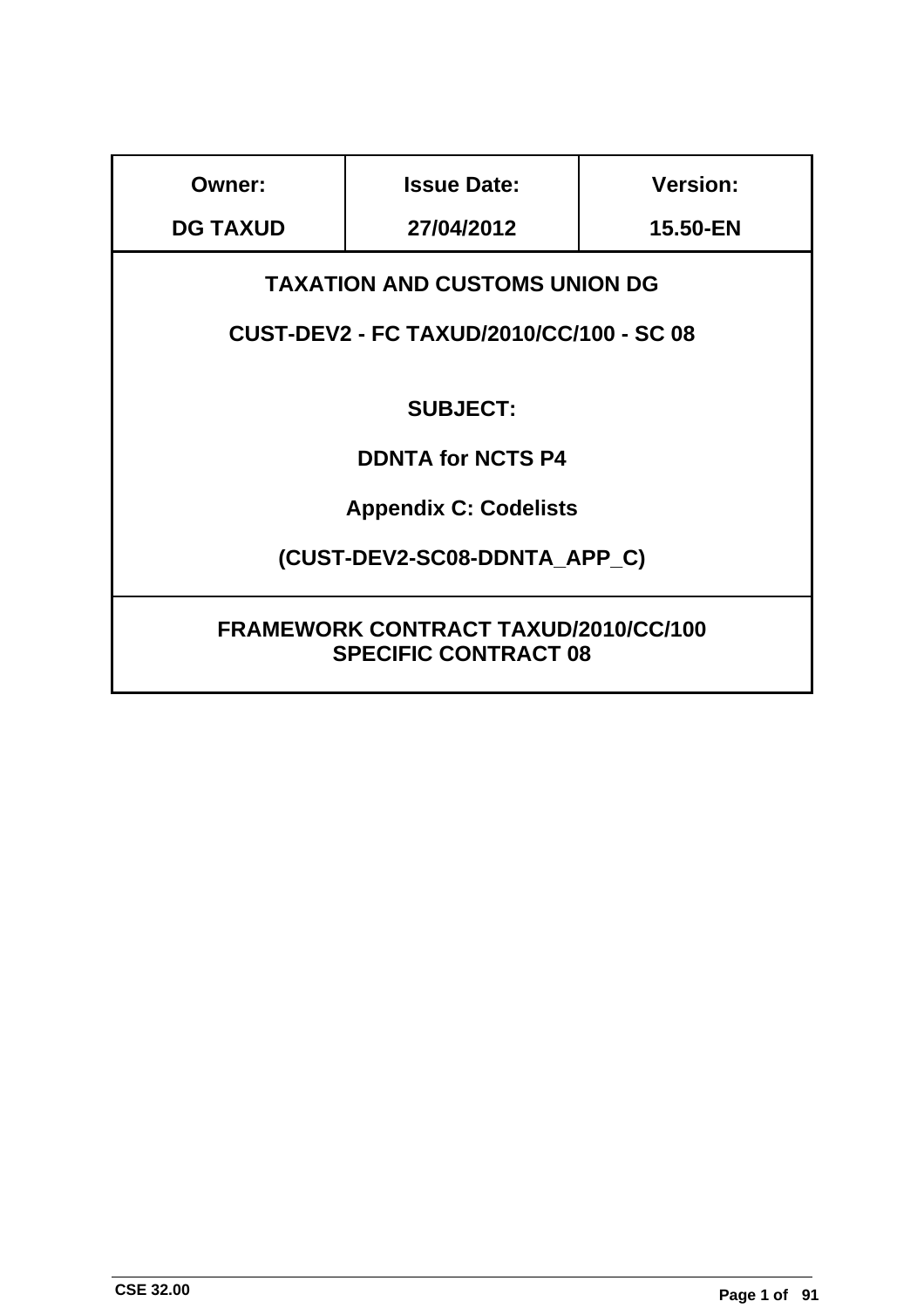| Owner: | Issue Date: | Version: |
| --- | --- | --- |
| DG TAXUD | 27/04/2012 | 15.50-EN |

**TAXATION AND CUSTOMS UNION DG**

**CUST-DEV2 - FC TAXUD/2010/CC/100 - SC 08**

**SUBJECT:**

**DDNTA for NCTS P4**

**Appendix C: Codelists**

**(CUST-DEV2-SC08-DDNTA_APP_C)**

**FRAMEWORK CONTRACT TAXUD/2010/CC/100**
**SPECIFIC CONTRACT 08**

CSE 32.00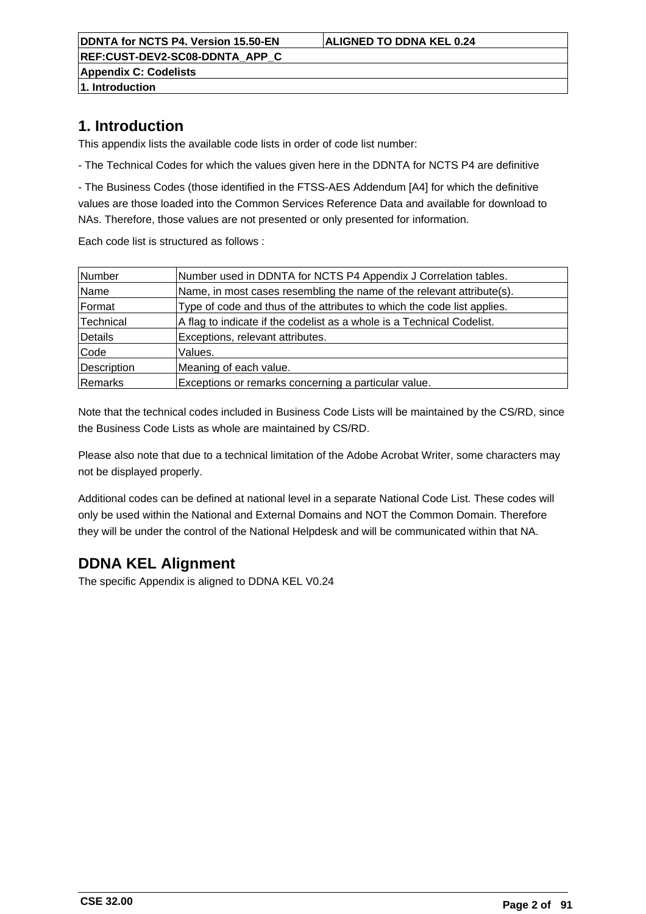# 1. Introduction

This appendix lists the available code lists in order of code list number:

- The Technical Codes for which the values given here in the DDNTA for NCTS P4 are definitive

- The Business Codes (those identified in the FTSS-AES Addendum [A4] for which the definitive values are those loaded into the Common Services Reference Data and available for download to NAs. Therefore, those values are not presented or only presented for information.

Each code list is structured as follows :

| | |
|---|---|
| Number | Number used in DDNTA for NCTS P4 Appendix J Correlation tables. |
| Name | Name, in most cases resembling the name of the relevant attribute(s). |
| Format | Type of code and thus of the attributes to which the code list applies. |
| Technical | A flag to indicate if the codelist as a whole is a Technical Codelist. |
| Details | Exceptions, relevant attributes. |
| Code | Values. |
| Description | Meaning of each value. |
| Remarks | Exceptions or remarks concerning a particular value. |

Note that the technical codes included in Business Code Lists will be maintained by the CS/RD, since the Business Code Lists as whole are maintained by CS/RD.

Please also note that due to a technical limitation of the Adobe Acrobat Writer, some characters may not be displayed properly.

Additional codes can be defined at national level in a separate National Code List. These codes will only be used within the National and External Domains and NOT the Common Domain. Therefore they will be under the control of the National Helpdesk and will be communicated within that NA.

# DDNA KEL Alignment

The specific Appendix is aligned to DDNA KEL V0.24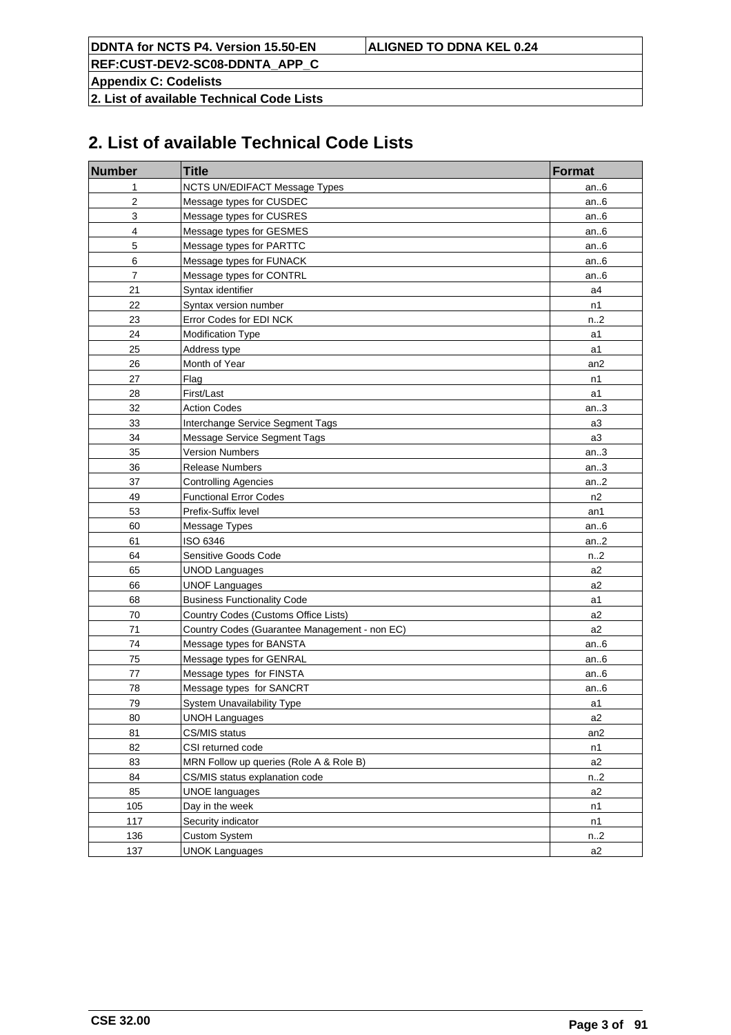## 2. List of available Technical Code Lists

| Number | Title | Format |
|---|---|---|
| 1 | NCTS UN/EDIFACT Message Types | an..6 |
| 2 | Message types for CUSDEC | an..6 |
| 3 | Message types for CUSRES | an..6 |
| 4 | Message types for GESMES | an..6 |
| 5 | Message types for PARTTC | an..6 |
| 6 | Message types for FUNACK | an..6 |
| 7 | Message types for CONTRL | an..6 |
| 21 | Syntax identifier | a4 |
| 22 | Syntax version number | n1 |
| 23 | Error Codes for EDI NCK | n..2 |
| 24 | Modification Type | a1 |
| 25 | Address type | a1 |
| 26 | Month of Year | an2 |
| 27 | Flag | n1 |
| 28 | First/Last | a1 |
| 32 | Action Codes | an..3 |
| 33 | Interchange Service Segment Tags | a3 |
| 34 | Message Service Segment Tags | a3 |
| 35 | Version Numbers | an..3 |
| 36 | Release Numbers | an..3 |
| 37 | Controlling Agencies | an..2 |
| 49 | Functional Error Codes | n2 |
| 53 | Prefix-Suffix level | an1 |
| 60 | Message Types | an..6 |
| 61 | ISO 6346 | an..2 |
| 64 | Sensitive Goods Code | n..2 |
| 65 | UNOD Languages | a2 |
| 66 | UNOF Languages | a2 |
| 68 | Business Functionality Code | a1 |
| 70 | Country Codes (Customs Office Lists) | a2 |
| 71 | Country Codes (Guarantee Management - non EC) | a2 |
| 74 | Message types for BANSTA | an..6 |
| 75 | Message types for GENRAL | an..6 |
| 77 | Message types for FINSTA | an..6 |
| 78 | Message types for SANCRT | an..6 |
| 79 | System Unavailability Type | a1 |
| 80 | UNOH Languages | a2 |
| 81 | CS/MIS status | an2 |
| 82 | CSI returned code | n1 |
| 83 | MRN Follow up queries (Role A & Role B) | a2 |
| 84 | CS/MIS status explanation code | n..2 |
| 85 | UNOE languages | a2 |
| 105 | Day in the week | n1 |
| 117 | Security indicator | n1 |
| 136 | Custom System | n..2 |
| 137 | UNOK Languages | a2 |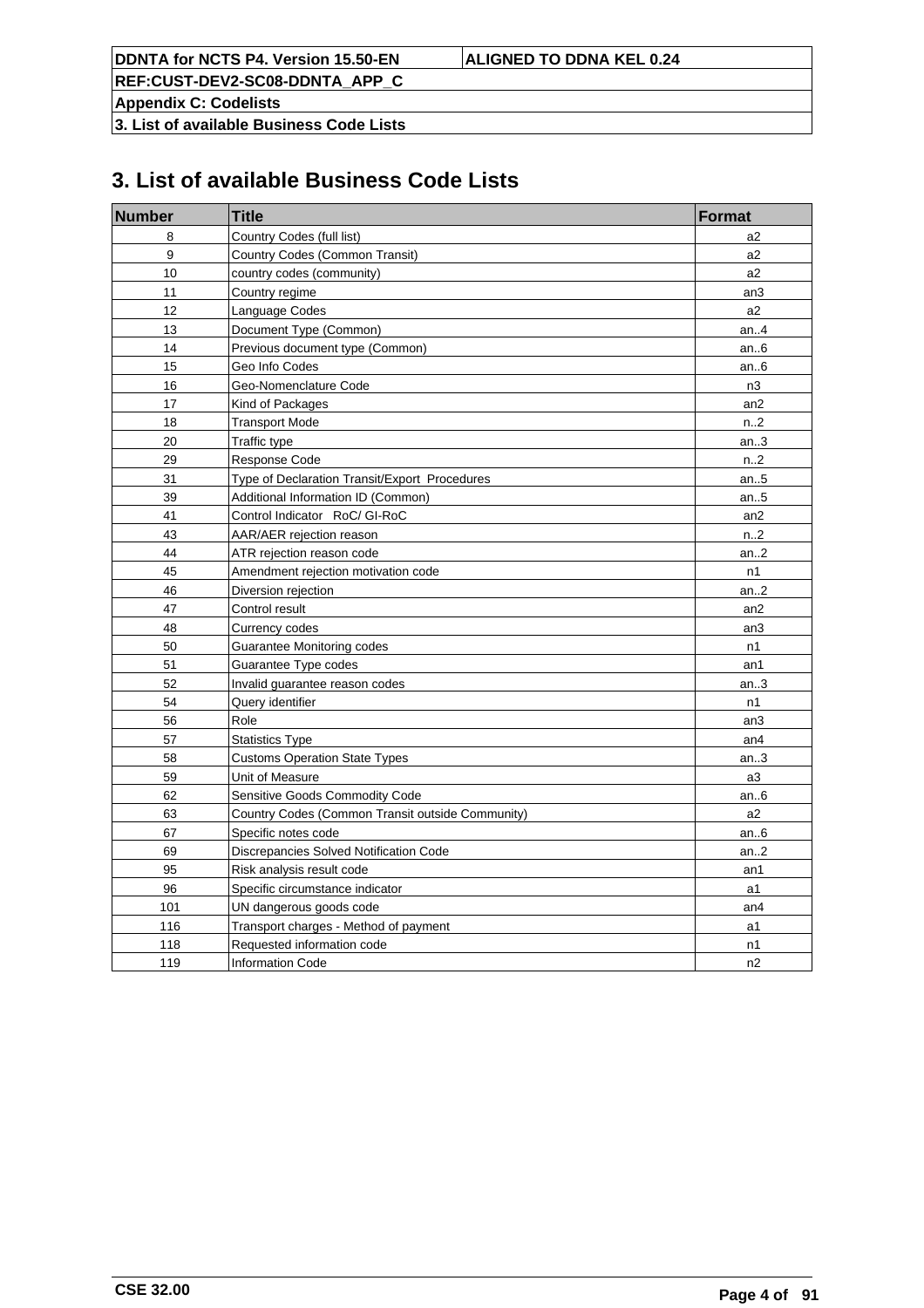# 3. List of available Business Code Lists

| Number | Title | Format |
|---|---|---|
| 8 | Country Codes (full list) | a2 |
| 9 | Country Codes (Common Transit) | a2 |
| 10 | country codes (community) | a2 |
| 11 | Country regime | an3 |
| 12 | Language Codes | a2 |
| 13 | Document Type (Common) | an..4 |
| 14 | Previous document type (Common) | an..6 |
| 15 | Geo Info Codes | an..6 |
| 16 | Geo-Nomenclature Code | n3 |
| 17 | Kind of Packages | an2 |
| 18 | Transport Mode | n..2 |
| 20 | Traffic type | an..3 |
| 29 | Response Code | n..2 |
| 31 | Type of Declaration Transit/Export Procedures | an..5 |
| 39 | Additional Information ID (Common) | an..5 |
| 41 | Control Indicator RoC/ GI-RoC | an2 |
| 43 | AAR/AER rejection reason | n..2 |
| 44 | ATR rejection reason code | an..2 |
| 45 | Amendment rejection motivation code | n1 |
| 46 | Diversion rejection | an..2 |
| 47 | Control result | an2 |
| 48 | Currency codes | an3 |
| 50 | Guarantee Monitoring codes | n1 |
| 51 | Guarantee Type codes | an1 |
| 52 | Invalid guarantee reason codes | an..3 |
| 54 | Query identifier | n1 |
| 56 | Role | an3 |
| 57 | Statistics Type | an4 |
| 58 | Customs Operation State Types | an..3 |
| 59 | Unit of Measure | a3 |
| 62 | Sensitive Goods Commodity Code | an..6 |
| 63 | Country Codes (Common Transit outside Community) | a2 |
| 67 | Specific notes code | an..6 |
| 69 | Discrepancies Solved Notification Code | an..2 |
| 95 | Risk analysis result code | an1 |
| 96 | Specific circumstance indicator | a1 |
| 101 | UN dangerous goods code | an4 |
| 116 | Transport charges - Method of payment | a1 |
| 118 | Requested information code | n1 |
| 119 | Information Code | n2 |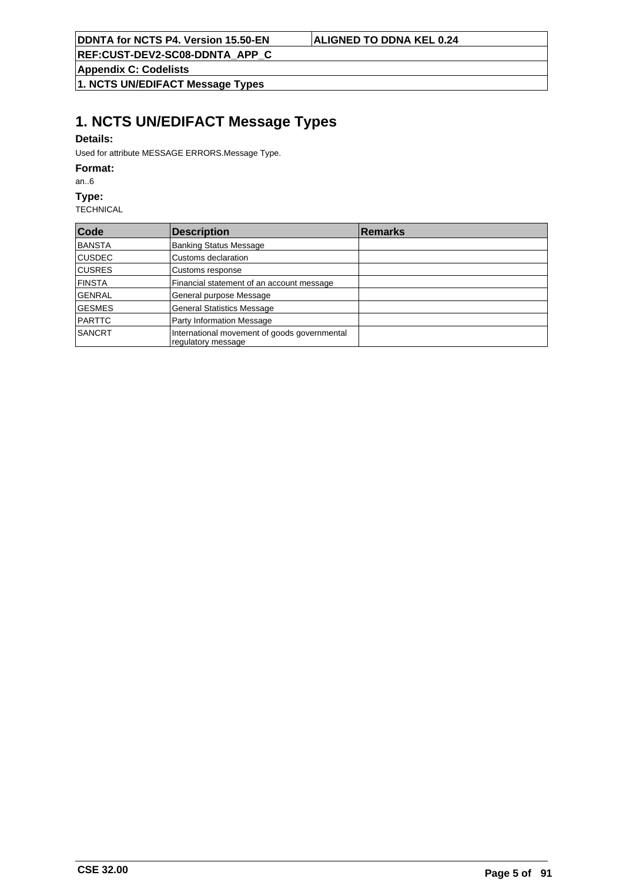# 1. NCTS UN/EDIFACT Message Types

**Details:**

Used for attribute MESSAGE ERRORS.Message Type.

**Format:**

an..6

**Type:**

TECHNICAL

| Code | Description | Remarks |
|---|---|---|
| BANSTA | Banking Status Message | |
| CUSDEC | Customs declaration | |
| CUSRES | Customs response | |
| FINSTA | Financial statement of an account message | |
| GENRAL | General purpose Message | |
| GESMES | General Statistics Message | |
| PARTTC | Party Information Message | |
| SANCRT | International movement of goods governmental regulatory message | |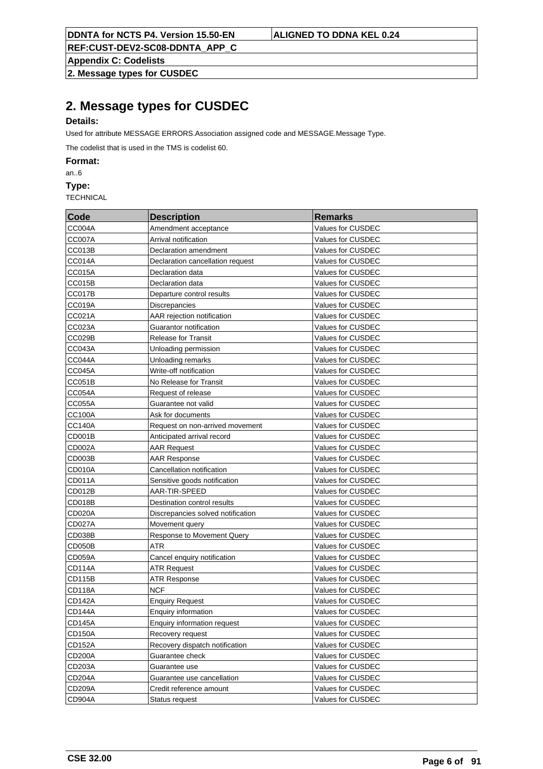# 2. Message types for CUSDEC

**Details:**

Used for attribute MESSAGE ERRORS.Association assigned code and MESSAGE.Message Type.

The codelist that is used in the TMS is codelist 60.

**Format:**

an..6

**Type:**

TECHNICAL

| Code | Description | Remarks |
|---|---|---|
| CC004A | Amendment acceptance | Values for CUSDEC |
| CC007A | Arrival notification | Values for CUSDEC |
| CC013B | Declaration amendment | Values for CUSDEC |
| CC014A | Declaration cancellation request | Values for CUSDEC |
| CC015A | Declaration data | Values for CUSDEC |
| CC015B | Declaration data | Values for CUSDEC |
| CC017B | Departure control results | Values for CUSDEC |
| CC019A | Discrepancies | Values for CUSDEC |
| CC021A | AAR rejection notification | Values for CUSDEC |
| CC023A | Guarantor notification | Values for CUSDEC |
| CC029B | Release for Transit | Values for CUSDEC |
| CC043A | Unloading permission | Values for CUSDEC |
| CC044A | Unloading remarks | Values for CUSDEC |
| CC045A | Write-off notification | Values for CUSDEC |
| CC051B | No Release for Transit | Values for CUSDEC |
| CC054A | Request of release | Values for CUSDEC |
| CC055A | Guarantee not valid | Values for CUSDEC |
| CC100A | Ask for documents | Values for CUSDEC |
| CC140A | Request on non-arrived movement | Values for CUSDEC |
| CD001B | Anticipated arrival record | Values for CUSDEC |
| CD002A | AAR Request | Values for CUSDEC |
| CD003B | AAR Response | Values for CUSDEC |
| CD010A | Cancellation notification | Values for CUSDEC |
| CD011A | Sensitive goods notification | Values for CUSDEC |
| CD012B | AAR-TIR-SPEED | Values for CUSDEC |
| CD018B | Destination control results | Values for CUSDEC |
| CD020A | Discrepancies solved notification | Values for CUSDEC |
| CD027A | Movement query | Values for CUSDEC |
| CD038B | Response to Movement Query | Values for CUSDEC |
| CD050B | ATR | Values for CUSDEC |
| CD059A | Cancel enquiry notification | Values for CUSDEC |
| CD114A | ATR Request | Values for CUSDEC |
| CD115B | ATR Response | Values for CUSDEC |
| CD118A | NCF | Values for CUSDEC |
| CD142A | Enquiry Request | Values for CUSDEC |
| CD144A | Enquiry information | Values for CUSDEC |
| CD145A | Enquiry information request | Values for CUSDEC |
| CD150A | Recovery request | Values for CUSDEC |
| CD152A | Recovery dispatch notification | Values for CUSDEC |
| CD200A | Guarantee check | Values for CUSDEC |
| CD203A | Guarantee use | Values for CUSDEC |
| CD204A | Guarantee use cancellation | Values for CUSDEC |
| CD209A | Credit reference amount | Values for CUSDEC |
| CD904A | Status request | Values for CUSDEC |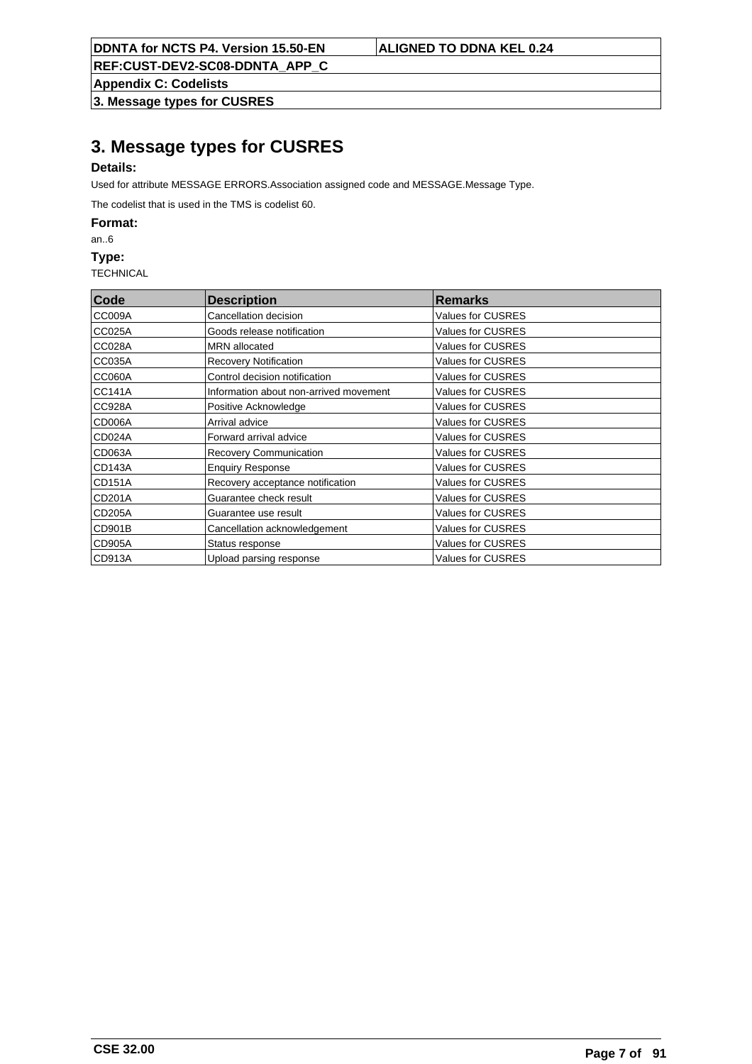# 3. Message types for CUSRES

**Details:**

Used for attribute MESSAGE ERRORS.Association assigned code and MESSAGE.Message Type.

The codelist that is used in the TMS is codelist 60.

**Format:**

an..6

**Type:**

TECHNICAL

| Code | Description | Remarks |
|---|---|---|
| CC009A | Cancellation decision | Values for CUSRES |
| CC025A | Goods release notification | Values for CUSRES |
| CC028A | MRN allocated | Values for CUSRES |
| CC035A | Recovery Notification | Values for CUSRES |
| CC060A | Control decision notification | Values for CUSRES |
| CC141A | Information about non-arrived movement | Values for CUSRES |
| CC928A | Positive Acknowledge | Values for CUSRES |
| CD006A | Arrival advice | Values for CUSRES |
| CD024A | Forward arrival advice | Values for CUSRES |
| CD063A | Recovery Communication | Values for CUSRES |
| CD143A | Enquiry Response | Values for CUSRES |
| CD151A | Recovery acceptance notification | Values for CUSRES |
| CD201A | Guarantee check result | Values for CUSRES |
| CD205A | Guarantee use result | Values for CUSRES |
| CD901B | Cancellation acknowledgement | Values for CUSRES |
| CD905A | Status response | Values for CUSRES |
| CD913A | Upload parsing response | Values for CUSRES |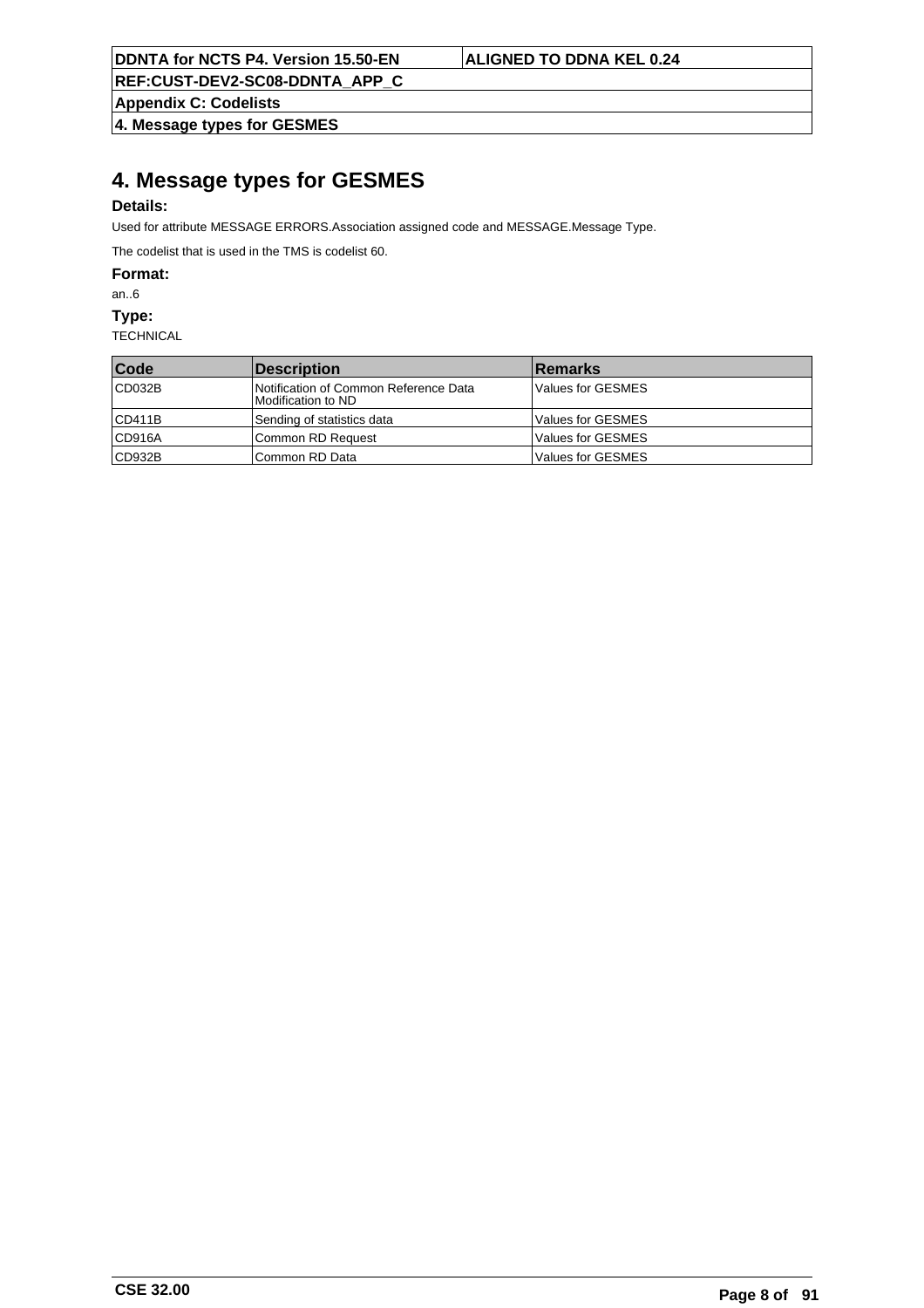# 4. Message types for GESMES

**Details:**

Used for attribute MESSAGE ERRORS.Association assigned code and MESSAGE.Message Type.

The codelist that is used in the TMS is codelist 60.

**Format:**

an..6

**Type:**

TECHNICAL

| Code | Description | Remarks |
| --- | --- | --- |
| CD032B | Notification of Common Reference Data Modification to ND | Values for GESMES |
| CD411B | Sending of statistics data | Values for GESMES |
| CD916A | Common RD Request | Values for GESMES |
| CD932B | Common RD Data | Values for GESMES |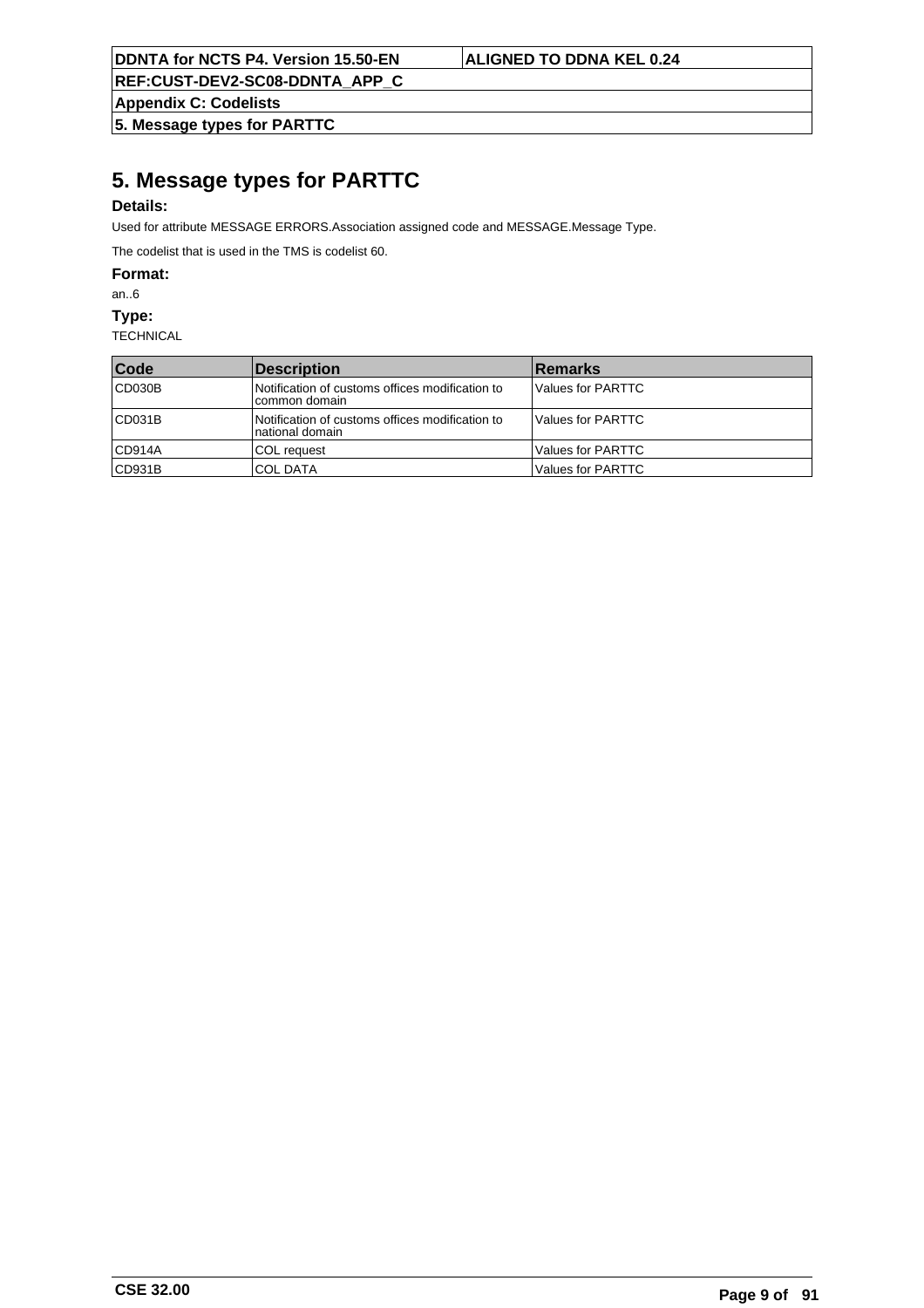# 5. Message types for PARTTC

**Details:**

Used for attribute MESSAGE ERRORS.Association assigned code and MESSAGE.Message Type.

The codelist that is used in the TMS is codelist 60.

**Format:**

an..6

**Type:**

TECHNICAL

| Code | Description | Remarks |
|---|---|---|
| CD030B | Notification of customs offices modification to common domain | Values for PARTTC |
| CD031B | Notification of customs offices modification to national domain | Values for PARTTC |
| CD914A | COL request | Values for PARTTC |
| CD931B | COL DATA | Values for PARTTC |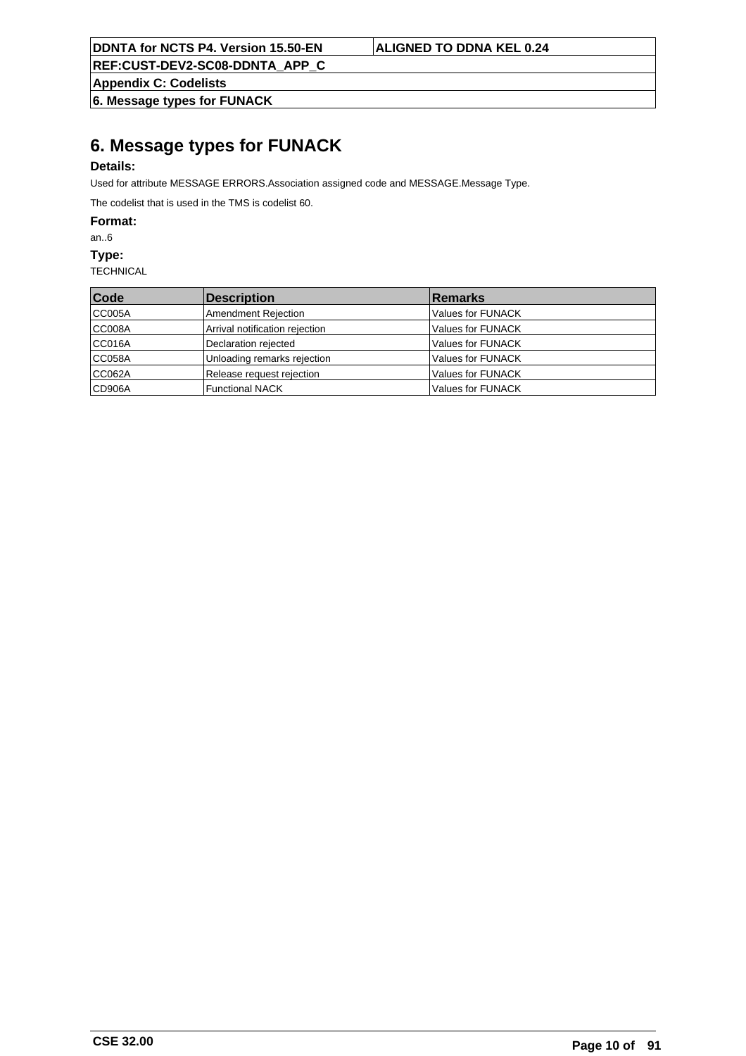# 6. Message types for FUNACK

**Details:**

Used for attribute MESSAGE ERRORS.Association assigned code and MESSAGE.Message Type.

The codelist that is used in the TMS is codelist 60.

**Format:**

an..6

**Type:**

TECHNICAL

| Code | Description | Remarks |
|---|---|---|
| CC005A | Amendment Rejection | Values for FUNACK |
| CC008A | Arrival notification rejection | Values for FUNACK |
| CC016A | Declaration rejected | Values for FUNACK |
| CC058A | Unloading remarks rejection | Values for FUNACK |
| CC062A | Release request rejection | Values for FUNACK |
| CD906A | Functional NACK | Values for FUNACK |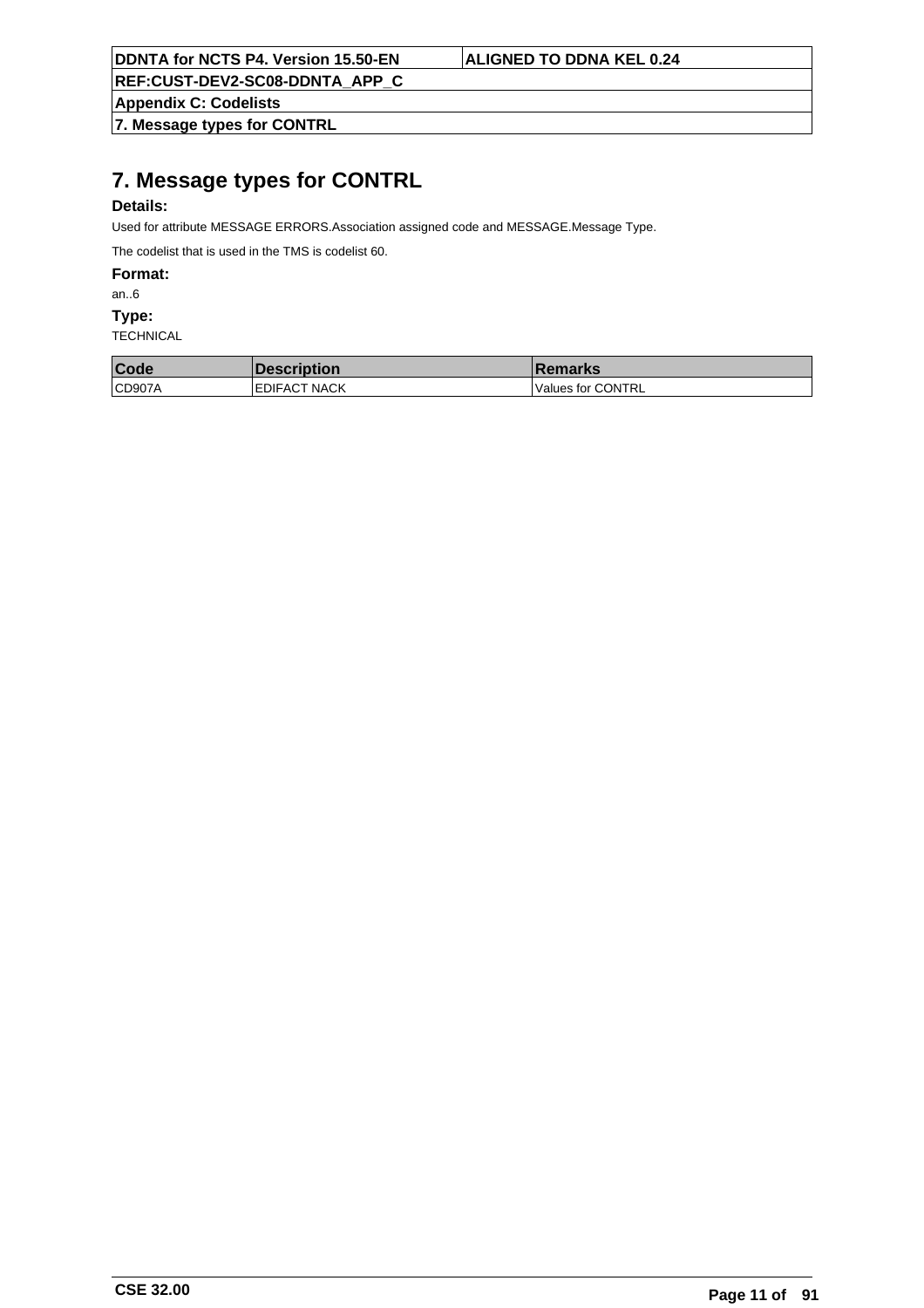# 7. Message types for CONTRL

**Details:**

Used for attribute MESSAGE ERRORS.Association assigned code and MESSAGE.Message Type.

The codelist that is used in the TMS is codelist 60.

**Format:**

an..6

**Type:**

TECHNICAL

| Code | Description | Remarks |
|---|---|---|
| CD907A | EDIFACT NACK | Values for CONTRL |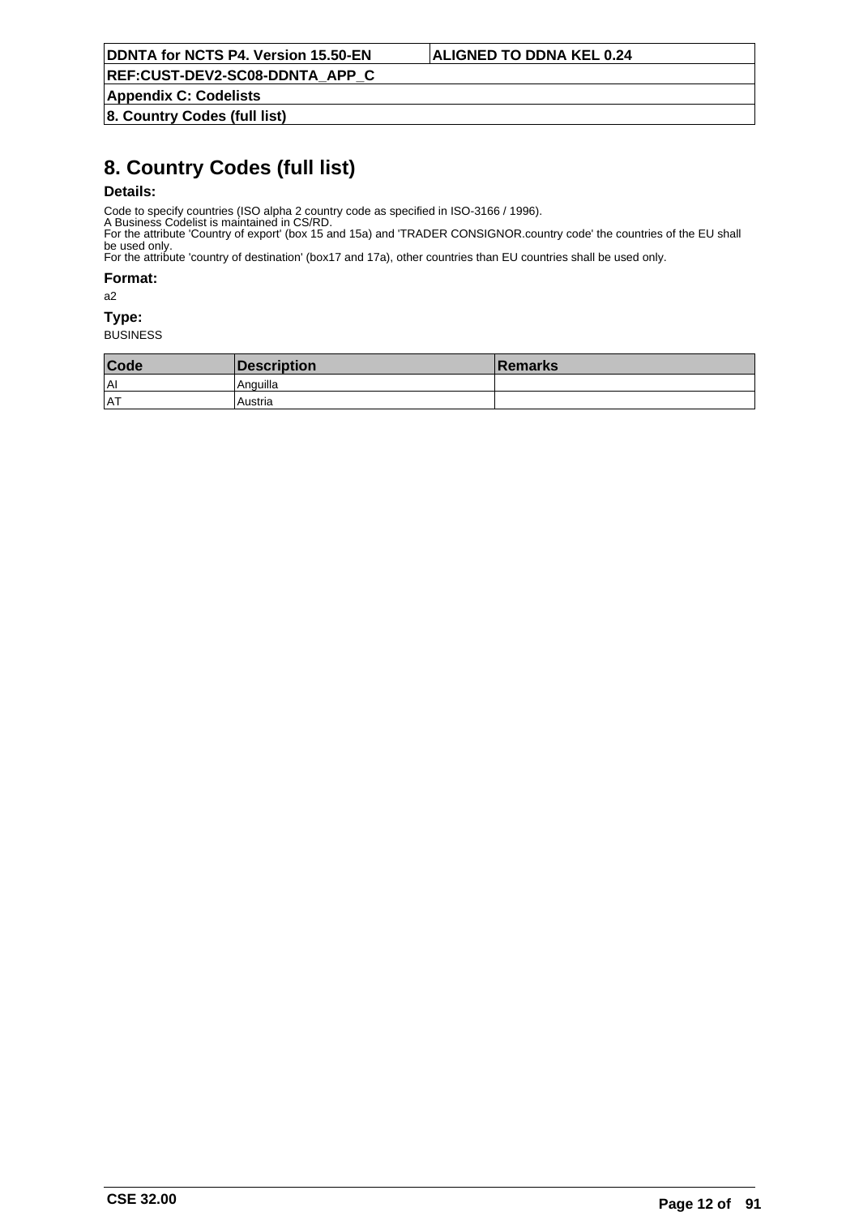# 8. Country Codes (full list)

**Details:**

Code to specify countries (ISO alpha 2 country code as specified in ISO-3166 / 1996).
A Business Codelist is maintained in CS/RD.
For the attribute 'Country of export' (box 15 and 15a) and 'TRADER CONSIGNOR.country code' the countries of the EU shall be used only.
For the attribute 'country of destination' (box17 and 17a), other countries than EU countries shall be used only.

**Format:**

a2

**Type:**

BUSINESS

| Code | Description | Remarks |
|---|---|---|
| AI | Anguilla | |
| AT | Austria | |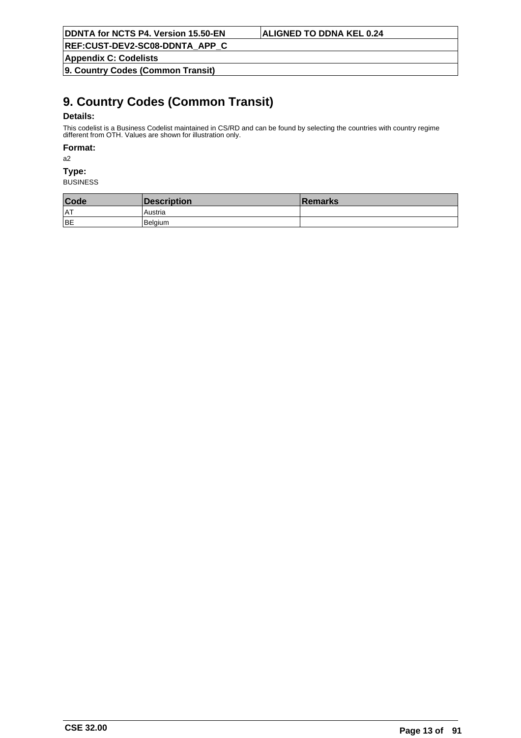# 9. Country Codes (Common Transit)

**Details:**

This codelist is a Business Codelist maintained in CS/RD and can be found by selecting the countries with country regime different from OTH. Values are shown for illustration only.

**Format:**

a2

**Type:**

BUSINESS

| Code | Description | Remarks |
|---|---|---|
| AT | Austria | |
| BE | Belgium | |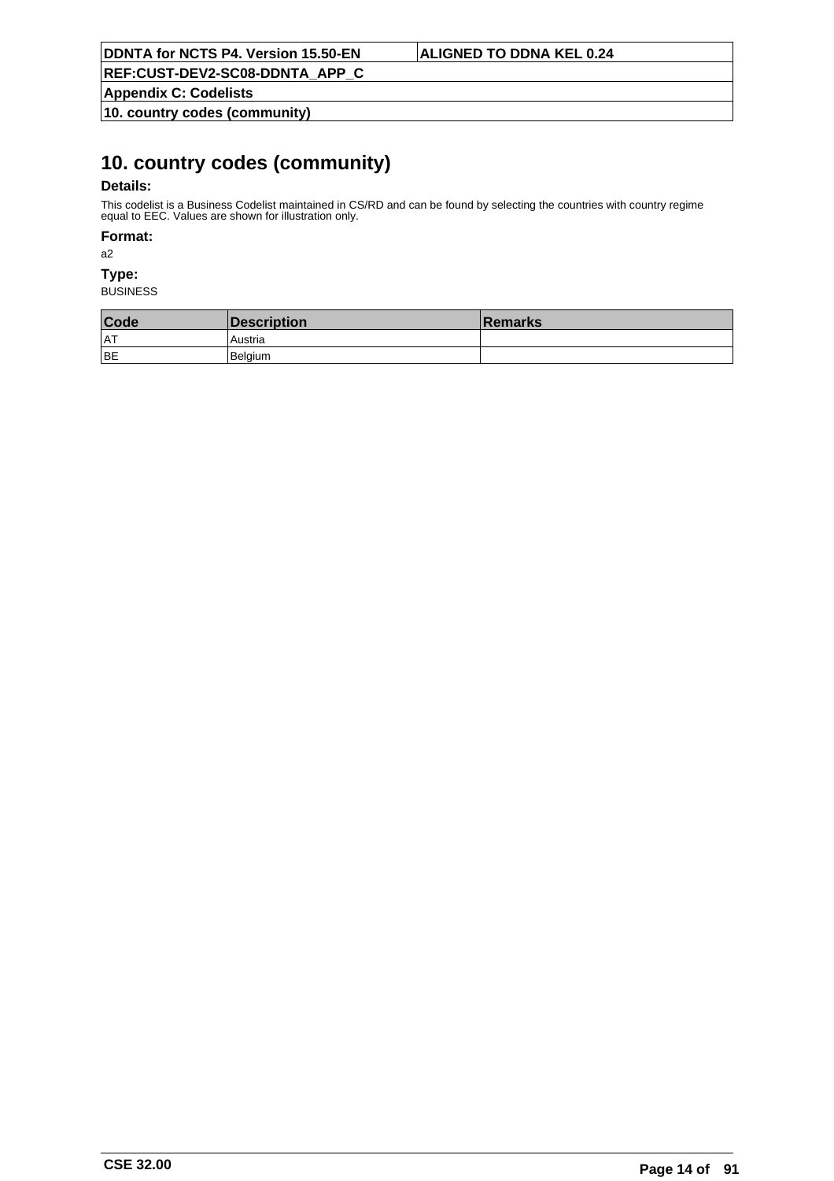# 10. country codes (community)

**Details:**

This codelist is a Business Codelist maintained in CS/RD and can be found by selecting the countries with country regime equal to EEC. Values are shown for illustration only.

**Format:**

a2

**Type:**

BUSINESS

| Code | Description | Remarks |
|---|---|---|
| AT | Austria | |
| BE | Belgium | |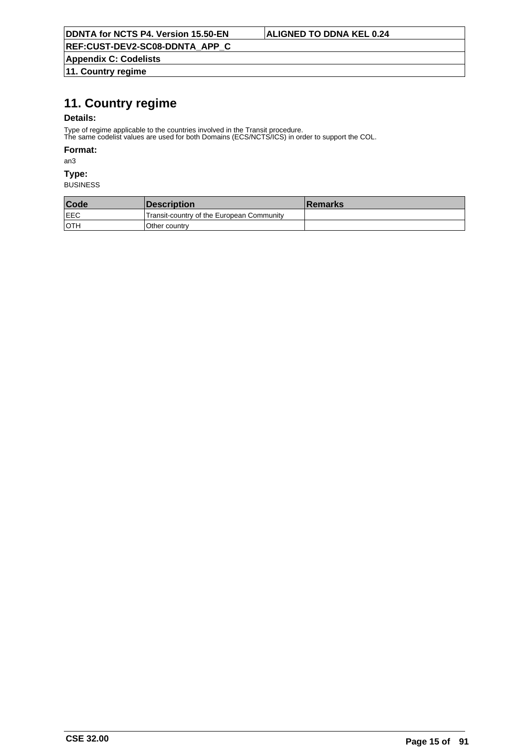# 11. Country regime

**Details:**

Type of regime applicable to the countries involved in the Transit procedure.
The same codelist values are used for both Domains (ECS/NCTS/ICS) in order to support the COL.

**Format:**

an3

**Type:**

BUSINESS

| Code | Description | Remarks |
|---|---|---|
| EEC | Transit-country of the European Community | |
| OTH | Other country | |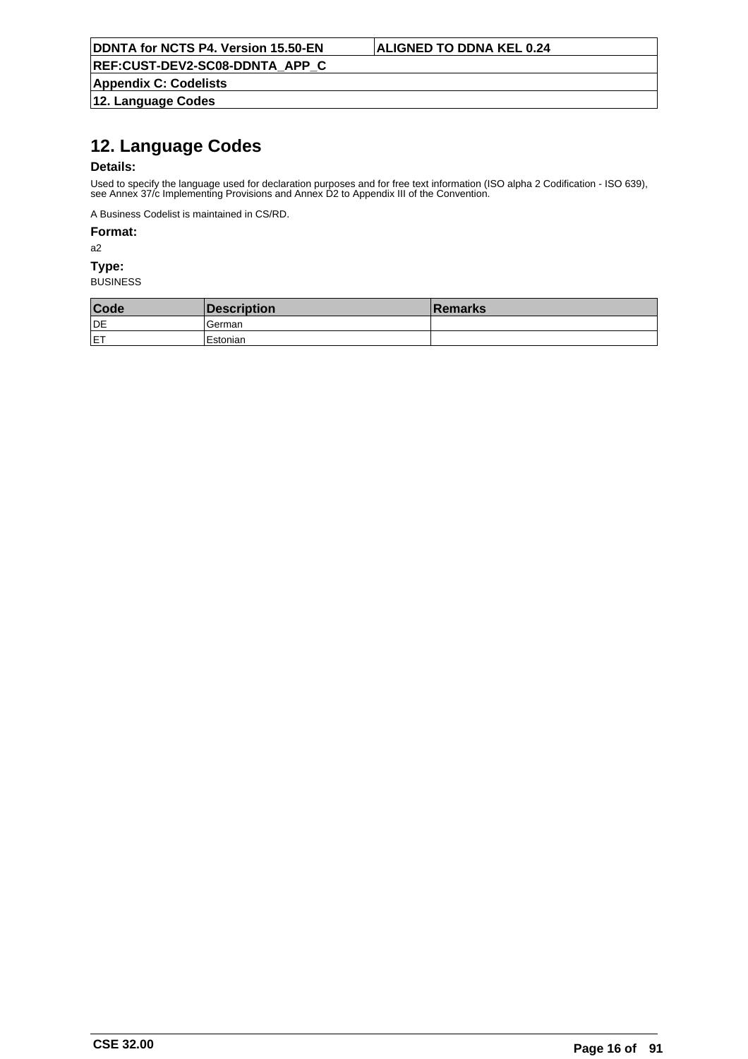# 12. Language Codes

**Details:**

Used to specify the language used for declaration purposes and for free text information (ISO alpha 2 Codification - ISO 639), see Annex 37/c Implementing Provisions and Annex D2 to Appendix III of the Convention.

A Business Codelist is maintained in CS/RD.

**Format:**

a2

**Type:**

BUSINESS

| Code | Description | Remarks |
|---|---|---|
| DE | German | |
| ET | Estonian | |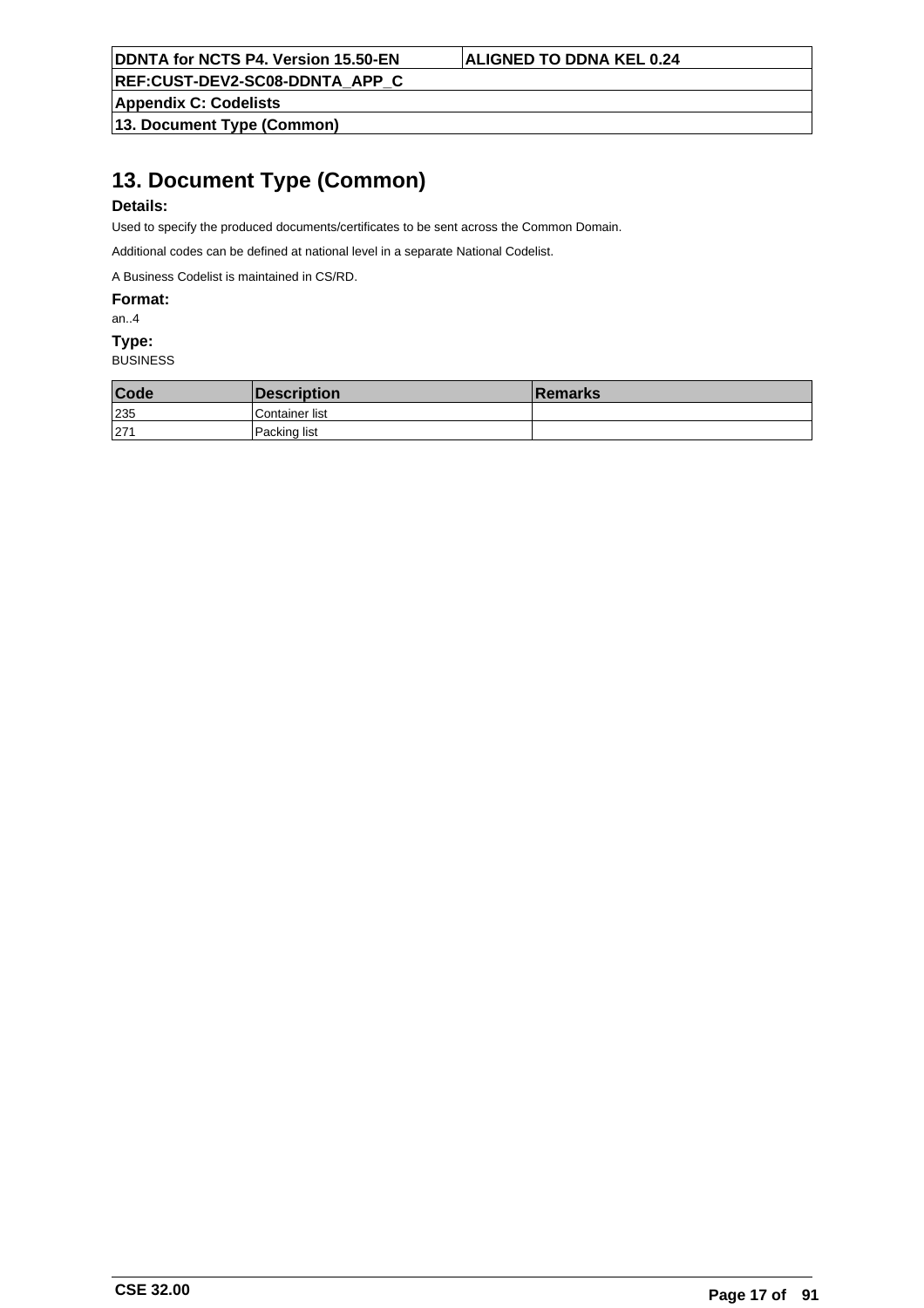# 13. Document Type (Common)

### Details:

Used to specify the produced documents/certificates to be sent across the Common Domain.

Additional codes can be defined at national level in a separate National Codelist.

A Business Codelist is maintained in CS/RD.

### Format:

an..4

### Type:

BUSINESS

| Code | Description | Remarks |
| --- | --- | --- |
| 235 | Container list | |
| 271 | Packing list | |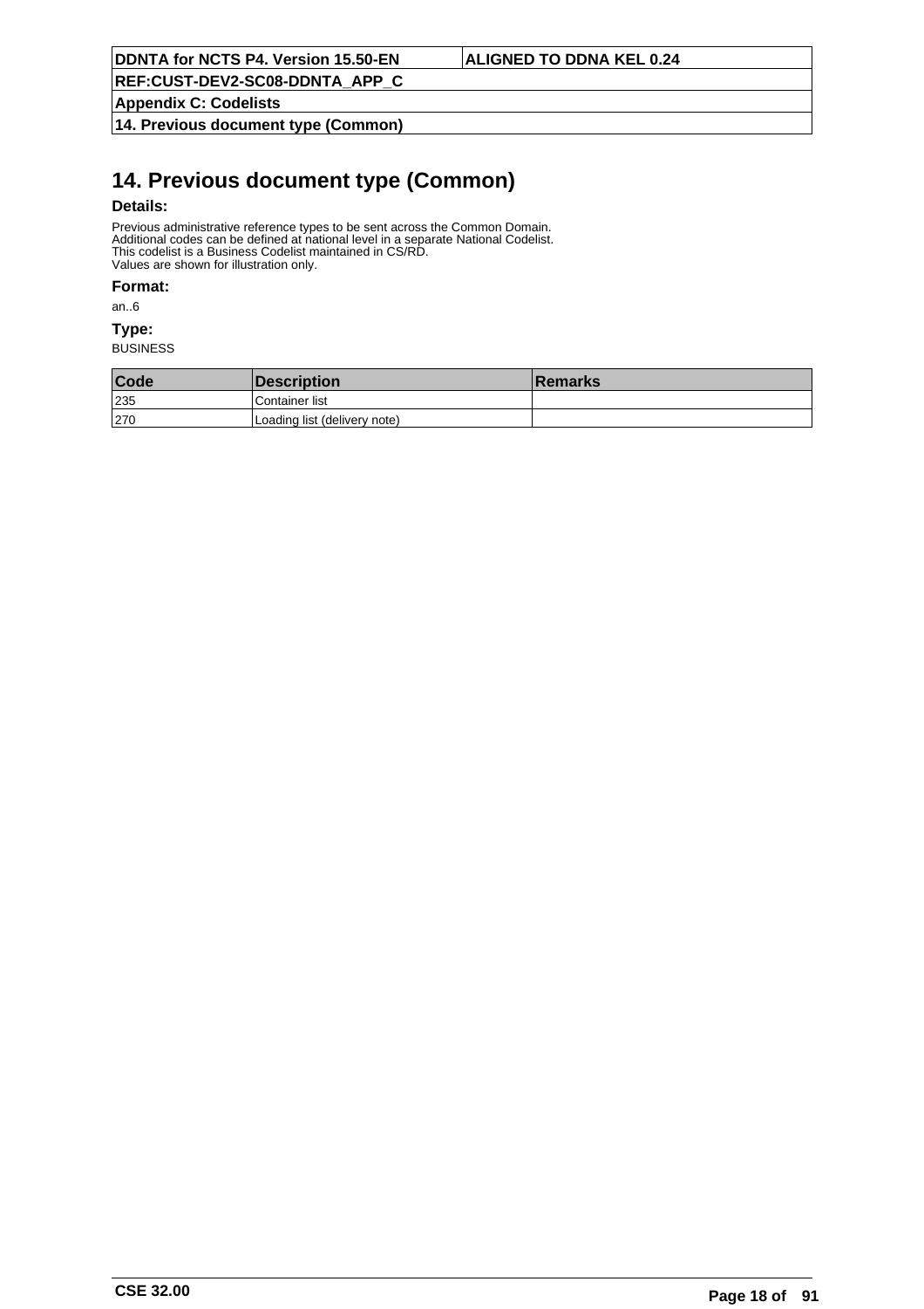# 14. Previous document type (Common)

**Details:**

Previous administrative reference types to be sent across the Common Domain.
Additional codes can be defined at national level in a separate National Codelist.
This codelist is a Business Codelist maintained in CS/RD.
Values are shown for illustration only.

**Format:**

an..6

**Type:**

BUSINESS

| Code | Description | Remarks |
|---|---|---|
| 235 | Container list | |
| 270 | Loading list (delivery note) | |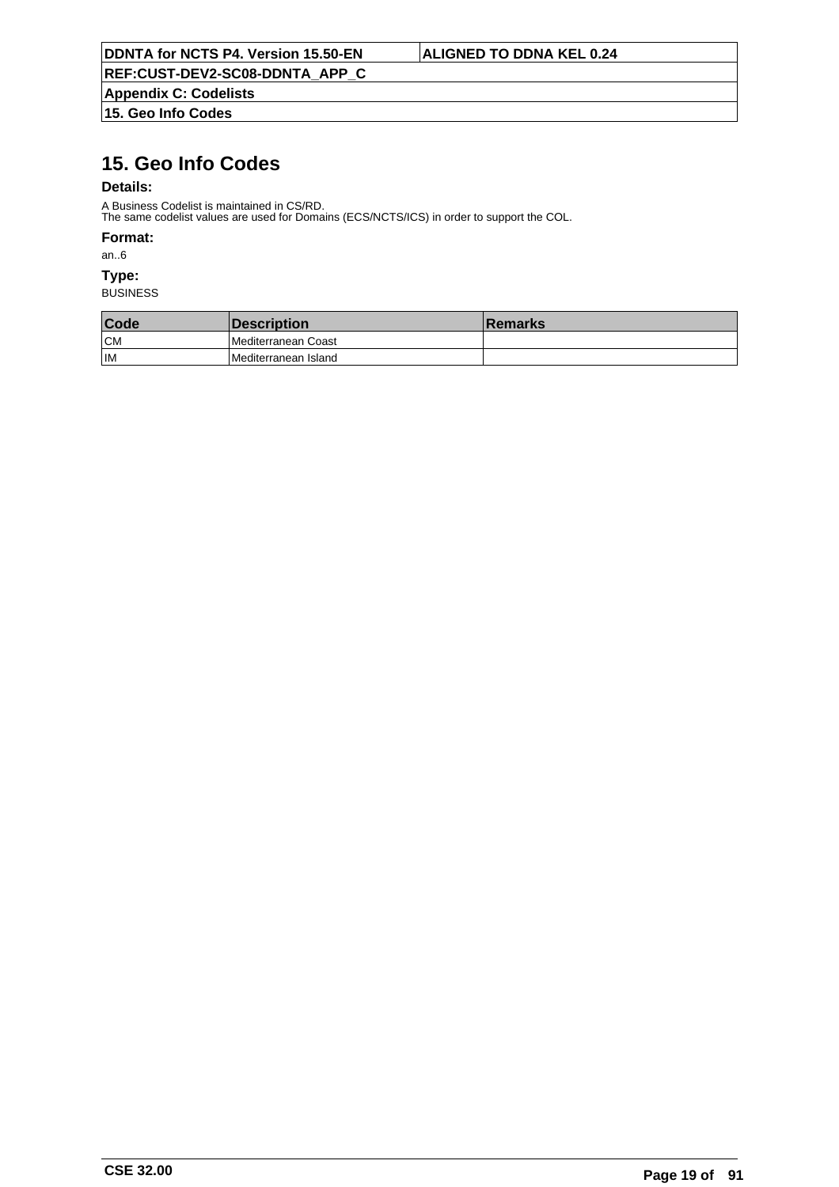# 15. Geo Info Codes

**Details:**

A Business Codelist is maintained in CS/RD.
The same codelist values are used for Domains (ECS/NCTS/ICS) in order to support the COL.

**Format:**

an..6

**Type:**

BUSINESS

| Code | Description | Remarks |
|---|---|---|
| CM | Mediterranean Coast | |
| IM | Mediterranean Island | |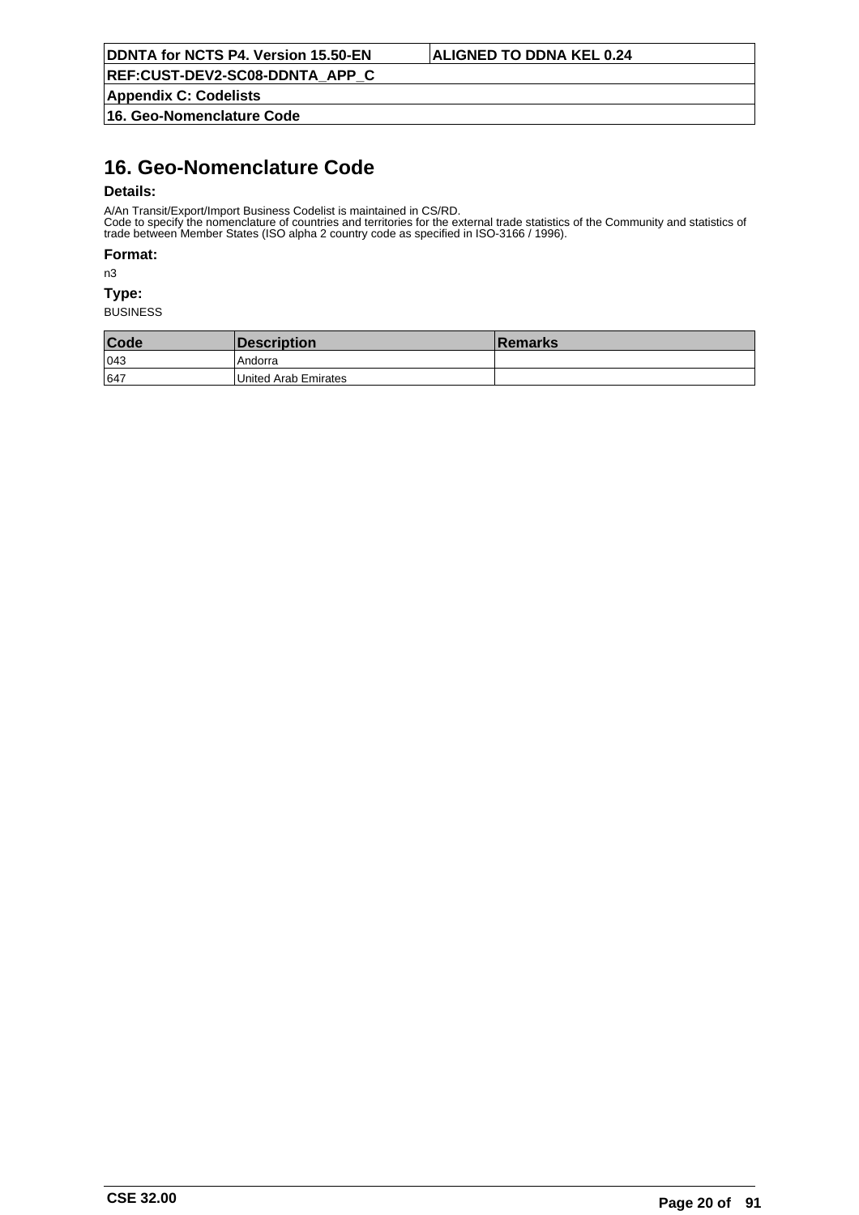# 16. Geo-Nomenclature Code

**Details:**

A/An Transit/Export/Import Business Codelist is maintained in CS/RD.
Code to specify the nomenclature of countries and territories for the external trade statistics of the Community and statistics of trade between Member States (ISO alpha 2 country code as specified in ISO-3166 / 1996).

**Format:**

n3

**Type:**

BUSINESS

| Code | Description | Remarks |
|---|---|---|
| 043 | Andorra | |
| 647 | United Arab Emirates | |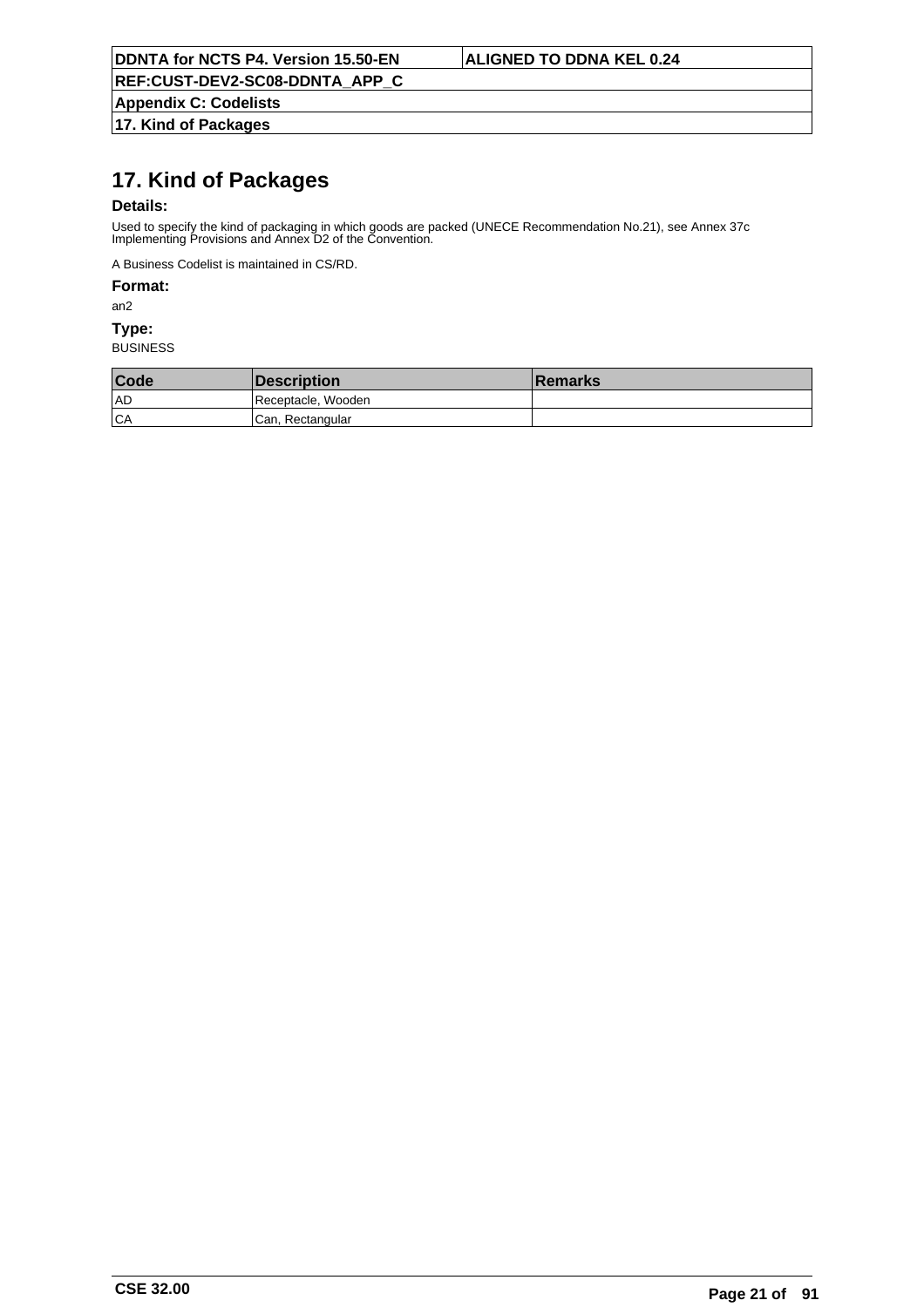# 17. Kind of Packages

**Details:**

Used to specify the kind of packaging in which goods are packed (UNECE Recommendation No.21), see Annex 37c Implementing Provisions and Annex D2 of the Convention.

A Business Codelist is maintained in CS/RD.

**Format:**

an2

**Type:**

BUSINESS

| Code | Description | Remarks |
|---|---|---|
| AD | Receptacle, Wooden | |
| CA | Can, Rectangular | |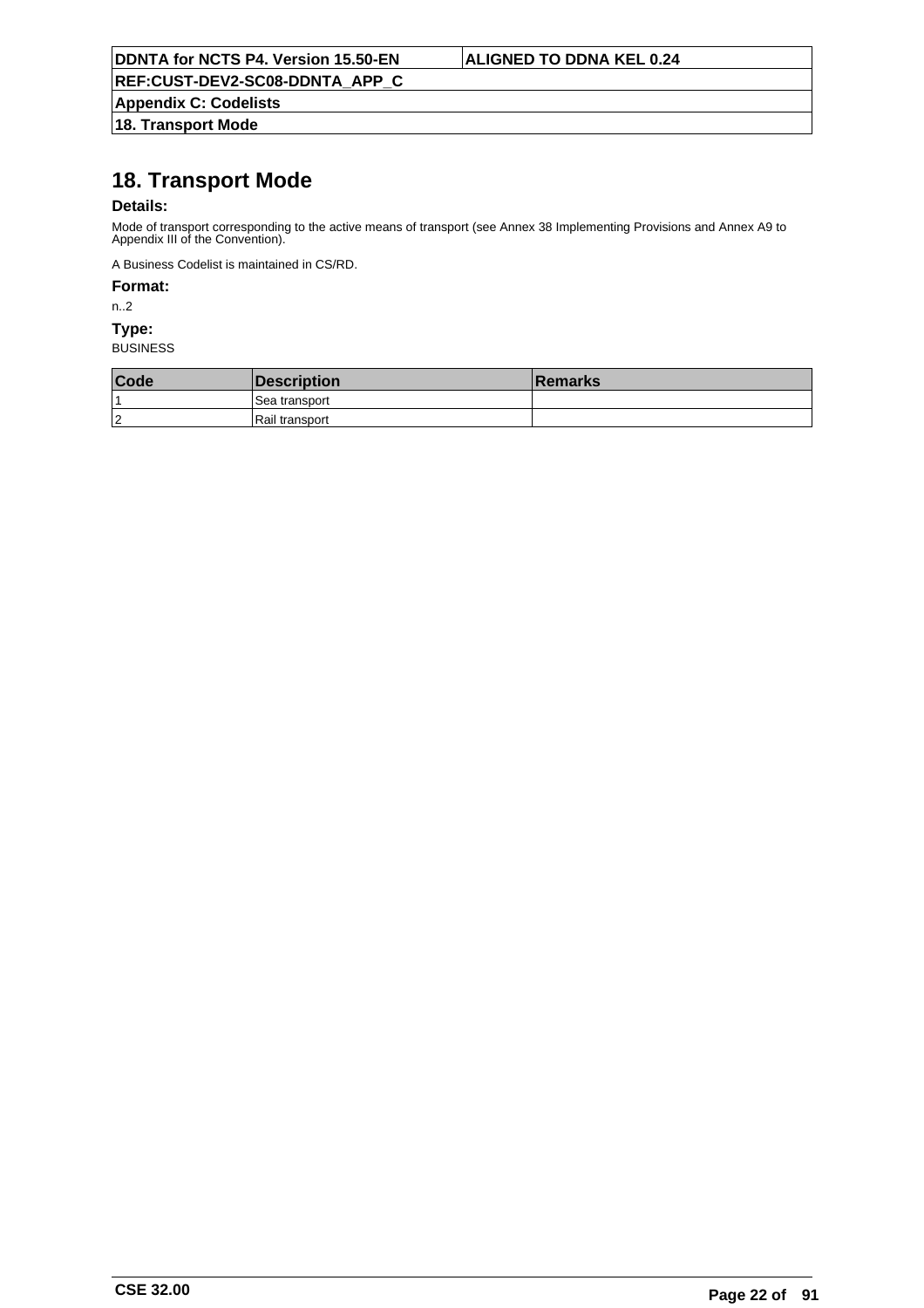# 18. Transport Mode

**Details:**

Mode of transport corresponding to the active means of transport (see Annex 38 Implementing Provisions and Annex A9 to Appendix III of the Convention).

A Business Codelist is maintained in CS/RD.

**Format:**

n..2

**Type:**

BUSINESS

| Code | Description | Remarks |
|---|---|---|
| 1 | Sea transport | |
| 2 | Rail transport | |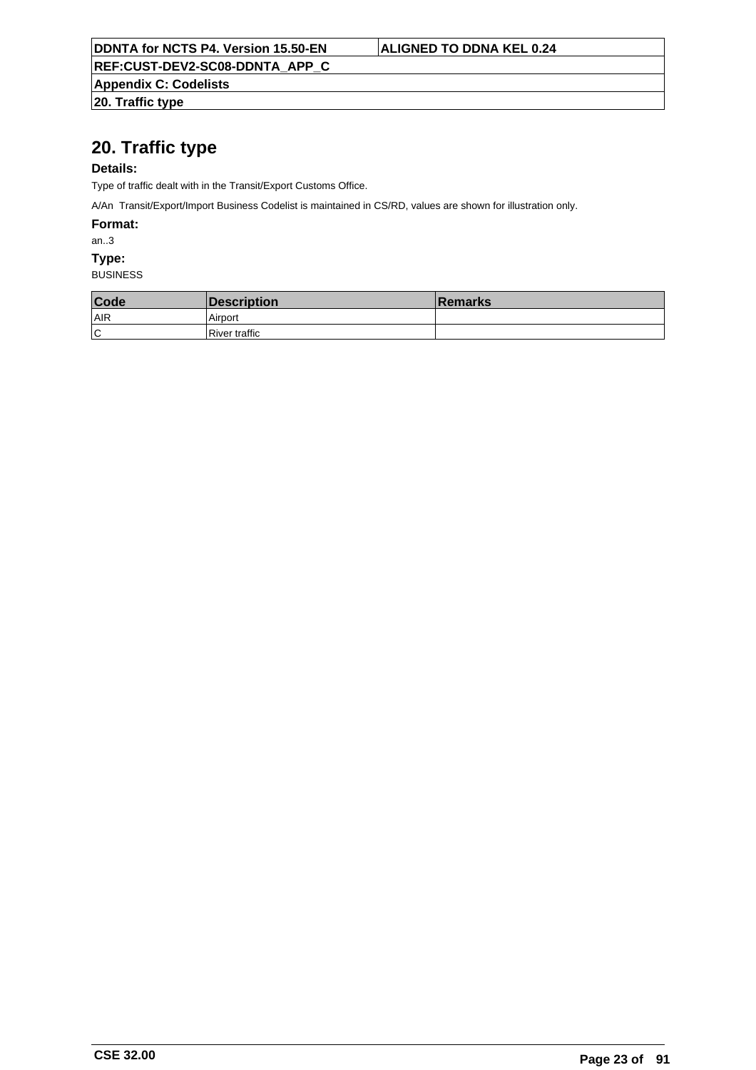# 20. Traffic type

**Details:**

Type of traffic dealt with in the Transit/Export Customs Office.

A/An Transit/Export/Import Business Codelist is maintained in CS/RD, values are shown for illustration only.

**Format:**

an..3

**Type:**

BUSINESS

| Code | Description | Remarks |
| --- | --- | --- |
| AIR | Airport | |
| C | River traffic | |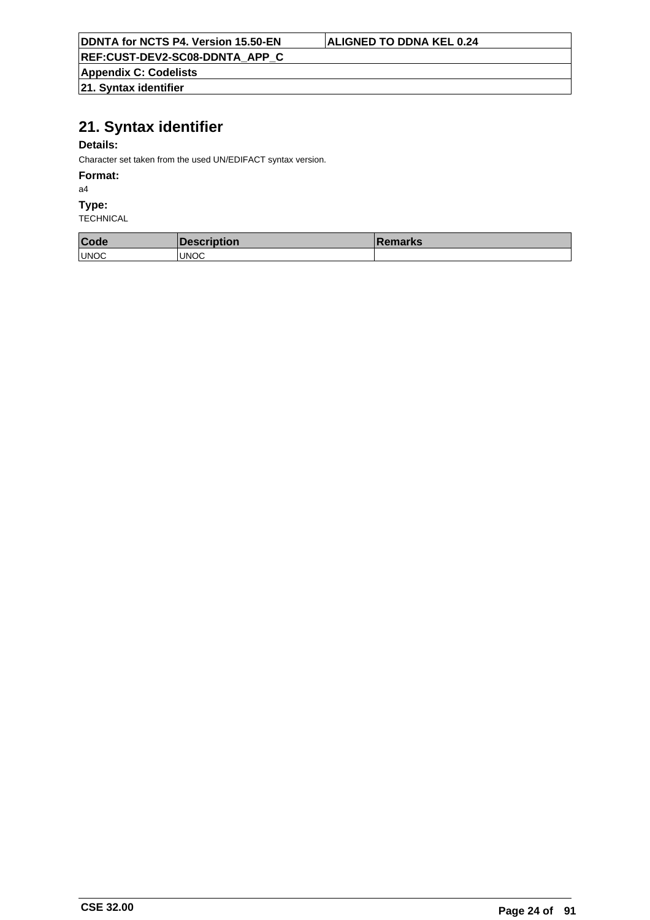# 21. Syntax identifier

**Details:**

Character set taken from the used UN/EDIFACT syntax version.

**Format:**

a4

**Type:**

TECHNICAL

| Code | Description | Remarks |
| --- | --- | --- |
| UNOC | UNOC | |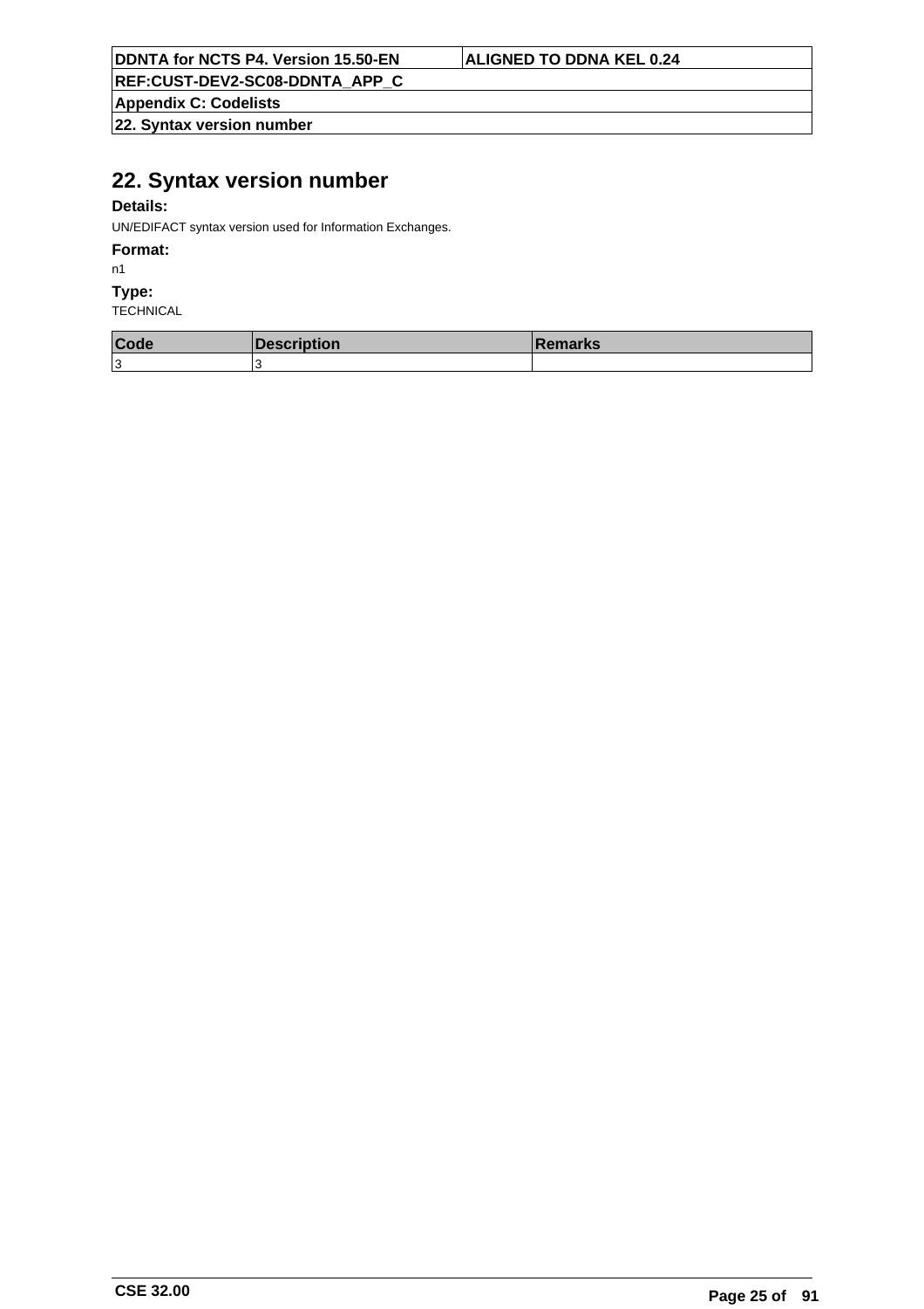# 22. Syntax version number

**Details:**

UN/EDIFACT syntax version used for Information Exchanges.

**Format:**

n1

**Type:**

TECHNICAL

| Code | Description | Remarks |
|---|---|---|
| 3 | 3 | |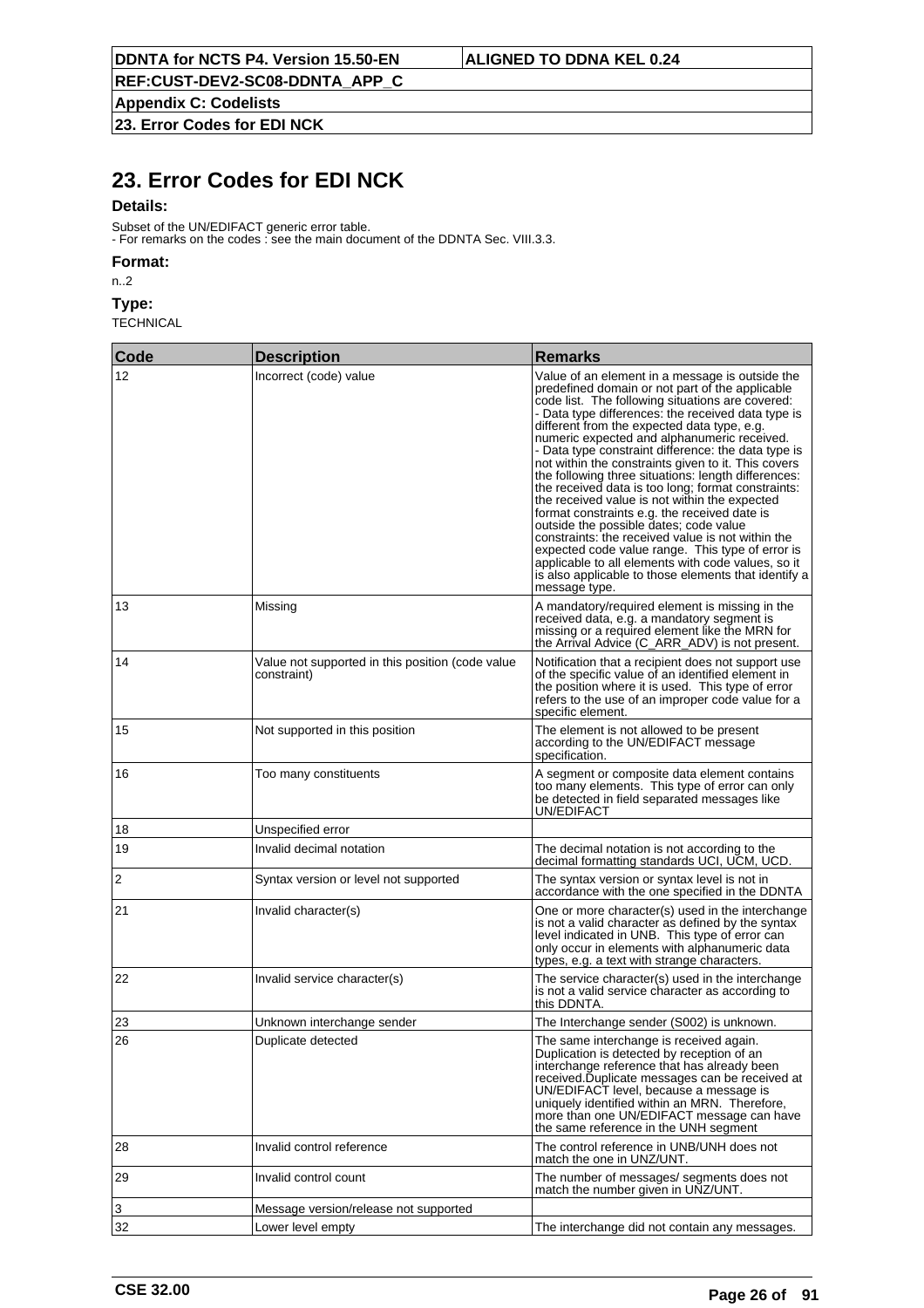# 23. Error Codes for EDI NCK

**Details:**

Subset of the UN/EDIFACT generic error table.
- For remarks on the codes : see the main document of the DDNTA Sec. VIII.3.3.

**Format:**

n..2

**Type:**

TECHNICAL

| Code | Description | Remarks |
|---|---|---|
| 12 | Incorrect (code) value | Value of an element in a message is outside the predefined domain or not part of the applicable code list. The following situations are covered: - Data type differences: the received data type is different from the expected data type, e.g. numeric expected and alphanumeric received. - Data type constraint difference: the data type is not within the constraints given to it. This covers the following three situations: length differences: the received data is too long; format constraints: the received value is not within the expected format constraints e.g. the received date is outside the possible dates; code value constraints: the received value is not within the expected code value range. This type of error is applicable to all elements with code values, so it is also applicable to those elements that identify a message type. |
| 13 | Missing | A mandatory/required element is missing in the received data, e.g. a mandatory segment is missing or a required element like the MRN for the Arrival Advice (C_ARR_ADV) is not present. |
| 14 | Value not supported in this position (code value constraint) | Notification that a recipient does not support use of the specific value of an identified element in the position where it is used. This type of error refers to the use of an improper code value for a specific element. |
| 15 | Not supported in this position | The element is not allowed to be present according to the UN/EDIFACT message specification. |
| 16 | Too many constituents | A segment or composite data element contains too many elements. This type of error can only be detected in field separated messages like UN/EDIFACT |
| 18 | Unspecified error | |
| 19 | Invalid decimal notation | The decimal notation is not according to the decimal formatting standards UCI, UCM, UCD. |
| 2 | Syntax version or level not supported | The syntax version or syntax level is not in accordance with the one specified in the DDNTA |
| 21 | Invalid character(s) | One or more character(s) used in the interchange is not a valid character as defined by the syntax level indicated in UNB. This type of error can only occur in elements with alphanumeric data types, e.g. a text with strange characters. |
| 22 | Invalid service character(s) | The service character(s) used in the interchange is not a valid service character as according to this DDNTA. |
| 23 | Unknown interchange sender | The Interchange sender (S002) is unknown. |
| 26 | Duplicate detected | The same interchange is received again. Duplication is detected by reception of an interchange reference that has already been received.Duplicate messages can be received at UN/EDIFACT level, because a message is uniquely identified within an MRN. Therefore, more than one UN/EDIFACT message can have the same reference in the UNH segment |
| 28 | Invalid control reference | The control reference in UNB/UNH does not match the one in UNZ/UNT. |
| 29 | Invalid control count | The number of messages/ segments does not match the number given in UNZ/UNT. |
| 3 | Message version/release not supported | |
| 32 | Lower level empty | The interchange did not contain any messages. |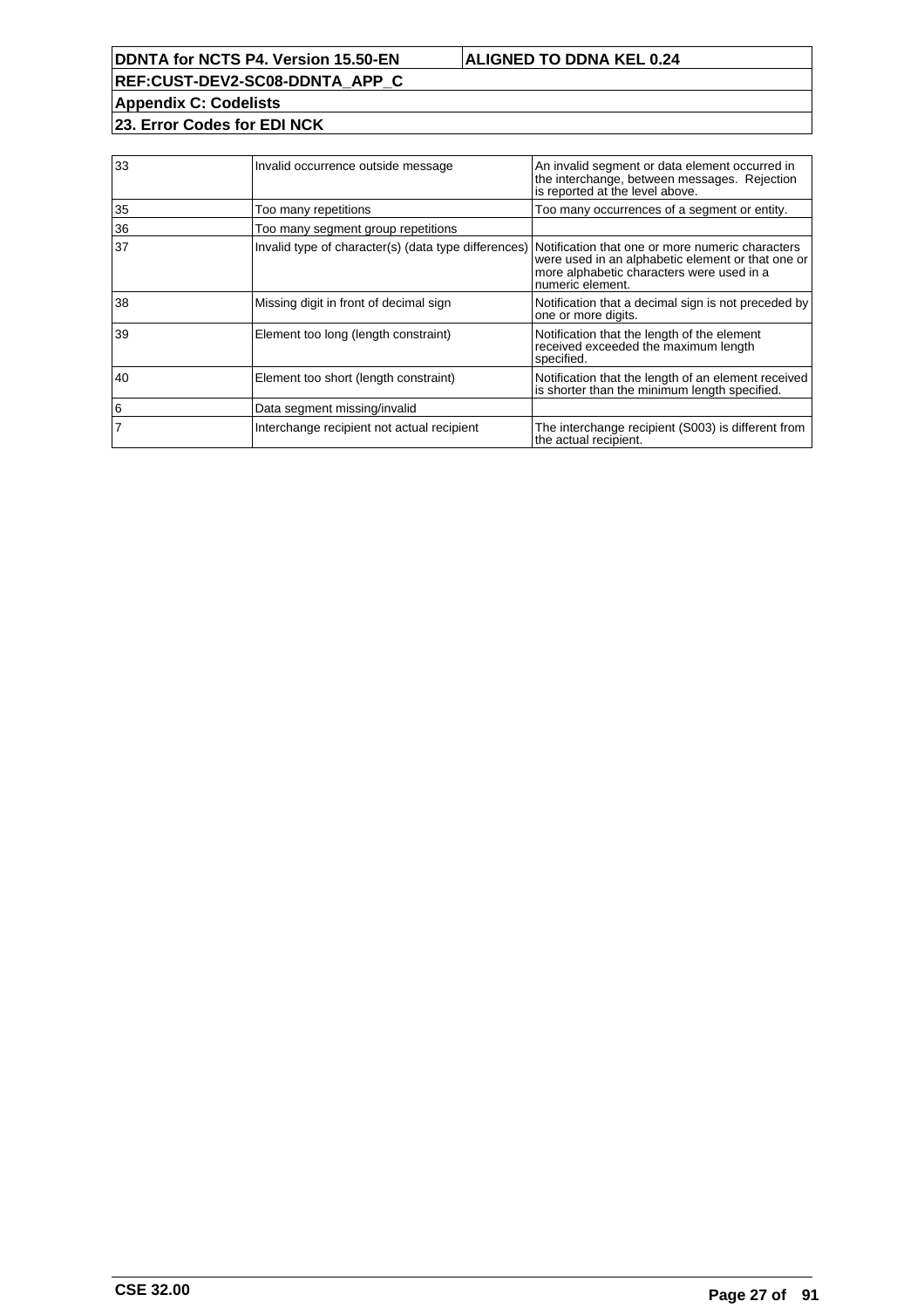| | | |
|---|---|---|
| 33 | Invalid occurrence outside message | An invalid segment or data element occurred in the interchange, between messages. Rejection is reported at the level above. |
| 35 | Too many repetitions | Too many occurrences of a segment or entity. |
| 36 | Too many segment group repetitions | |
| 37 | Invalid type of character(s) (data type differences) | Notification that one or more numeric characters were used in an alphabetic element or that one or more alphabetic characters were used in a numeric element. |
| 38 | Missing digit in front of decimal sign | Notification that a decimal sign is not preceded by one or more digits. |
| 39 | Element too long (length constraint) | Notification that the length of the element received exceeded the maximum length specified. |
| 40 | Element too short (length constraint) | Notification that the length of an element received is shorter than the minimum length specified. |
| 6 | Data segment missing/invalid | |
| 7 | Interchange recipient not actual recipient | The interchange recipient (S003) is different from the actual recipient. |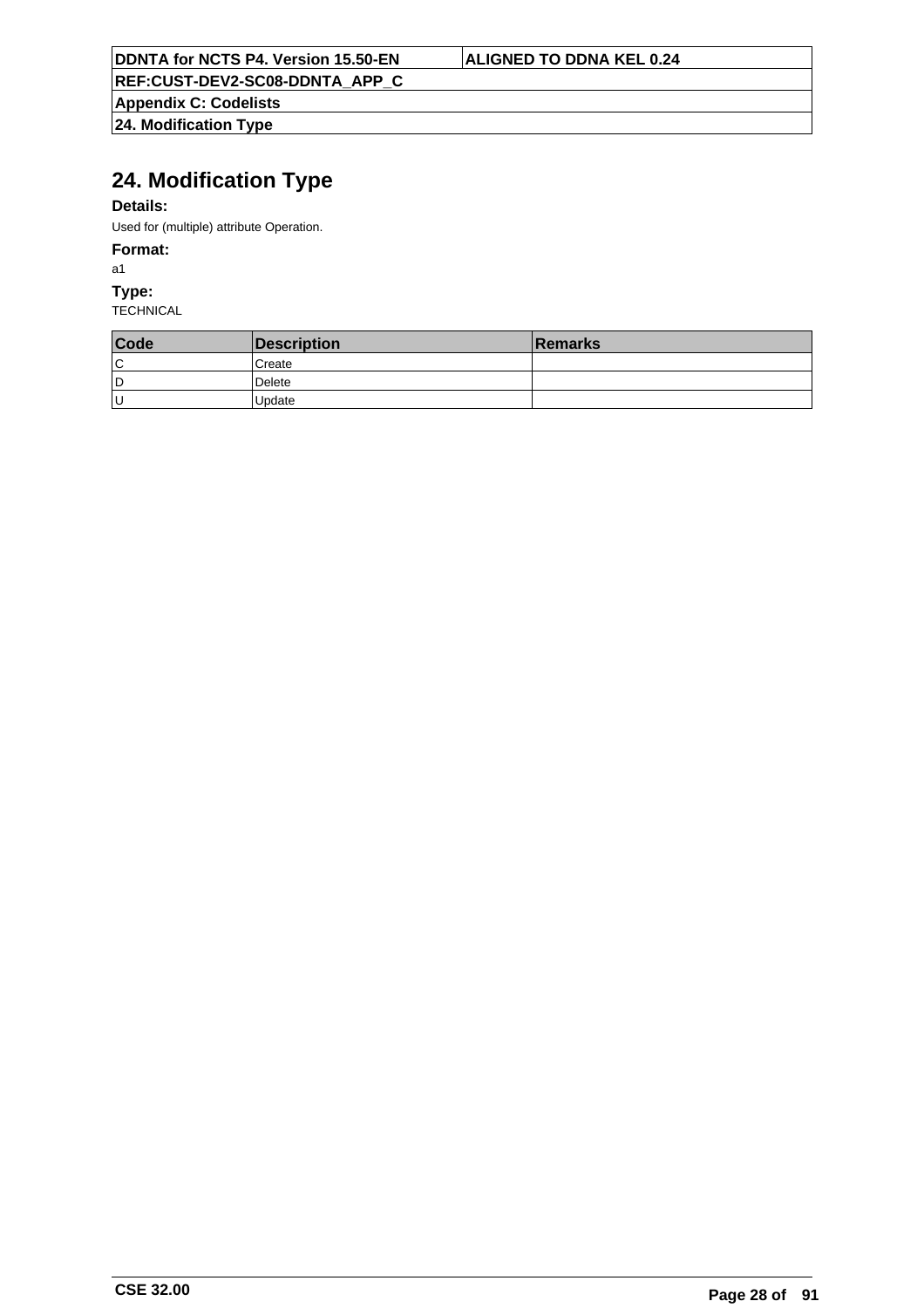# 24. Modification Type

**Details:**

Used for (multiple) attribute Operation.

**Format:**

a1

**Type:**

TECHNICAL

| Code | Description | Remarks |
|---|---|---|
| C | Create | |
| D | Delete | |
| U | Update | |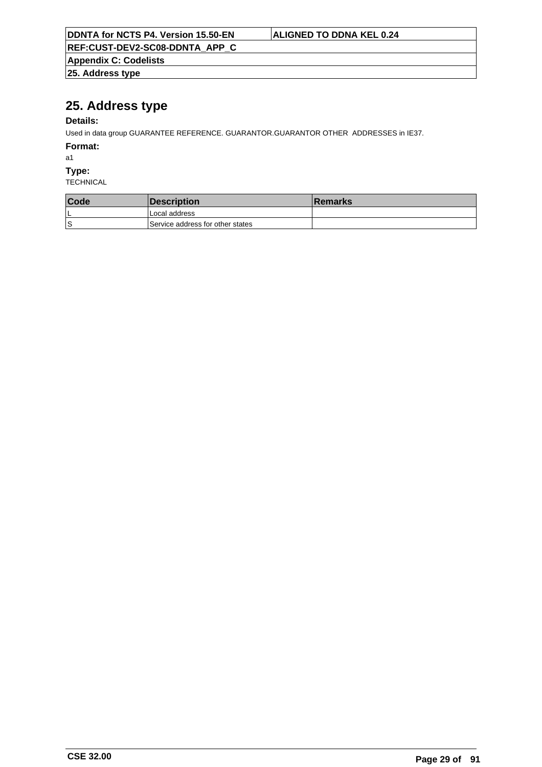# 25. Address type

**Details:**

Used in data group GUARANTEE REFERENCE. GUARANTOR.GUARANTOR OTHER ADDRESSES in IE37.

**Format:**

a1

**Type:**

TECHNICAL

| Code | Description | Remarks |
| --- | --- | --- |
| L | Local address | |
| S | Service address for other states | |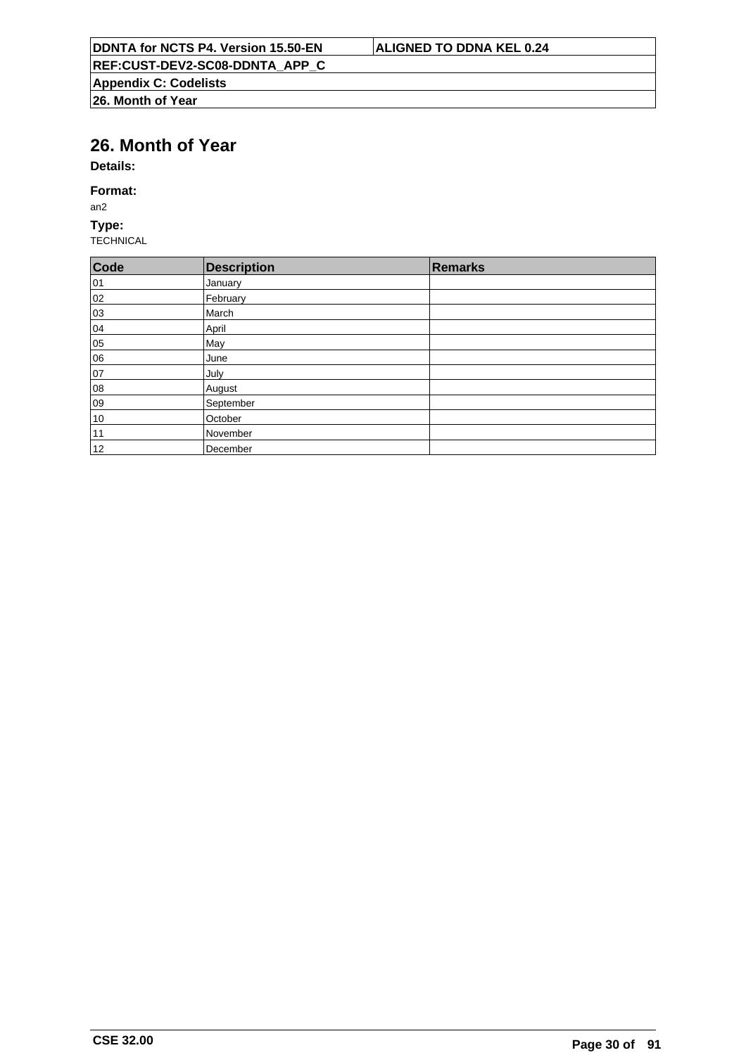# 26. Month of Year

**Details:**

**Format:**

an2

**Type:**

TECHNICAL

| Code | Description | Remarks |
| --- | --- | --- |
| 01 | January | |
| 02 | February | |
| 03 | March | |
| 04 | April | |
| 05 | May | |
| 06 | June | |
| 07 | July | |
| 08 | August | |
| 09 | September | |
| 10 | October | |
| 11 | November | |
| 12 | December | |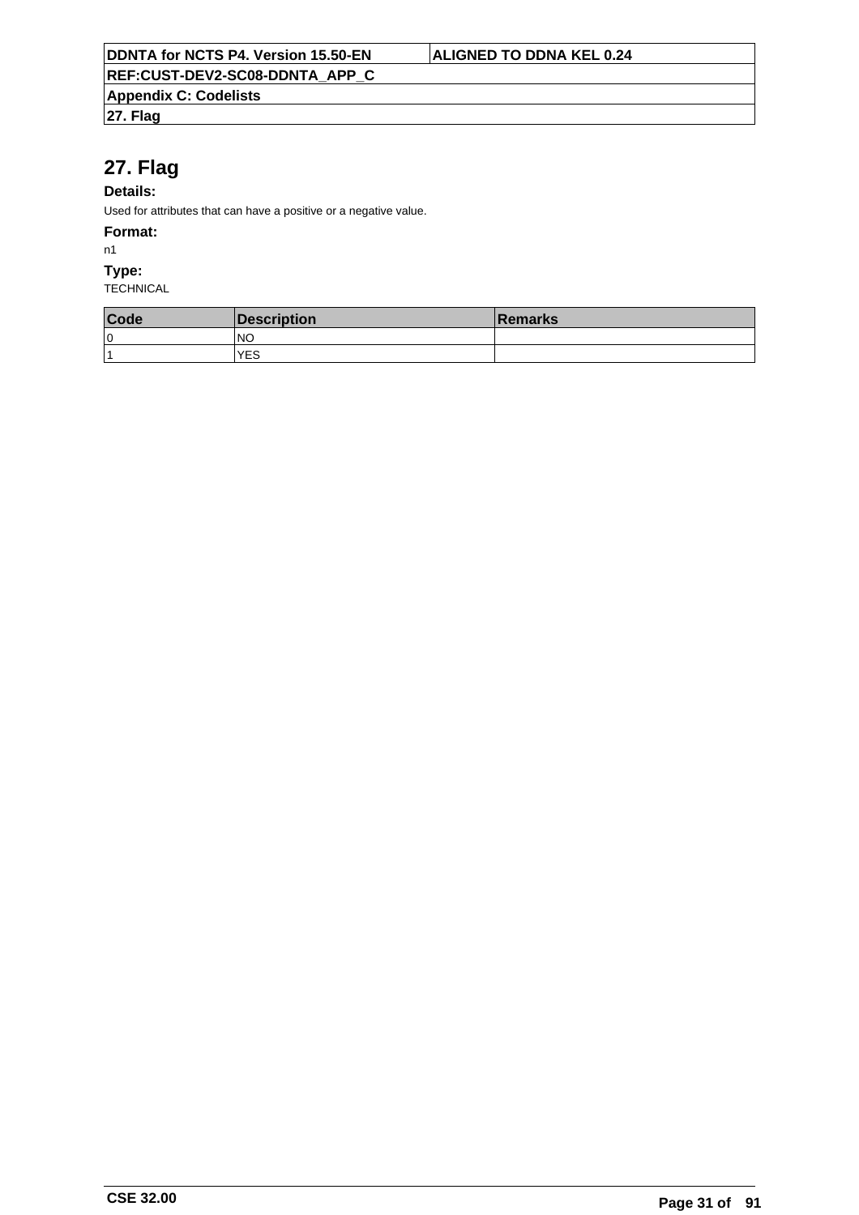# 27. Flag

**Details:**

Used for attributes that can have a positive or a negative value.

**Format:**

n1

**Type:**

TECHNICAL

| Code | Description | Remarks |
|---|---|---|
| 0 | NO | |
| 1 | YES | |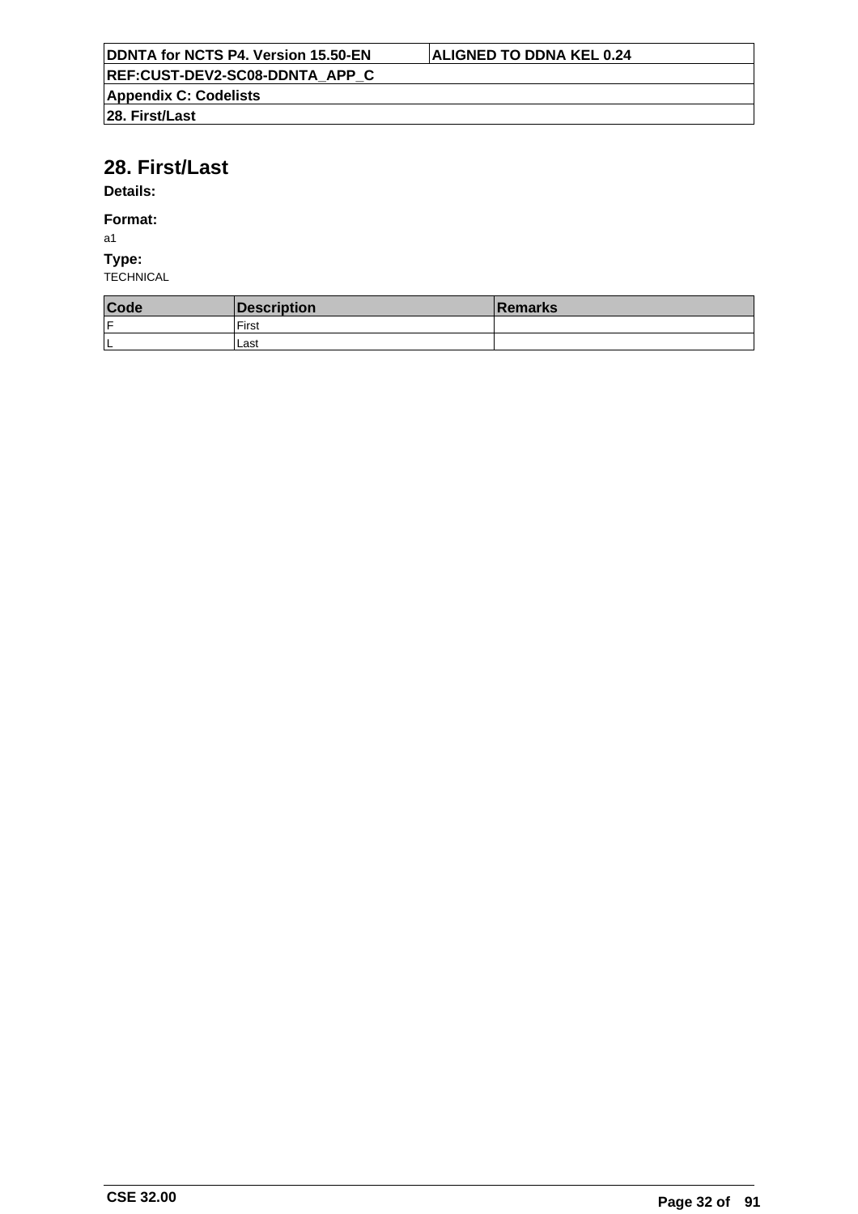# 28. First/Last

**Details:**

**Format:**

a1

**Type:**

TECHNICAL

| Code | Description | Remarks |
|---|---|---|
| F | First | |
| L | Last | |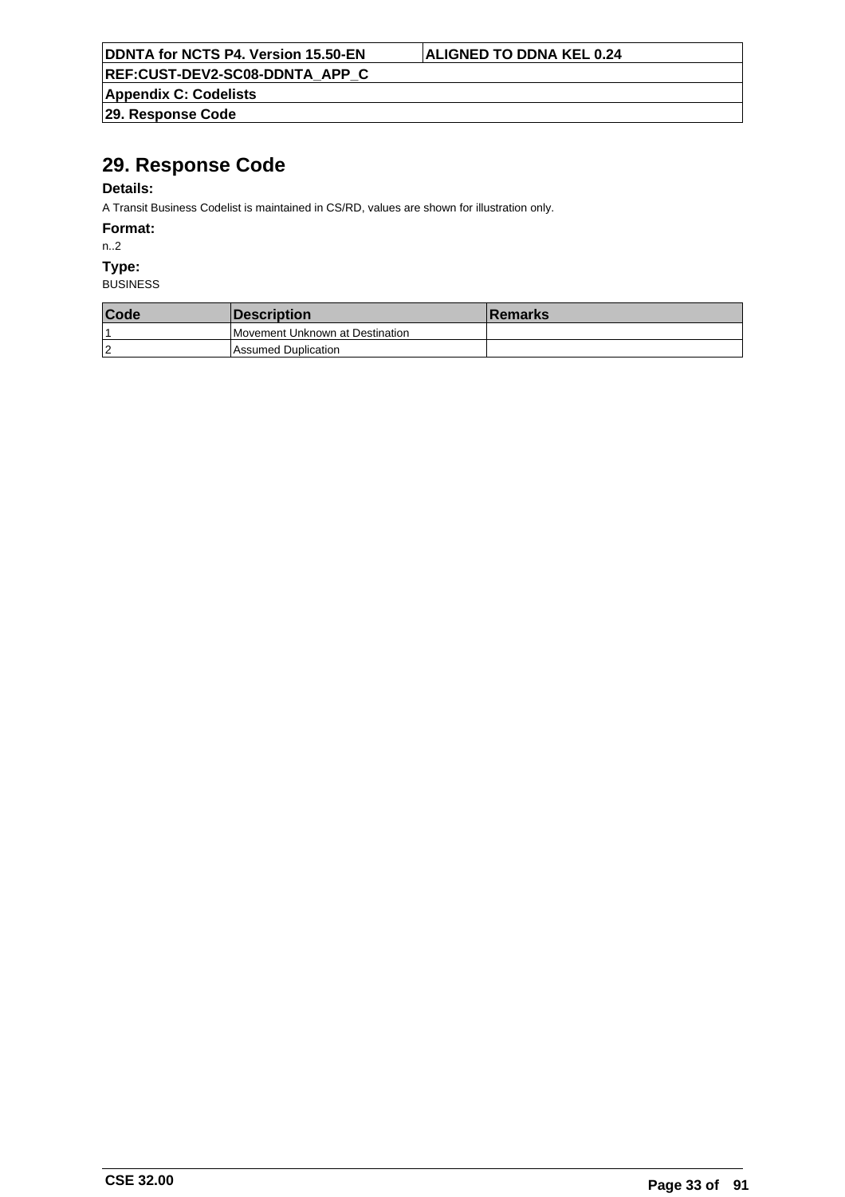# 29. Response Code

**Details:**

A Transit Business Codelist is maintained in CS/RD, values are shown for illustration only.

**Format:**

n..2

**Type:**

BUSINESS

| Code | Description | Remarks |
|---|---|---|
| 1 | Movement Unknown at Destination | |
| 2 | Assumed Duplication | |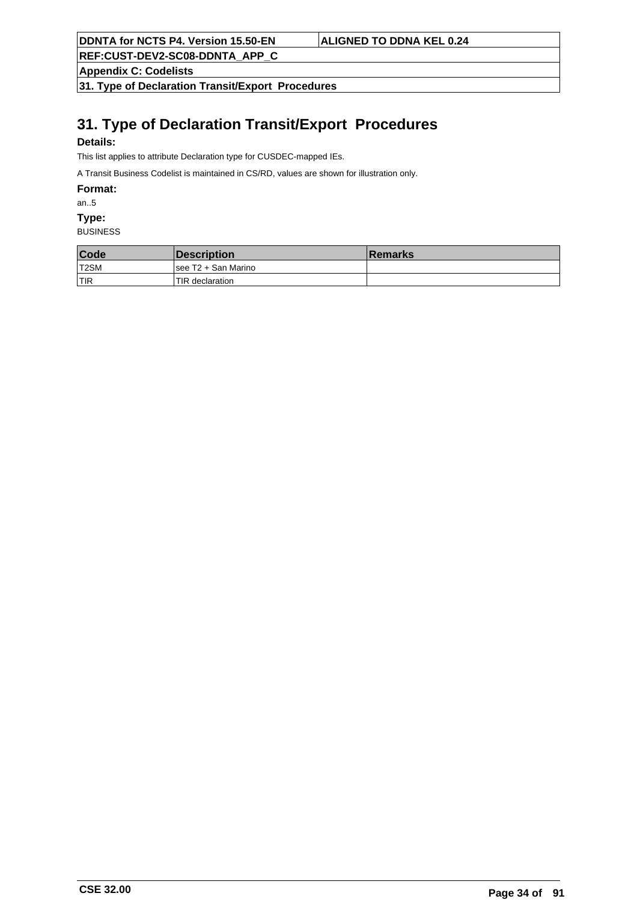# 31. Type of Declaration Transit/Export Procedures

**Details:**

This list applies to attribute Declaration type for CUSDEC-mapped IEs.

A Transit Business Codelist is maintained in CS/RD, values are shown for illustration only.

**Format:**

an..5

**Type:**

BUSINESS

| Code | Description | Remarks |
|---|---|---|
| T2SM | see T2 + San Marino | |
| TIR | TIR declaration | |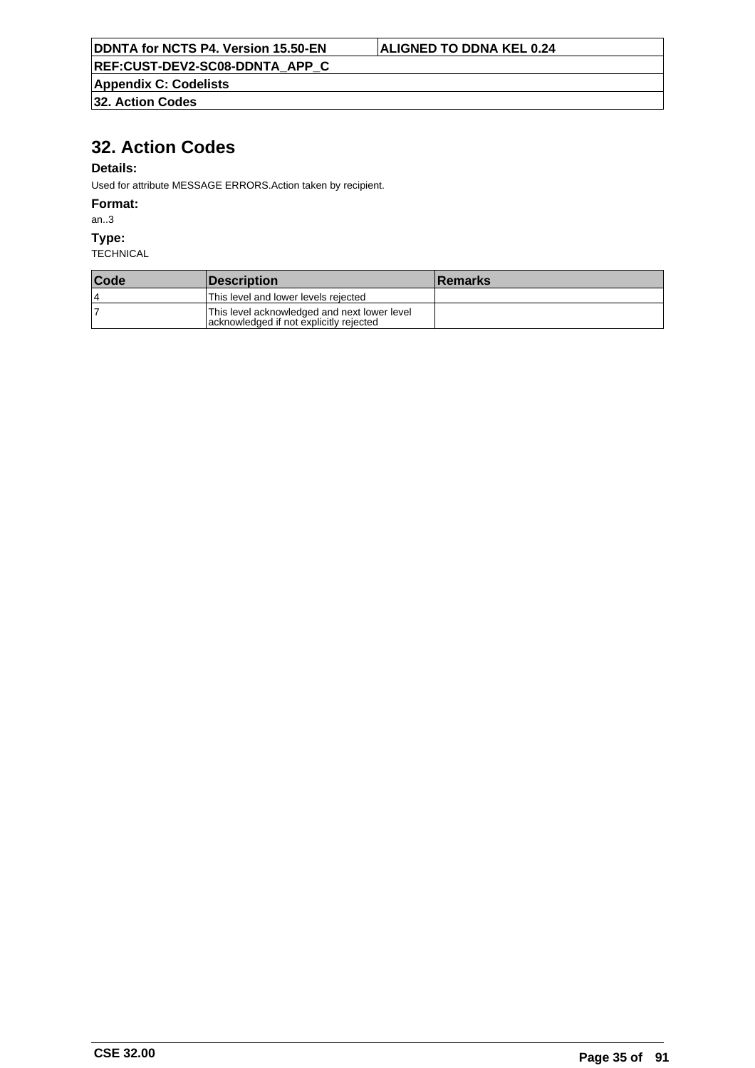# 32. Action Codes

**Details:**

Used for attribute MESSAGE ERRORS.Action taken by recipient.

**Format:**

an..3

**Type:**

TECHNICAL

| Code | Description | Remarks |
|---|---|---|
| 4 | This level and lower levels rejected | |
| 7 | This level acknowledged and next lower level acknowledged if not explicitly rejected | |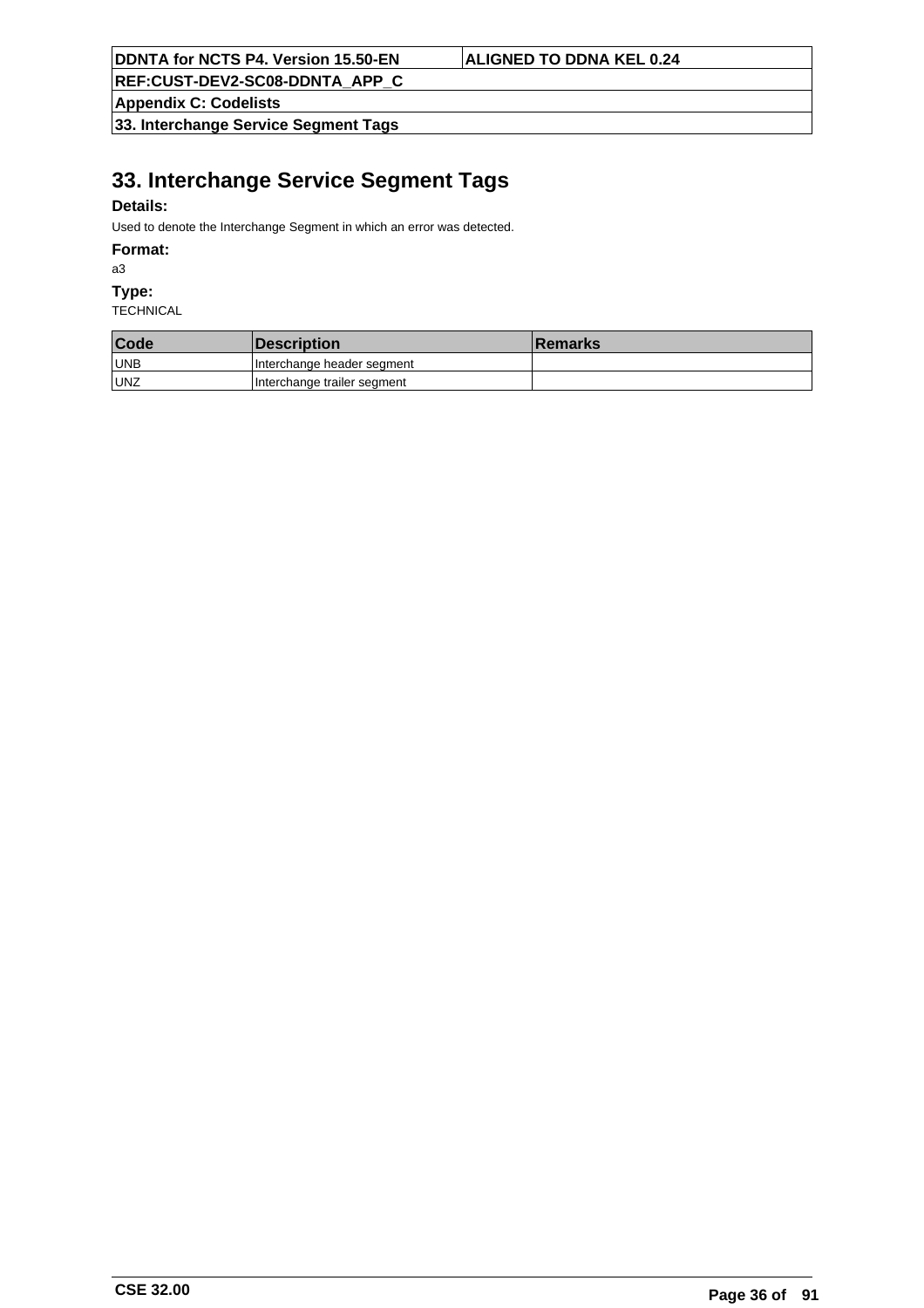# 33. Interchange Service Segment Tags

**Details:**

Used to denote the Interchange Segment in which an error was detected.

**Format:**

a3

**Type:**

TECHNICAL

| Code | Description | Remarks |
| --- | --- | --- |
| UNB | Interchange header segment | |
| UNZ | Interchange trailer segment | |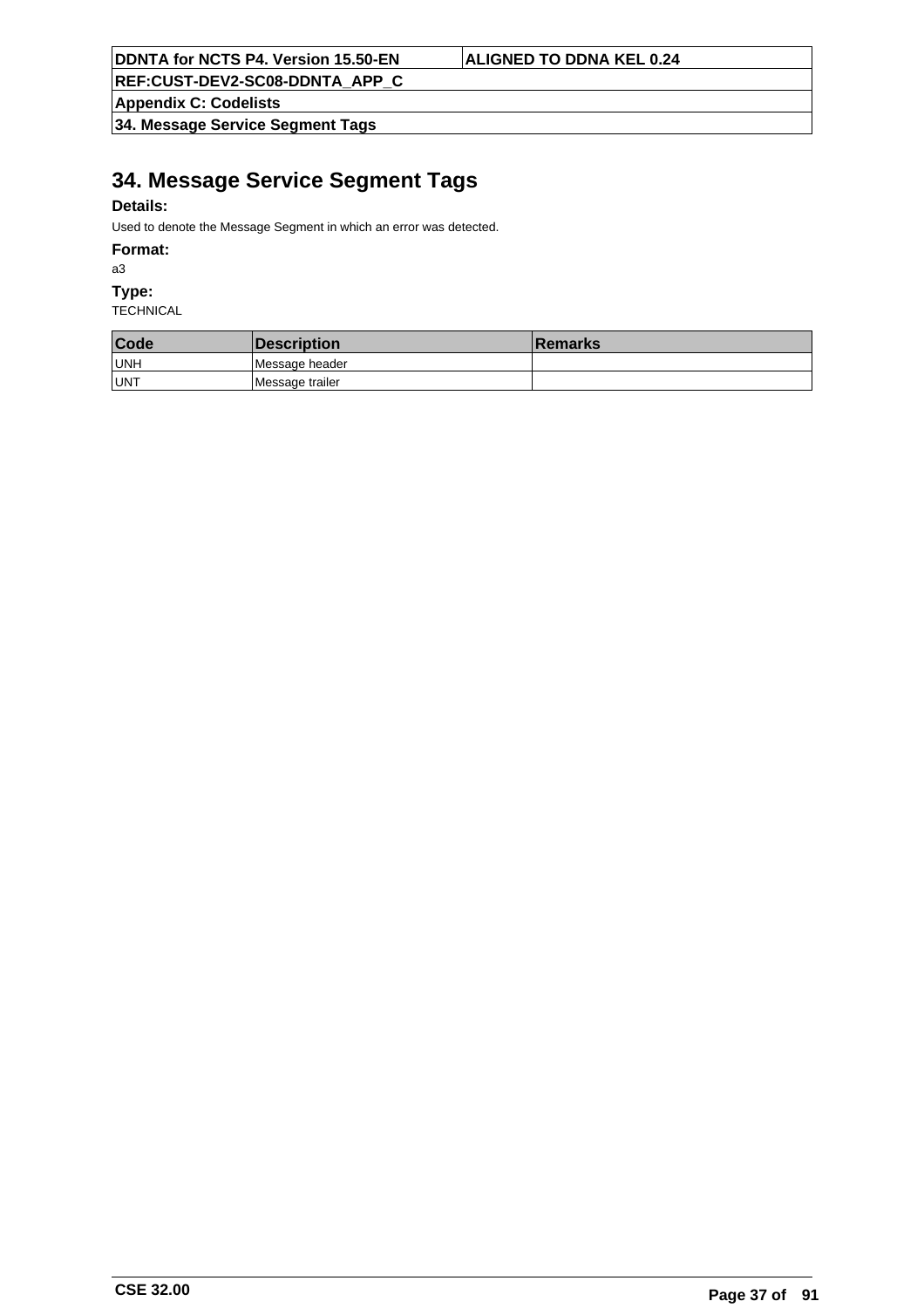# 34. Message Service Segment Tags

**Details:**

Used to denote the Message Segment in which an error was detected.

**Format:**

a3

**Type:**

TECHNICAL

| Code | Description | Remarks |
|---|---|---|
| UNH | Message header | |
| UNT | Message trailer | |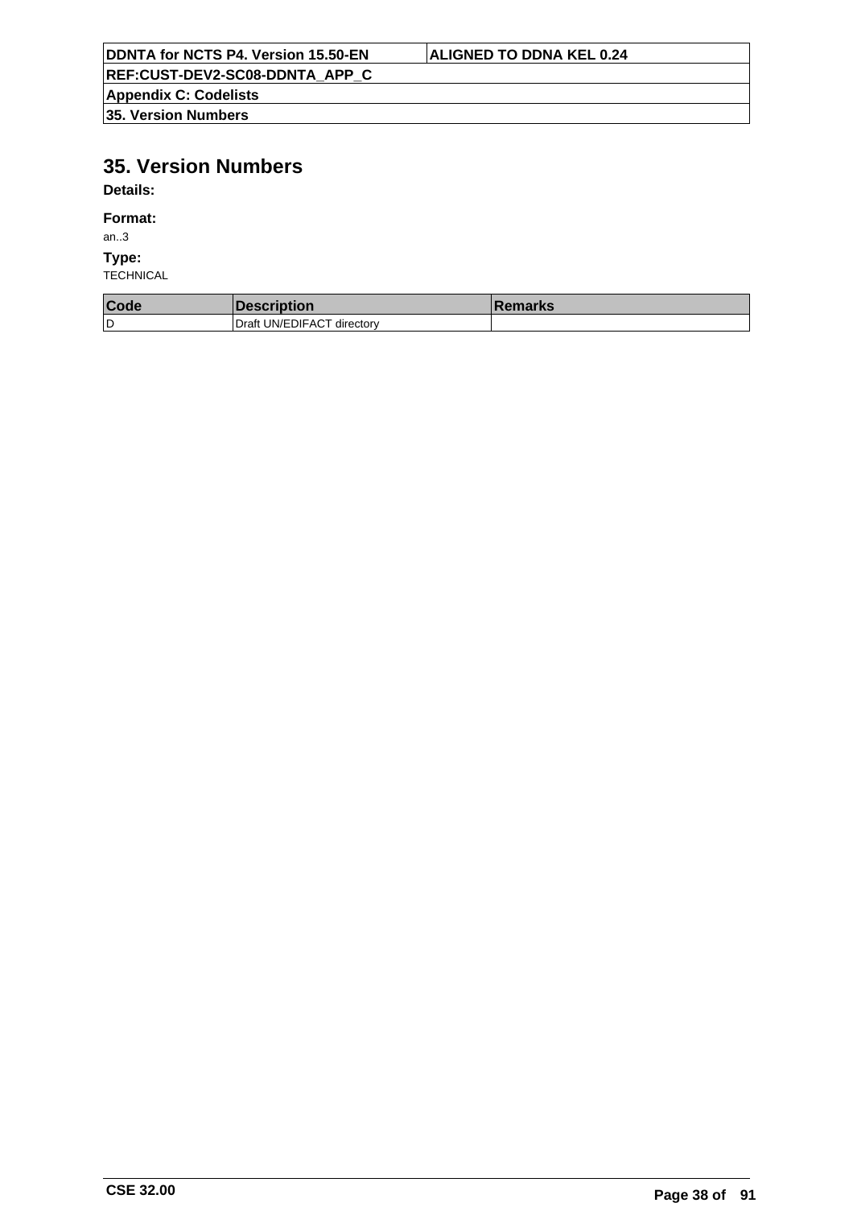# 35. Version Numbers

**Details:**

**Format:**

an..3

**Type:**

TECHNICAL

| Code | Description | Remarks |
| --- | --- | --- |
| D | Draft UN/EDIFACT directory | |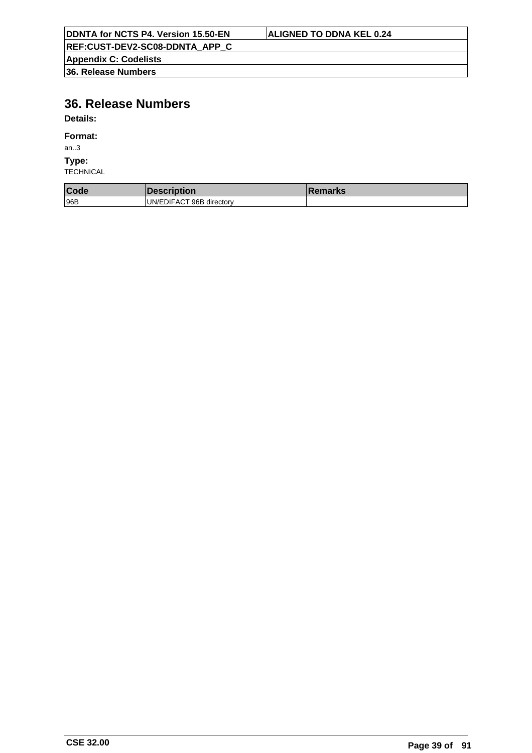# 36. Release Numbers

**Details:**

**Format:**

an..3

**Type:**

TECHNICAL

| Code | Description | Remarks |
|---|---|---|
| 96B | UN/EDIFACT 96B directory | |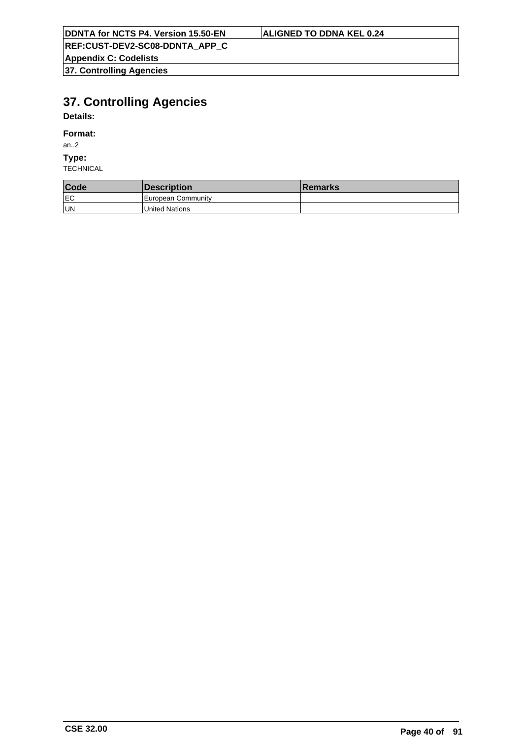# 37. Controlling Agencies

**Details:**

**Format:**

an..2

**Type:**

TECHNICAL

| Code | Description | Remarks |
| --- | --- | --- |
| EC | European Community | |
| UN | United Nations | |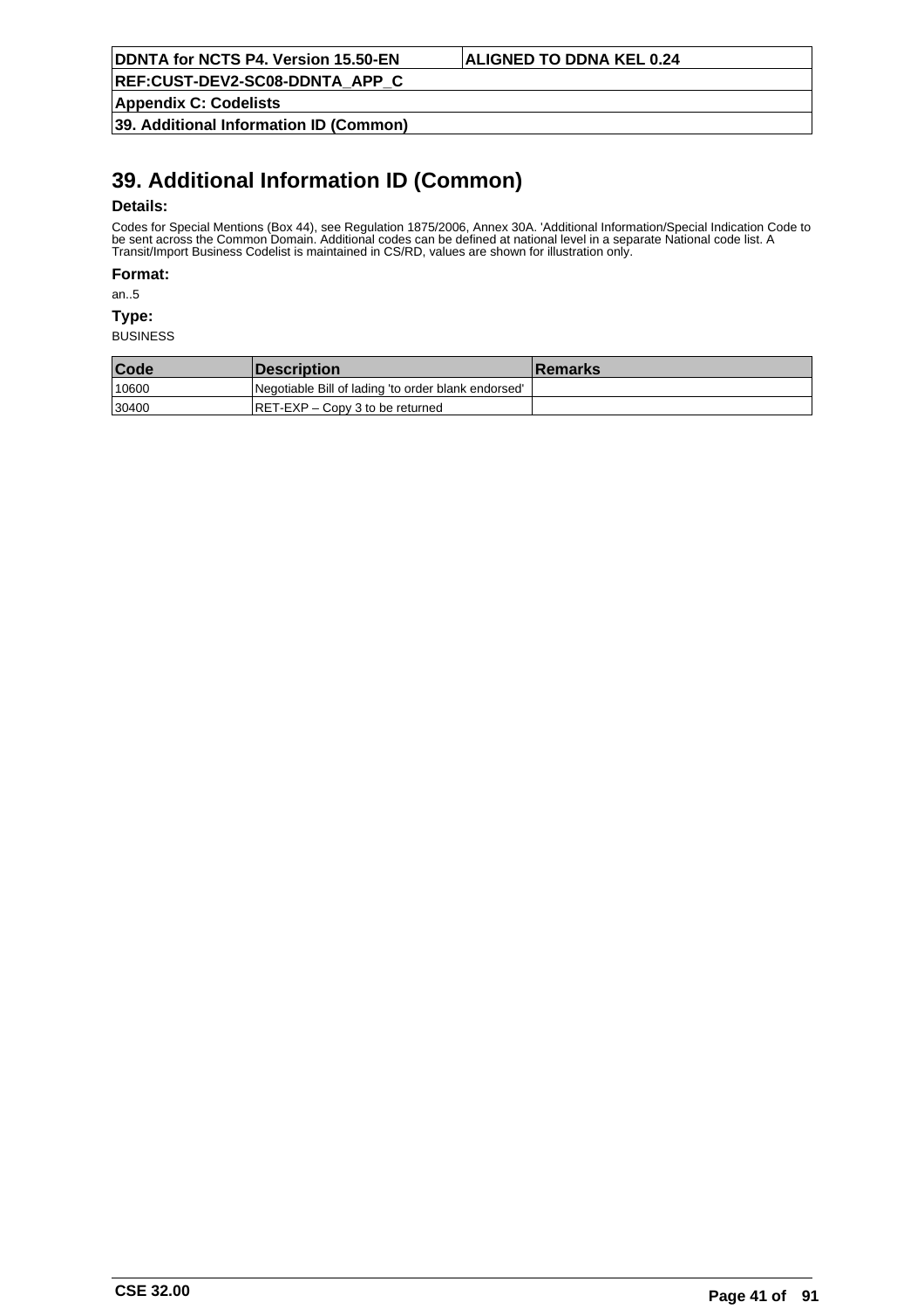# 39. Additional Information ID (Common)

**Details:**

Codes for Special Mentions (Box 44), see Regulation 1875/2006, Annex 30A. 'Additional Information/Special Indication Code to be sent across the Common Domain. Additional codes can be defined at national level in a separate National code list. A Transit/Import Business Codelist is maintained in CS/RD, values are shown for illustration only.

**Format:**

an..5

**Type:**

BUSINESS

| Code | Description | Remarks |
| --- | --- | --- |
| 10600 | Negotiable Bill of lading 'to order blank endorsed' | |
| 30400 | RET-EXP – Copy 3 to be returned | |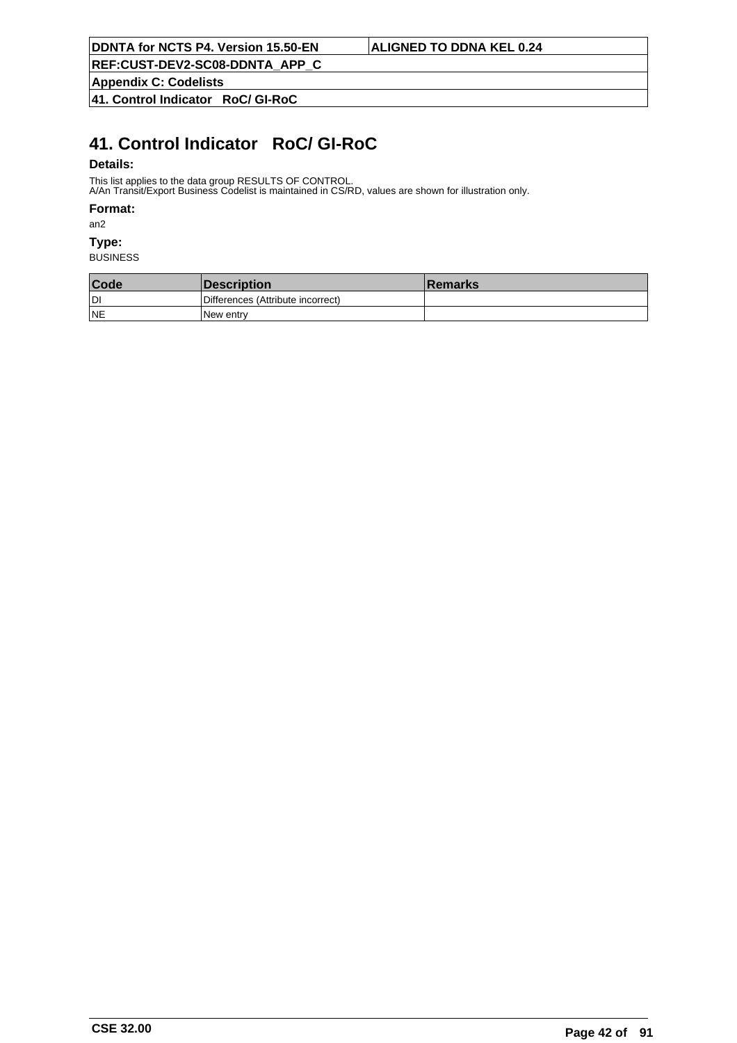# 41. Control Indicator   RoC/ GI-RoC

**Details:**

This list applies to the data group RESULTS OF CONTROL.
A/An Transit/Export Business Codelist is maintained in CS/RD, values are shown for illustration only.

**Format:**

an2

**Type:**

BUSINESS

| Code | Description | Remarks |
|---|---|---|
| DI | Differences (Attribute incorrect) | |
| NE | New entry | |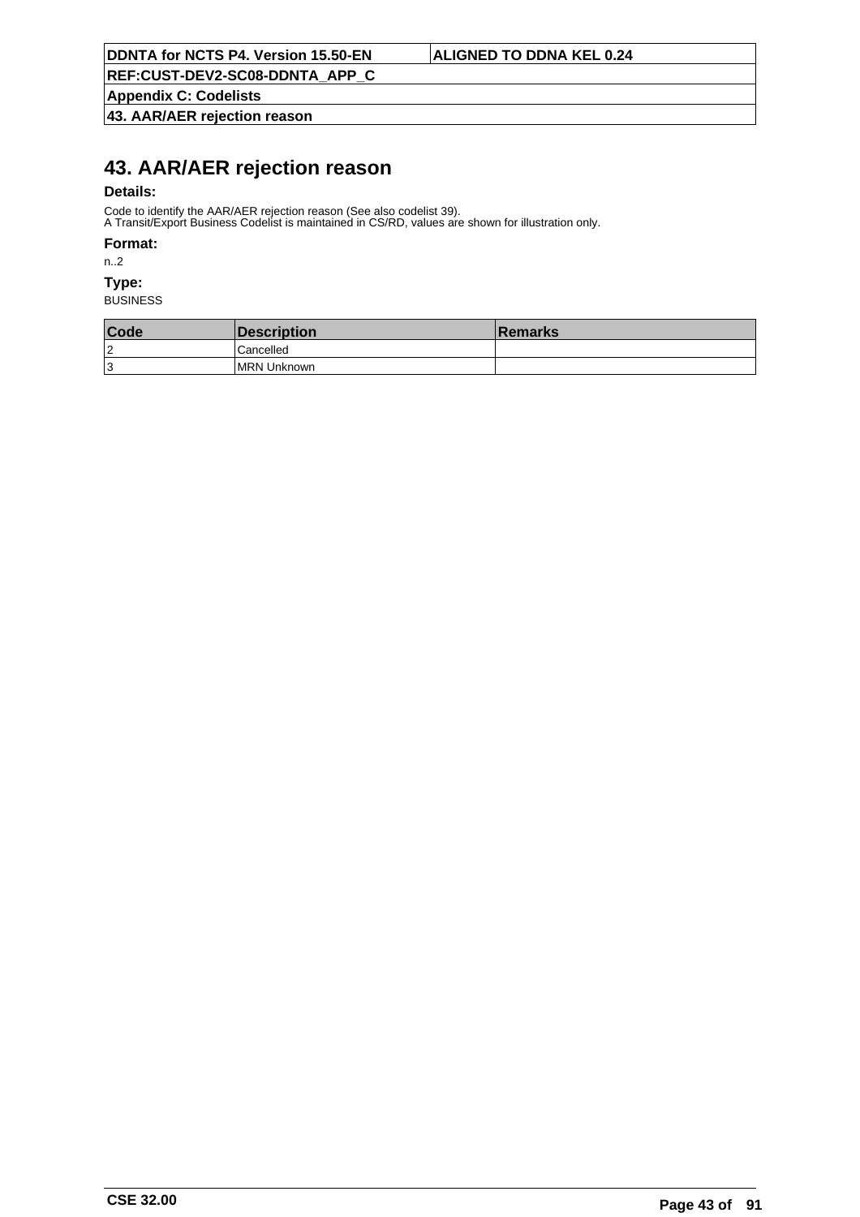# 43. AAR/AER rejection reason

**Details:**

Code to identify the AAR/AER rejection reason (See also codelist 39).
A Transit/Export Business Codelist is maintained in CS/RD, values are shown for illustration only.

**Format:**

n..2

**Type:**

BUSINESS

| Code | Description | Remarks |
|---|---|---|
| 2 | Cancelled | |
| 3 | MRN Unknown | |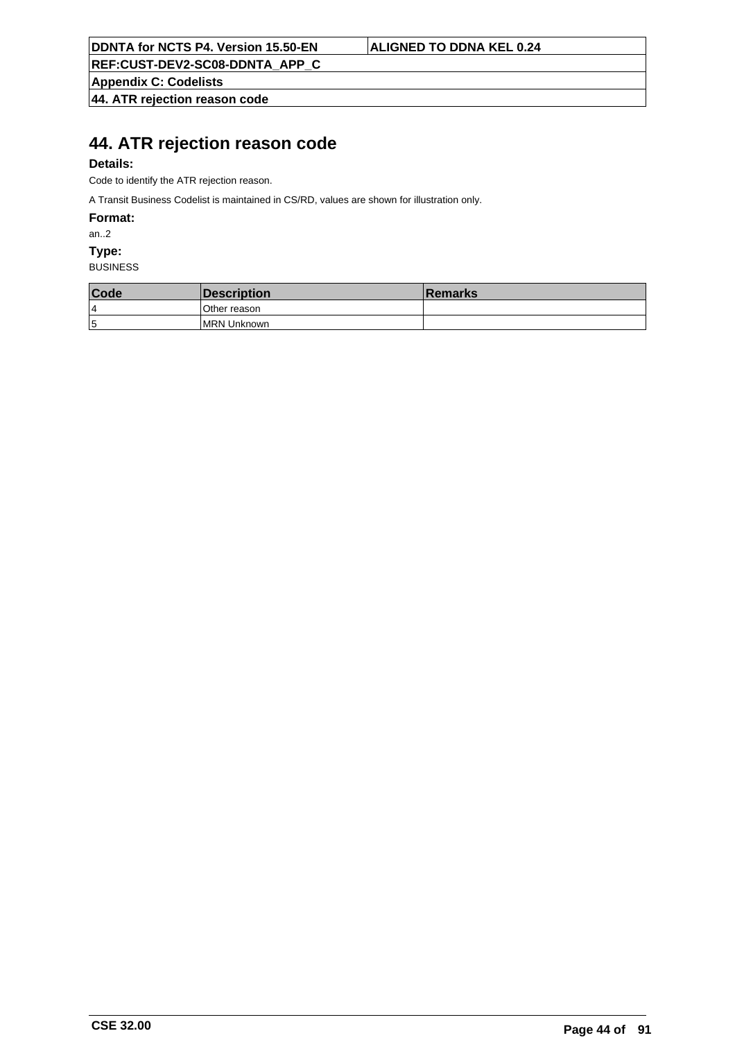# 44. ATR rejection reason code

**Details:**

Code to identify the ATR rejection reason.

A Transit Business Codelist is maintained in CS/RD, values are shown for illustration only.

**Format:**

an..2

**Type:**

BUSINESS

| Code | Description | Remarks |
| --- | --- | --- |
| 4 | Other reason | |
| 5 | MRN Unknown | |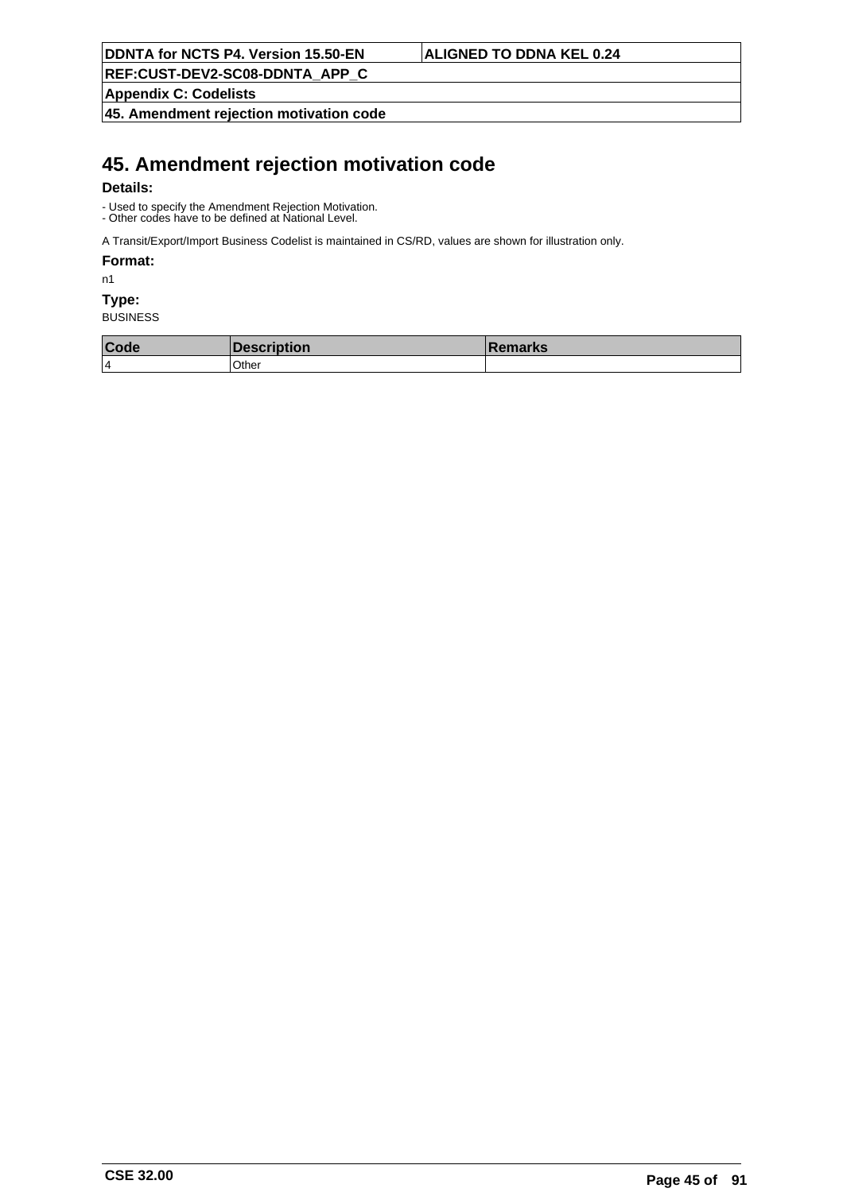# 45. Amendment rejection motivation code

**Details:**

- Used to specify the Amendment Rejection Motivation.
- Other codes have to be defined at National Level.

A Transit/Export/Import Business Codelist is maintained in CS/RD, values are shown for illustration only.

**Format:**

n1

**Type:**

BUSINESS

| Code | Description | Remarks |
|---|---|---|
| 4 | Other | |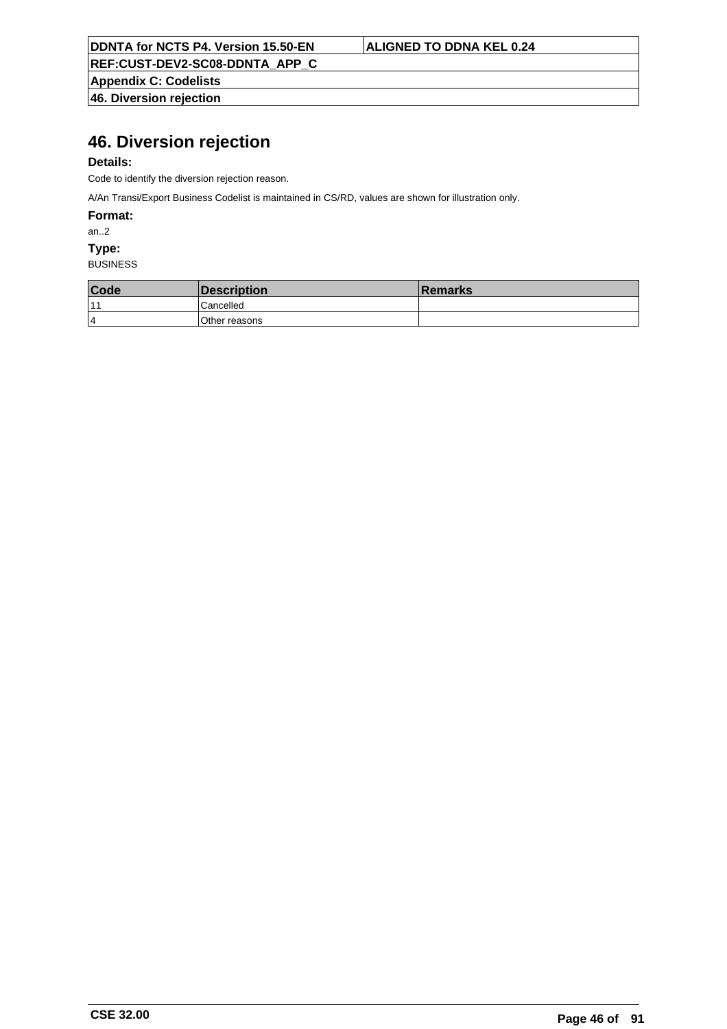# 46. Diversion rejection

**Details:**

Code to identify the diversion rejection reason.

A/An Transi/Export Business Codelist is maintained in CS/RD, values are shown for illustration only.

**Format:**

an..2

**Type:**

BUSINESS

| Code | Description | Remarks |
|---|---|---|
| 11 | Cancelled | |
| 4 | Other reasons | |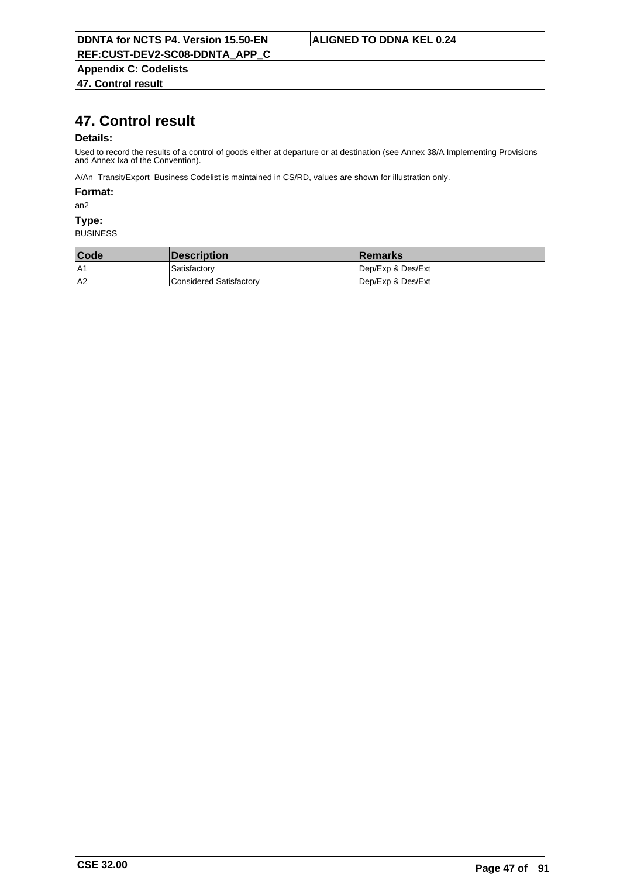# 47. Control result

**Details:**

Used to record the results of a control of goods either at departure or at destination (see Annex 38/A Implementing Provisions and Annex Ixa of the Convention).

A/An Transit/Export Business Codelist is maintained in CS/RD, values are shown for illustration only.

**Format:**

an2

**Type:**

BUSINESS

| Code | Description | Remarks |
|---|---|---|
| A1 | Satisfactory | Dep/Exp & Des/Ext |
| A2 | Considered Satisfactory | Dep/Exp & Des/Ext |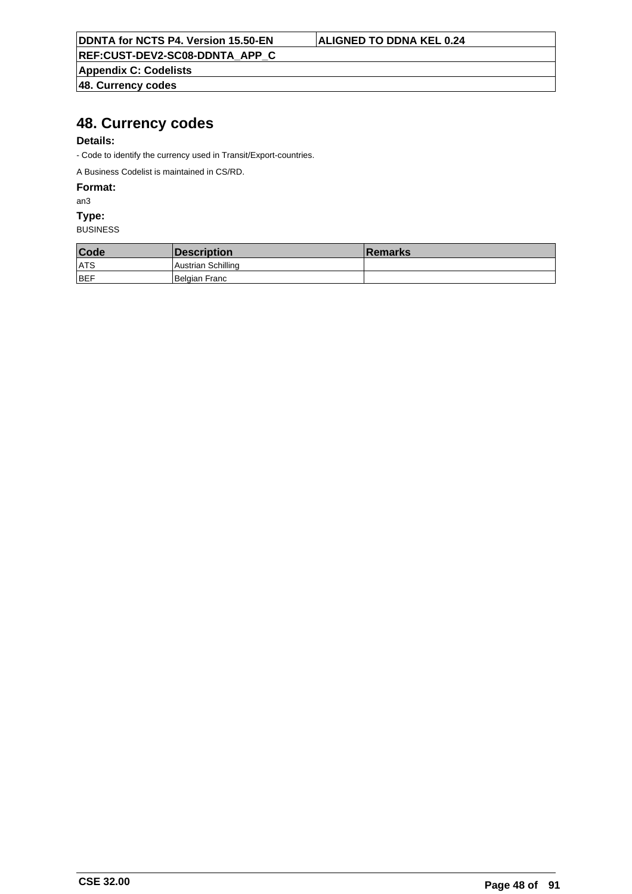# 48. Currency codes

**Details:**

- Code to identify the currency used in Transit/Export-countries.

A Business Codelist is maintained in CS/RD.

**Format:**

an3

**Type:**

BUSINESS

| Code | Description | Remarks |
|---|---|---|
| ATS | Austrian Schilling | |
| BEF | Belgian Franc | |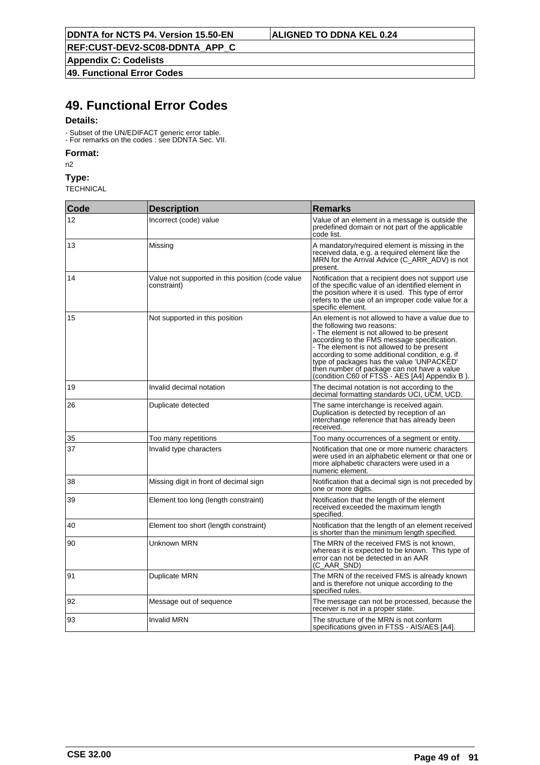# 49. Functional Error Codes

**Details:**

- Subset of the UN/EDIFACT generic error table.
- For remarks on the codes : see DDNTA Sec. VII.

**Format:**

n2

**Type:**

TECHNICAL

| Code | Description | Remarks |
|---|---|---|
| 12 | Incorrect (code) value | Value of an element in a message is outside the predefined domain or not part of the applicable code list. |
| 13 | Missing | A mandatory/required element is missing in the received data, e.g. a required element like the MRN for the Arrival Advice (C_ARR_ADV) is not present. |
| 14 | Value not supported in this position (code value constraint) | Notification that a recipient does not support use of the specific value of an identified element in the position where it is used. This type of error refers to the use of an improper code value for a specific element. |
| 15 | Not supported in this position | An element is not allowed to have a value due to the following two reasons:<br>- The element is not allowed to be present according to the FMS message specification.<br>- The element is not allowed to be present according to some additional condition, e.g. if type of packages has the value 'UNPACKED' then number of package can not have a value (condition C60 of FTSS - AES [A4] Appendix B ). |
| 19 | Invalid decimal notation | The decimal notation is not according to the decimal formatting standards UCI, UCM, UCD. |
| 26 | Duplicate detected | The same interchange is received again. Duplication is detected by reception of an interchange reference that has already been received. |
| 35 | Too many repetitions | Too many occurrences of a segment or entity. |
| 37 | Invalid type characters | Notification that one or more numeric characters were used in an alphabetic element or that one or more alphabetic characters were used in a numeric element. |
| 38 | Missing digit in front of decimal sign | Notification that a decimal sign is not preceded by one or more digits. |
| 39 | Element too long (length constraint) | Notification that the length of the element received exceeded the maximum length specified. |
| 40 | Element too short (length constraint) | Notification that the length of an element received is shorter than the minimum length specified. |
| 90 | Unknown MRN | The MRN of the received FMS is not known, whereas it is expected to be known. This type of error can not be detected in an AAR (C_AAR_SND) |
| 91 | Duplicate MRN | The MRN of the received FMS is already known and is therefore not unique according to the specified rules. |
| 92 | Message out of sequence | The message can not be processed, because the receiver is not in a proper state. |
| 93 | Invalid MRN | The structure of the MRN is not conform specifications given in FTSS - AIS/AES [A4]. |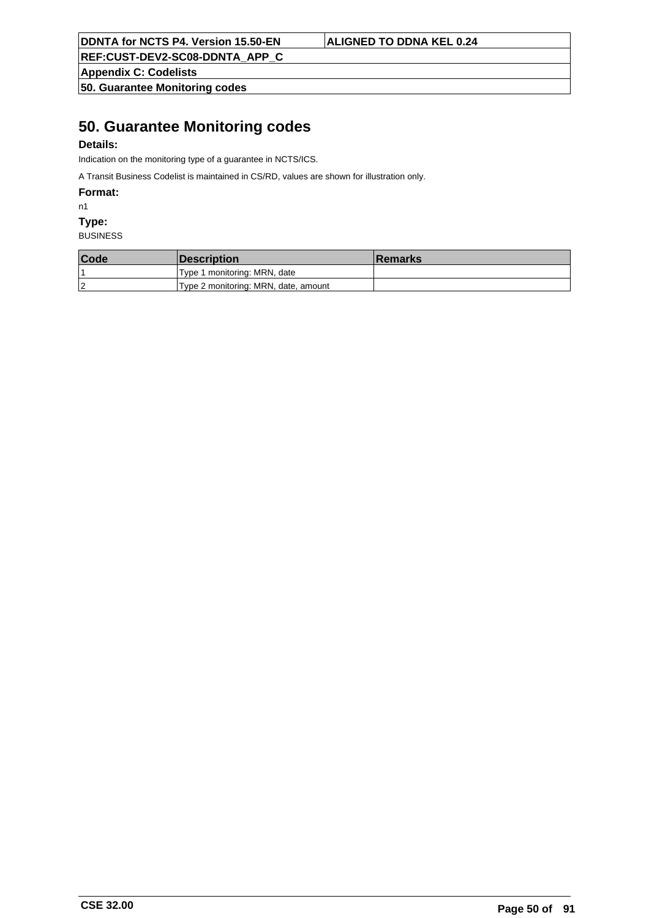# 50. Guarantee Monitoring codes

**Details:**

Indication on the monitoring type of a guarantee in NCTS/ICS.

A Transit Business Codelist is maintained in CS/RD, values are shown for illustration only.

**Format:**

n1

**Type:**

BUSINESS

| Code | Description | Remarks |
| --- | --- | --- |
| 1 | Type 1 monitoring: MRN, date | |
| 2 | Type 2 monitoring: MRN, date, amount | |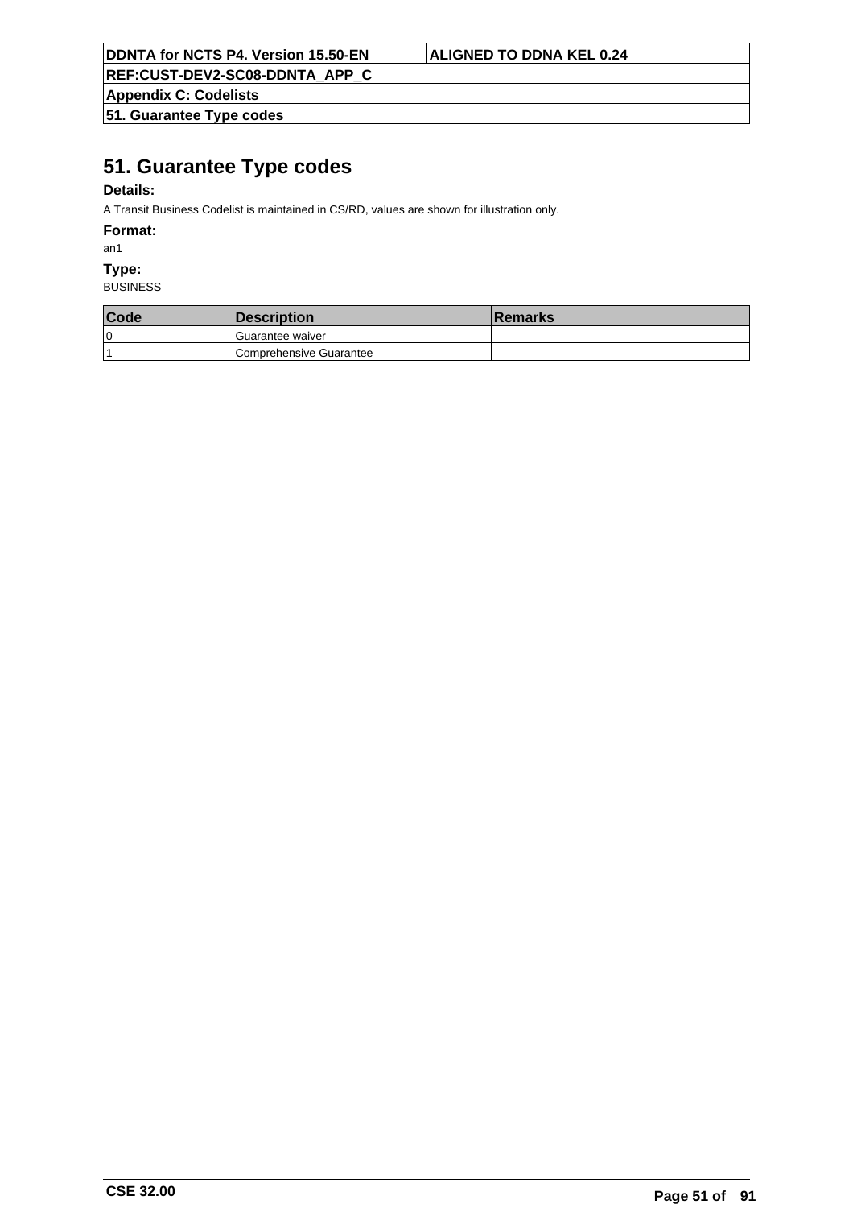# 51. Guarantee Type codes

**Details:**

A Transit Business Codelist is maintained in CS/RD, values are shown for illustration only.

**Format:**

an1

**Type:**

BUSINESS

| Code | Description | Remarks |
| --- | --- | --- |
| 0 | Guarantee waiver | |
| 1 | Comprehensive Guarantee | |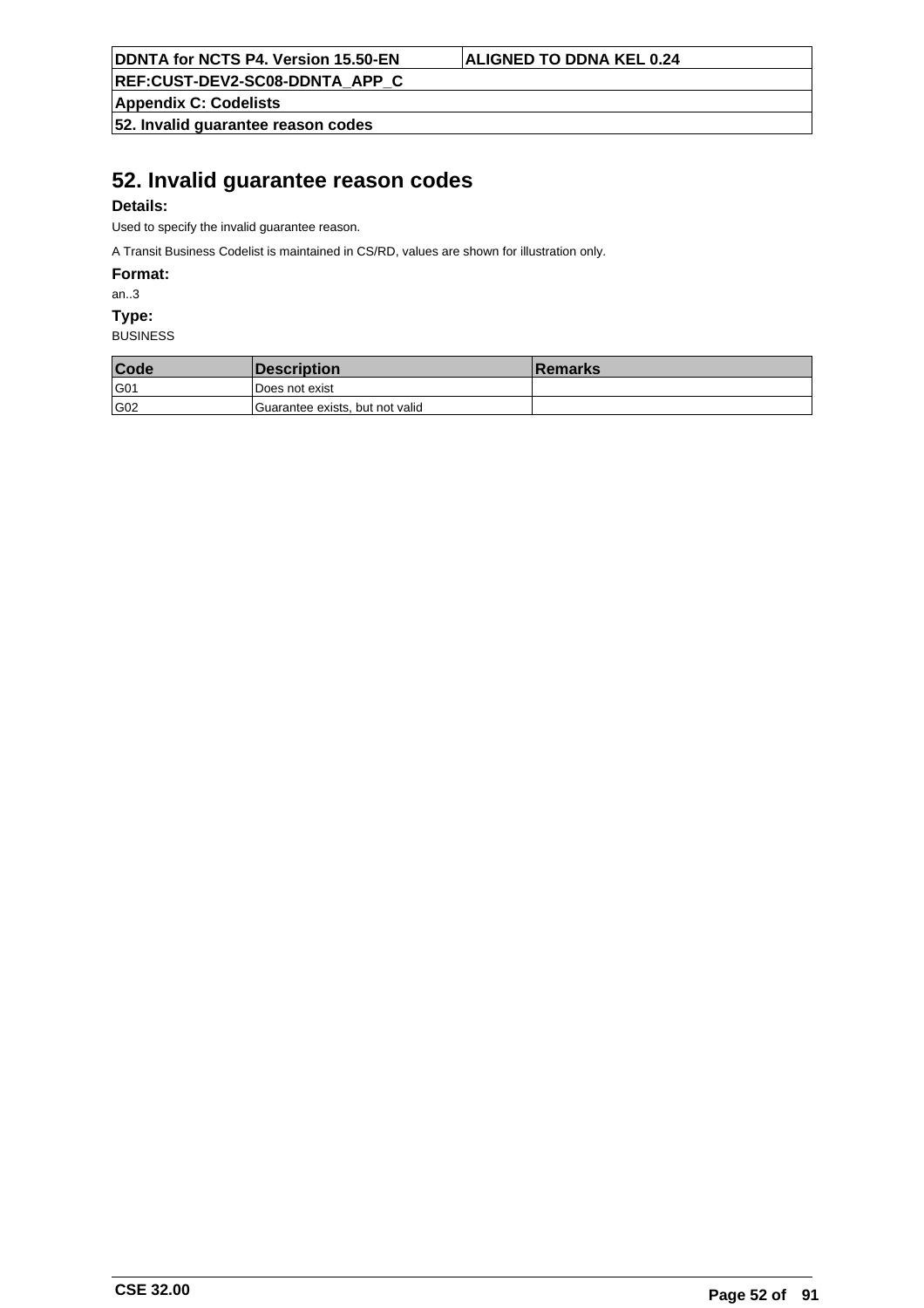# 52. Invalid guarantee reason codes

**Details:**

Used to specify the invalid guarantee reason.

A Transit Business Codelist is maintained in CS/RD, values are shown for illustration only.

**Format:**

an..3

**Type:**

BUSINESS

| Code | Description | Remarks |
|---|---|---|
| G01 | Does not exist | |
| G02 | Guarantee exists, but not valid | |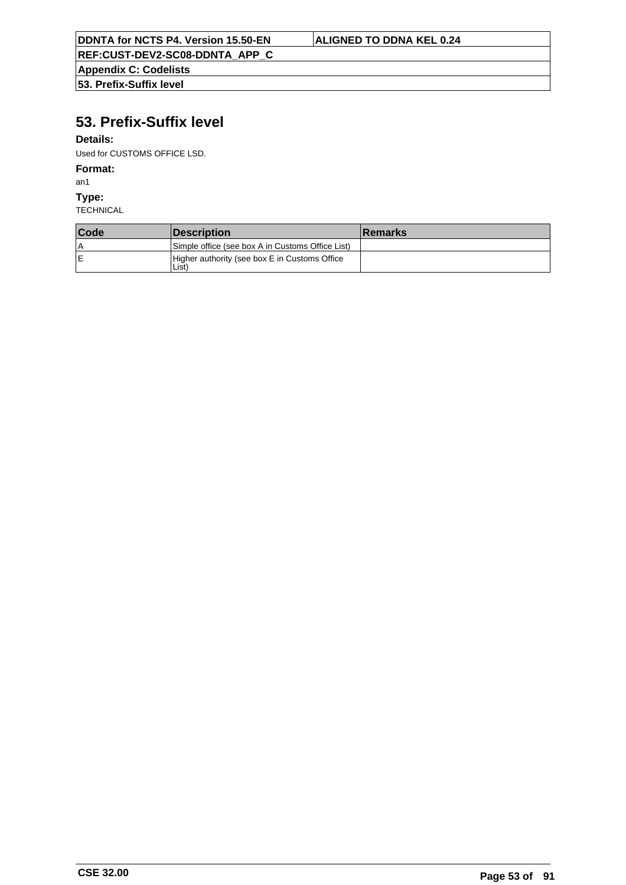# 53. Prefix-Suffix level

**Details:**

Used for CUSTOMS OFFICE LSD.

**Format:**

an1

**Type:**

TECHNICAL

| Code | Description | Remarks |
|---|---|---|
| A | Simple office (see box A in Customs Office List) | |
| E | Higher authority (see box E in Customs Office List) | |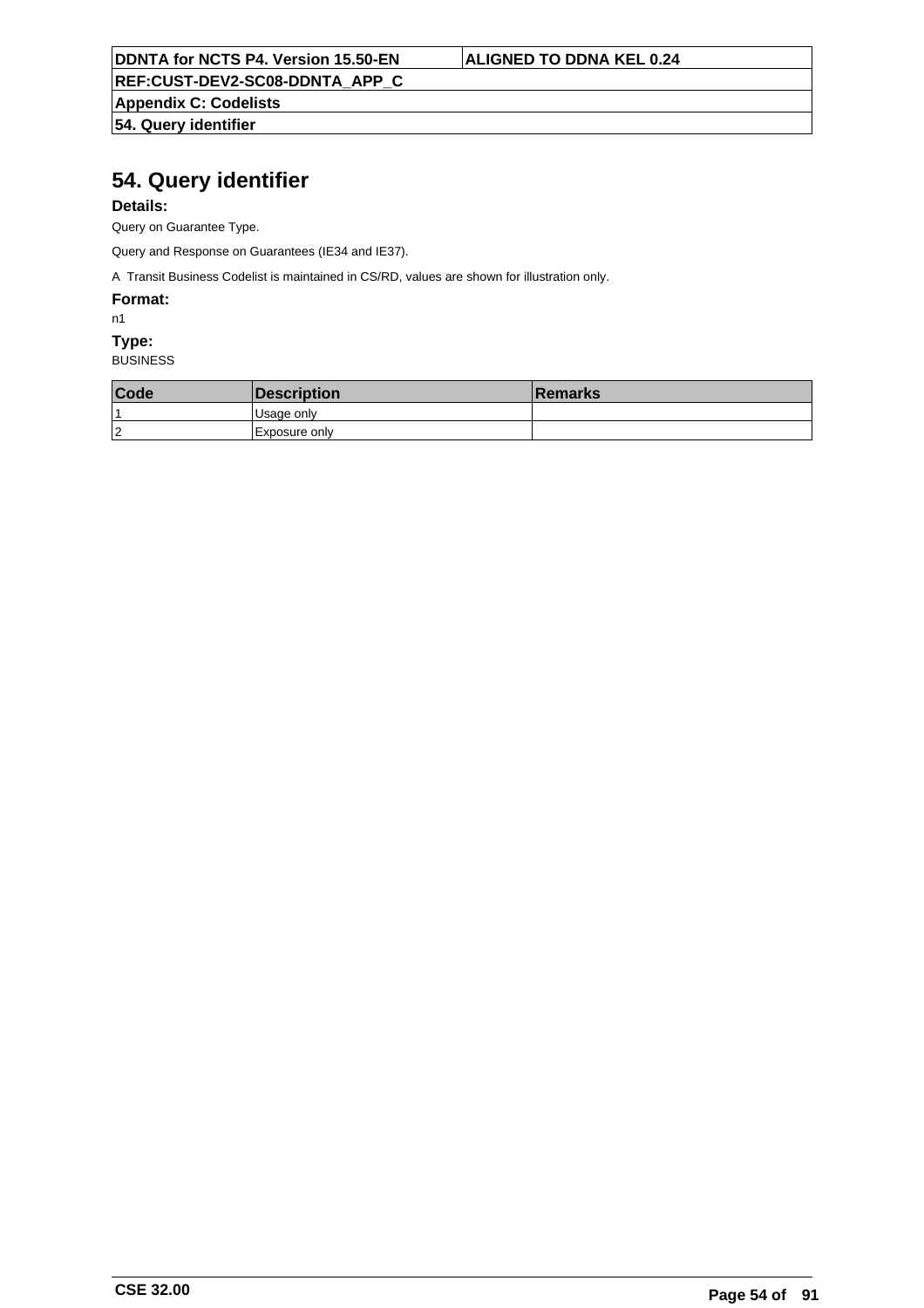# 54. Query identifier

**Details:**

Query on Guarantee Type.

Query and Response on Guarantees (IE34 and IE37).

A Transit Business Codelist is maintained in CS/RD, values are shown for illustration only.

**Format:**

n1

**Type:**

BUSINESS

| Code | Description | Remarks |
|---|---|---|
| 1 | Usage only | |
| 2 | Exposure only | |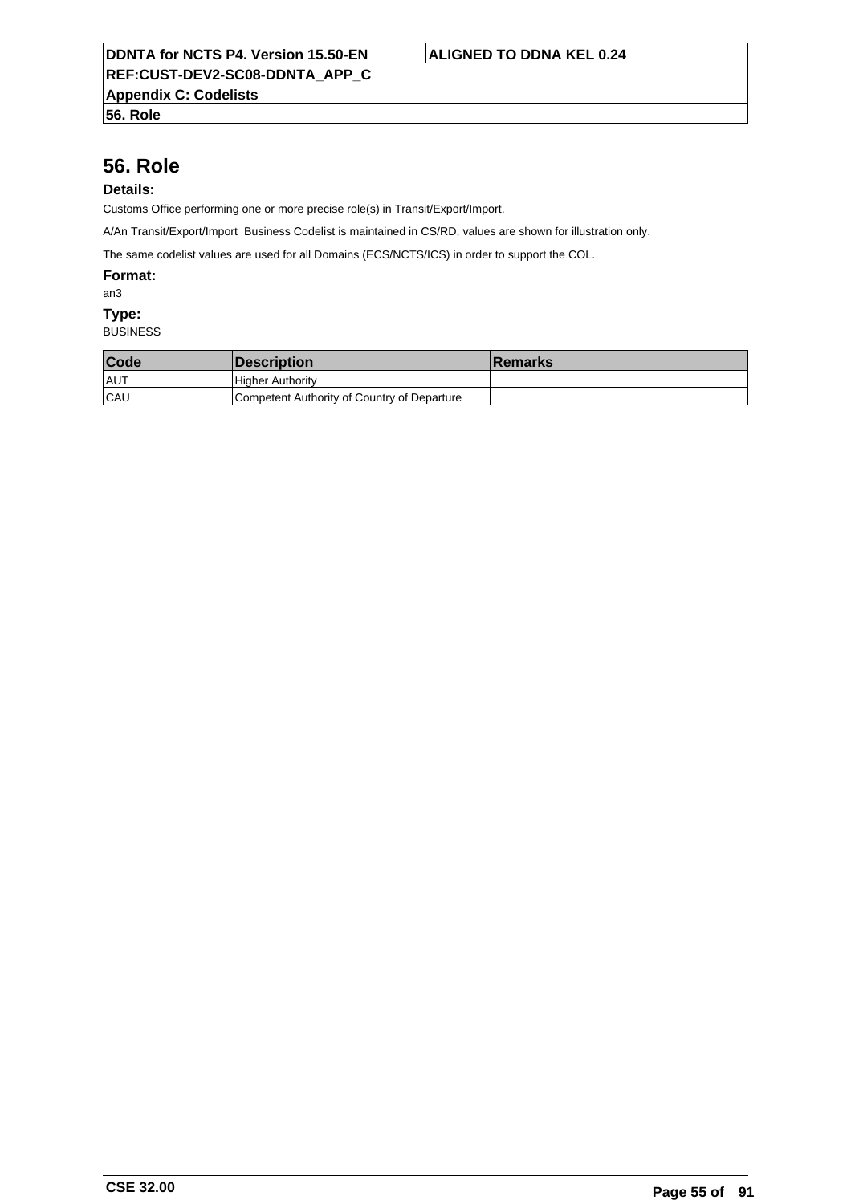# 56. Role

**Details:**

Customs Office performing one or more precise role(s) in Transit/Export/Import.

A/An Transit/Export/Import  Business Codelist is maintained in CS/RD, values are shown for illustration only.

The same codelist values are used for all Domains (ECS/NCTS/ICS) in order to support the COL.

**Format:**

an3

**Type:**

BUSINESS

| Code | Description | Remarks |
|---|---|---|
| AUT | Higher Authority | |
| CAU | Competent Authority of Country of Departure | |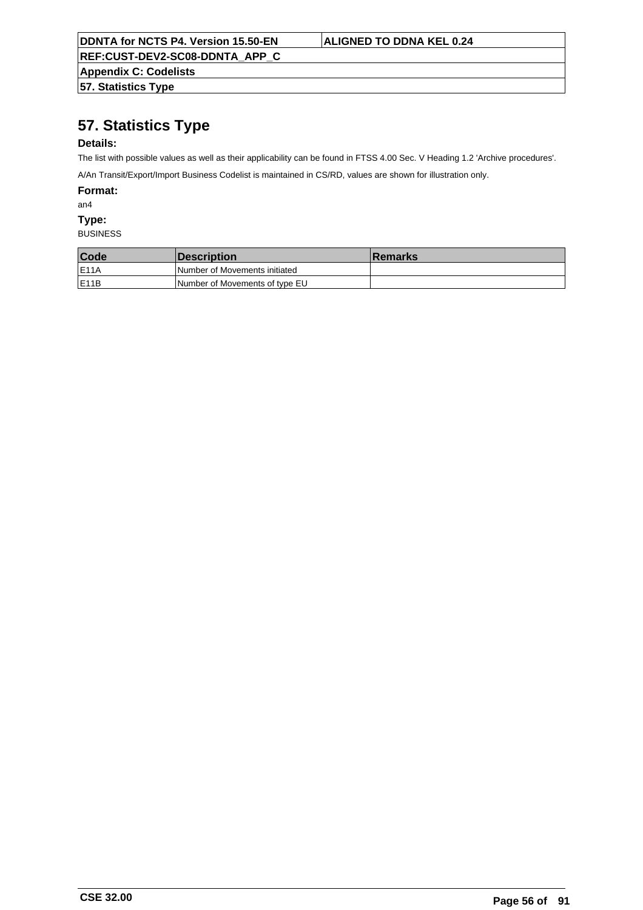# 57. Statistics Type

**Details:**

The list with possible values as well as their applicability can be found in FTSS 4.00 Sec. V Heading 1.2 'Archive procedures'.

A/An Transit/Export/Import Business Codelist is maintained in CS/RD, values are shown for illustration only.

**Format:**

an4

**Type:**

BUSINESS

| Code | Description | Remarks |
|---|---|---|
| E11A | Number of Movements initiated | |
| E11B | Number of Movements of type EU | |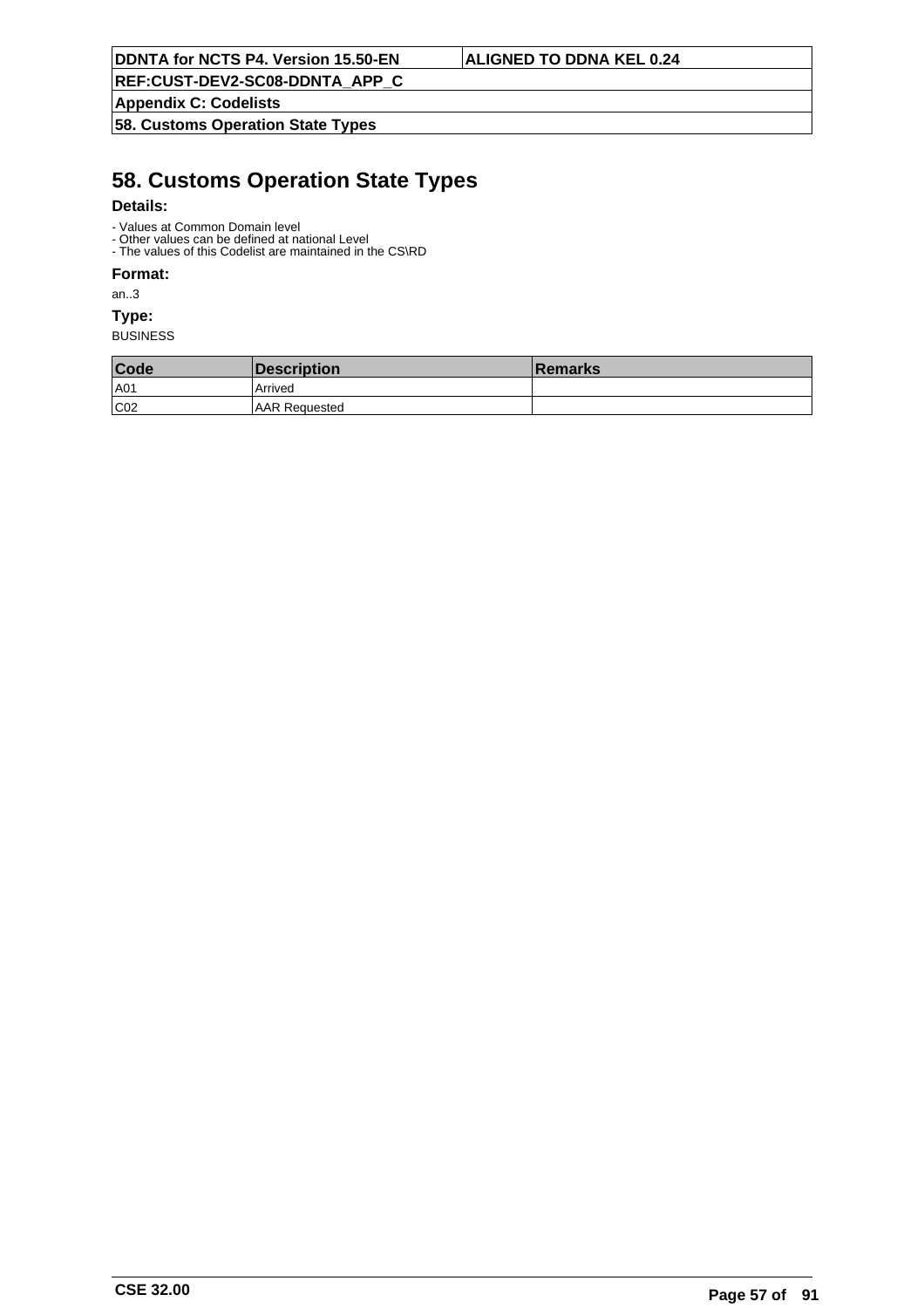# 58. Customs Operation State Types

**Details:**

- Values at Common Domain level
- Other values can be defined at national Level
- The values of this Codelist are maintained in the CS\RD

**Format:**

an..3

**Type:**

BUSINESS

| Code | Description | Remarks |
|---|---|---|
| A01 | Arrived | |
| C02 | AAR Requested | |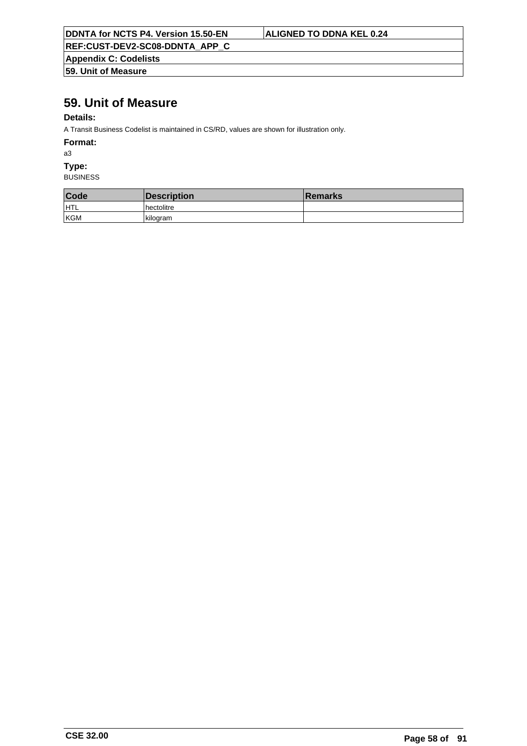# 59. Unit of Measure

**Details:**

A Transit Business Codelist is maintained in CS/RD, values are shown for illustration only.

**Format:**

a3

**Type:**

BUSINESS

| Code | Description | Remarks |
|---|---|---|
| HTL | hectolitre | |
| KGM | kilogram | |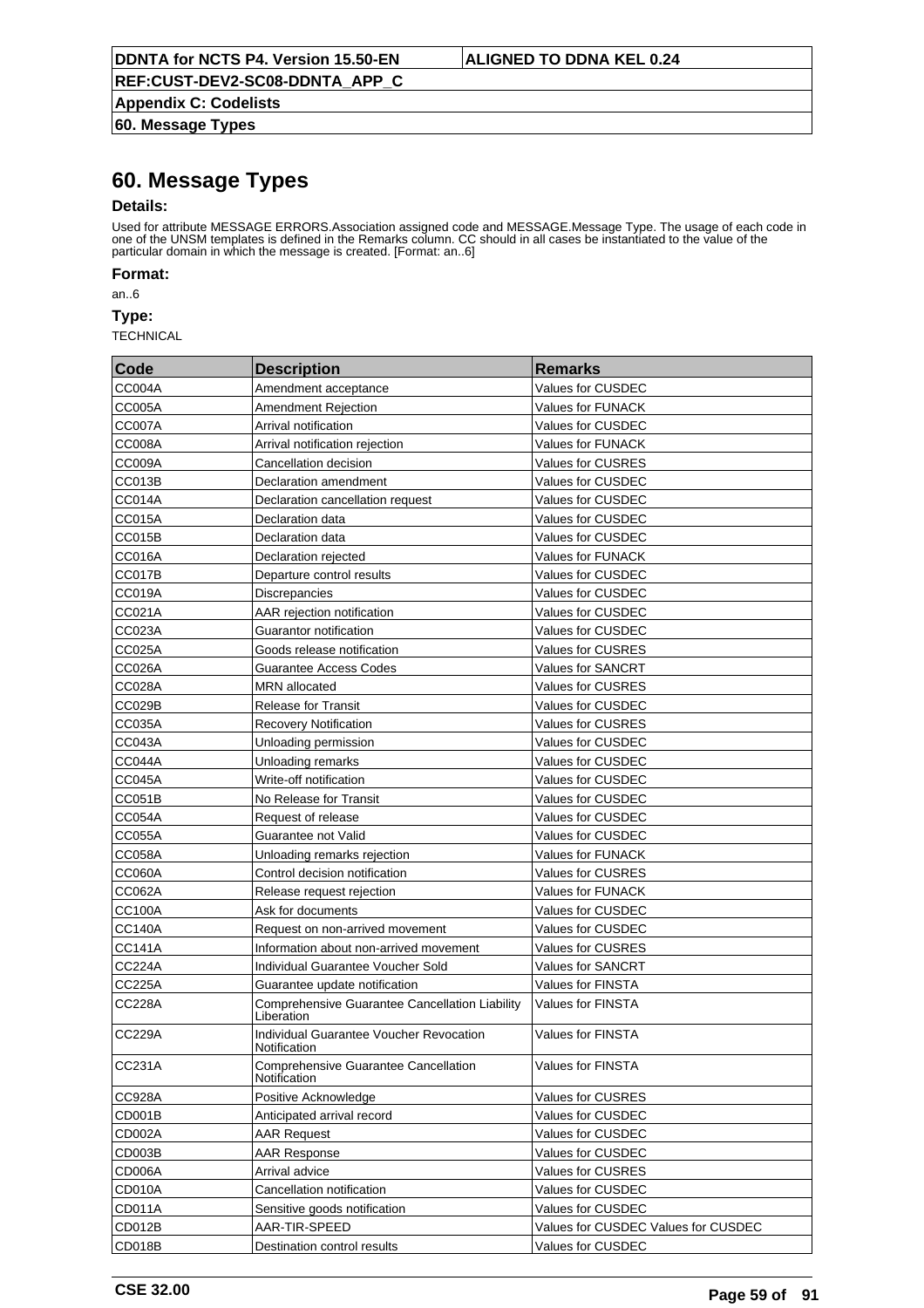# 60. Message Types

### Details:

Used for attribute MESSAGE ERRORS.Association assigned code and MESSAGE.Message Type. The usage of each code in one of the UNSM templates is defined in the Remarks column. CC should in all cases be instantiated to the value of the particular domain in which the message is created. [Format: an..6]

### Format:

an..6

### Type:

TECHNICAL

| Code | Description | Remarks |
|---|---|---|
| CC004A | Amendment acceptance | Values for CUSDEC |
| CC005A | Amendment Rejection | Values for FUNACK |
| CC007A | Arrival notification | Values for CUSDEC |
| CC008A | Arrival notification rejection | Values for FUNACK |
| CC009A | Cancellation decision | Values for CUSRES |
| CC013B | Declaration amendment | Values for CUSDEC |
| CC014A | Declaration cancellation request | Values for CUSDEC |
| CC015A | Declaration data | Values for CUSDEC |
| CC015B | Declaration data | Values for CUSDEC |
| CC016A | Declaration rejected | Values for FUNACK |
| CC017B | Departure control results | Values for CUSDEC |
| CC019A | Discrepancies | Values for CUSDEC |
| CC021A | AAR rejection notification | Values for CUSDEC |
| CC023A | Guarantor notification | Values for CUSDEC |
| CC025A | Goods release notification | Values for CUSRES |
| CC026A | Guarantee Access Codes | Values for SANCRT |
| CC028A | MRN allocated | Values for CUSRES |
| CC029B | Release for Transit | Values for CUSDEC |
| CC035A | Recovery Notification | Values for CUSRES |
| CC043A | Unloading permission | Values for CUSDEC |
| CC044A | Unloading remarks | Values for CUSDEC |
| CC045A | Write-off notification | Values for CUSDEC |
| CC051B | No Release for Transit | Values for CUSDEC |
| CC054A | Request of release | Values for CUSDEC |
| CC055A | Guarantee not Valid | Values for CUSDEC |
| CC058A | Unloading remarks rejection | Values for FUNACK |
| CC060A | Control decision notification | Values for CUSRES |
| CC062A | Release request rejection | Values for FUNACK |
| CC100A | Ask for documents | Values for CUSDEC |
| CC140A | Request on non-arrived movement | Values for CUSDEC |
| CC141A | Information about non-arrived movement | Values for CUSRES |
| CC224A | Individual Guarantee Voucher Sold | Values for SANCRT |
| CC225A | Guarantee update notification | Values for FINSTA |
| CC228A | Comprehensive Guarantee Cancellation Liability Liberation | Values for FINSTA |
| CC229A | Individual Guarantee Voucher Revocation Notification | Values for FINSTA |
| CC231A | Comprehensive Guarantee Cancellation Notification | Values for FINSTA |
| CC928A | Positive Acknowledge | Values for CUSRES |
| CD001B | Anticipated arrival record | Values for CUSDEC |
| CD002A | AAR Request | Values for CUSDEC |
| CD003B | AAR Response | Values for CUSDEC |
| CD006A | Arrival advice | Values for CUSRES |
| CD010A | Cancellation notification | Values for CUSDEC |
| CD011A | Sensitive goods notification | Values for CUSDEC |
| CD012B | AAR-TIR-SPEED | Values for CUSDEC Values for CUSDEC |
| CD018B | Destination control results | Values for CUSDEC |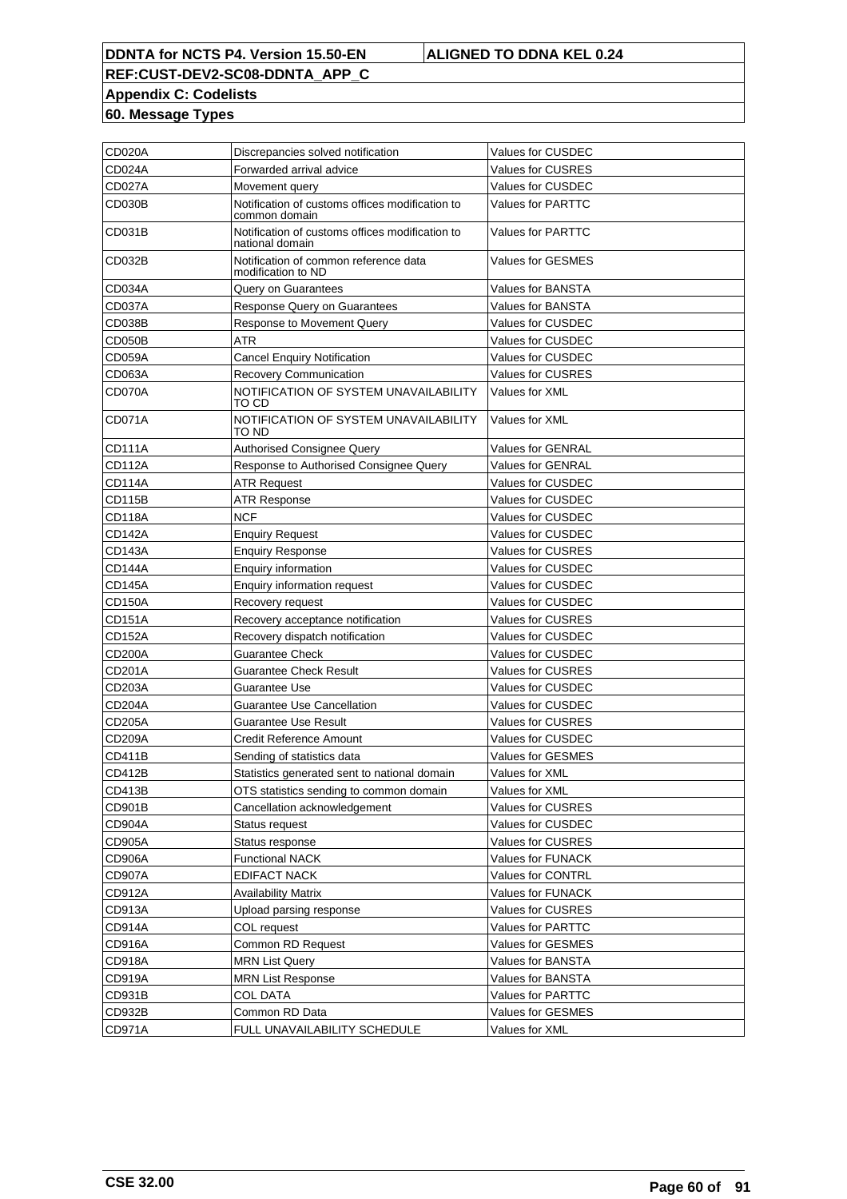**Appendix C: Codelists**

**60. Message Types**

| | | |
|---|---|---|
| CD020A | Discrepancies solved notification | Values for CUSDEC |
| CD024A | Forwarded arrival advice | Values for CUSRES |
| CD027A | Movement query | Values for CUSDEC |
| CD030B | Notification of customs offices modification to common domain | Values for PARTTC |
| CD031B | Notification of customs offices modification to national domain | Values for PARTTC |
| CD032B | Notification of common reference data modification to ND | Values for GESMES |
| CD034A | Query on Guarantees | Values for BANSTA |
| CD037A | Response Query on Guarantees | Values for BANSTA |
| CD038B | Response to Movement Query | Values for CUSDEC |
| CD050B | ATR | Values for CUSDEC |
| CD059A | Cancel Enquiry Notification | Values for CUSDEC |
| CD063A | Recovery Communication | Values for CUSRES |
| CD070A | NOTIFICATION OF SYSTEM UNAVAILABILITY TO CD | Values for XML |
| CD071A | NOTIFICATION OF SYSTEM UNAVAILABILITY TO ND | Values for XML |
| CD111A | Authorised Consignee Query | Values for GENRAL |
| CD112A | Response to Authorised Consignee Query | Values for GENRAL |
| CD114A | ATR Request | Values for CUSDEC |
| CD115B | ATR Response | Values for CUSDEC |
| CD118A | NCF | Values for CUSDEC |
| CD142A | Enquiry Request | Values for CUSDEC |
| CD143A | Enquiry Response | Values for CUSRES |
| CD144A | Enquiry information | Values for CUSDEC |
| CD145A | Enquiry information request | Values for CUSDEC |
| CD150A | Recovery request | Values for CUSDEC |
| CD151A | Recovery acceptance notification | Values for CUSRES |
| CD152A | Recovery dispatch notification | Values for CUSDEC |
| CD200A | Guarantee Check | Values for CUSDEC |
| CD201A | Guarantee Check Result | Values for CUSRES |
| CD203A | Guarantee Use | Values for CUSDEC |
| CD204A | Guarantee Use Cancellation | Values for CUSDEC |
| CD205A | Guarantee Use Result | Values for CUSRES |
| CD209A | Credit Reference Amount | Values for CUSDEC |
| CD411B | Sending of statistics data | Values for GESMES |
| CD412B | Statistics generated sent to national domain | Values for XML |
| CD413B | OTS statistics sending to common domain | Values for XML |
| CD901B | Cancellation acknowledgement | Values for CUSRES |
| CD904A | Status request | Values for CUSDEC |
| CD905A | Status response | Values for CUSRES |
| CD906A | Functional NACK | Values for FUNACK |
| CD907A | EDIFACT NACK | Values for CONTRL |
| CD912A | Availability Matrix | Values for FUNACK |
| CD913A | Upload parsing response | Values for CUSRES |
| CD914A | COL request | Values for PARTTC |
| CD916A | Common RD Request | Values for GESMES |
| CD918A | MRN List Query | Values for BANSTA |
| CD919A | MRN List Response | Values for BANSTA |
| CD931B | COL DATA | Values for PARTTC |
| CD932B | Common RD Data | Values for GESMES |
| CD971A | FULL UNAVAILABILITY SCHEDULE | Values for XML |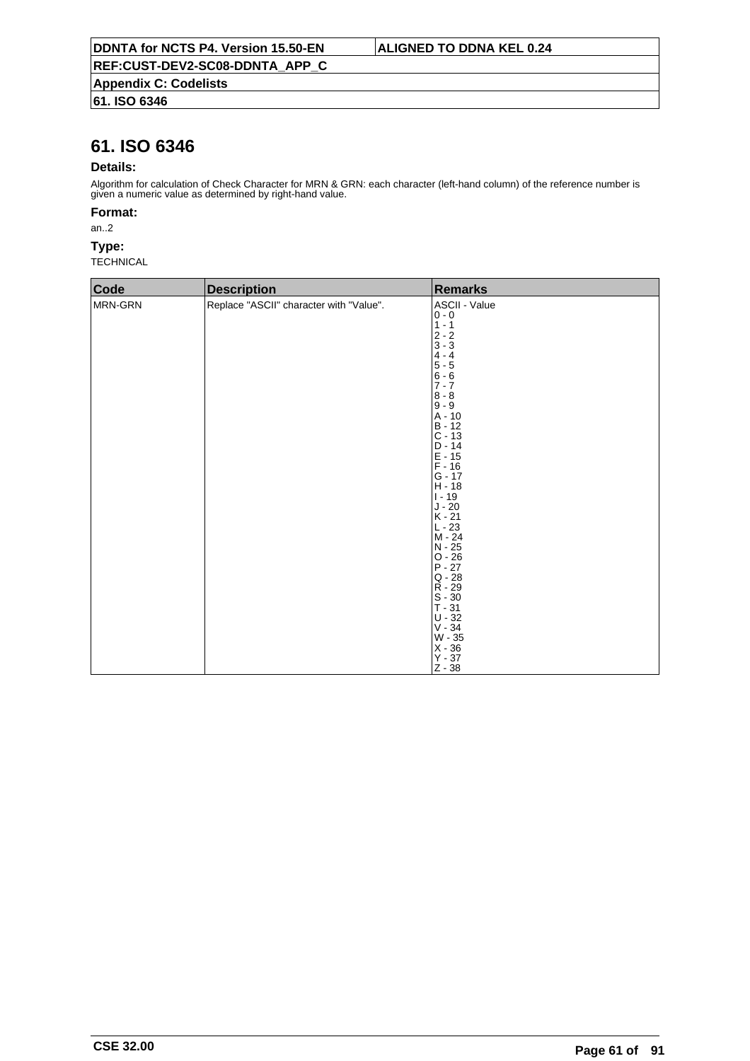# 61. ISO 6346

### Details:

Algorithm for calculation of Check Character for MRN & GRN: each character (left-hand column) of the reference number is given a numeric value as determined by right-hand value.

### Format:

an..2

### Type:

TECHNICAL

| Code | Description | Remarks |
|---|---|---|
| MRN-GRN | Replace "ASCII" character with "Value". | ASCII - Value<br>0 - 0<br>1 - 1<br>2 - 2<br>3 - 3<br>4 - 4<br>5 - 5<br>6 - 6<br>7 - 7<br>8 - 8<br>9 - 9<br>A - 10<br>B - 12<br>C - 13<br>D - 14<br>E - 15<br>F - 16<br>G - 17<br>H - 18<br>I - 19<br>J - 20<br>K - 21<br>L - 23<br>M - 24<br>N - 25<br>O - 26<br>P - 27<br>Q - 28<br>R - 29<br>S - 30<br>T - 31<br>U - 32<br>V - 34<br>W - 35<br>X - 36<br>Y - 37<br>Z - 38 |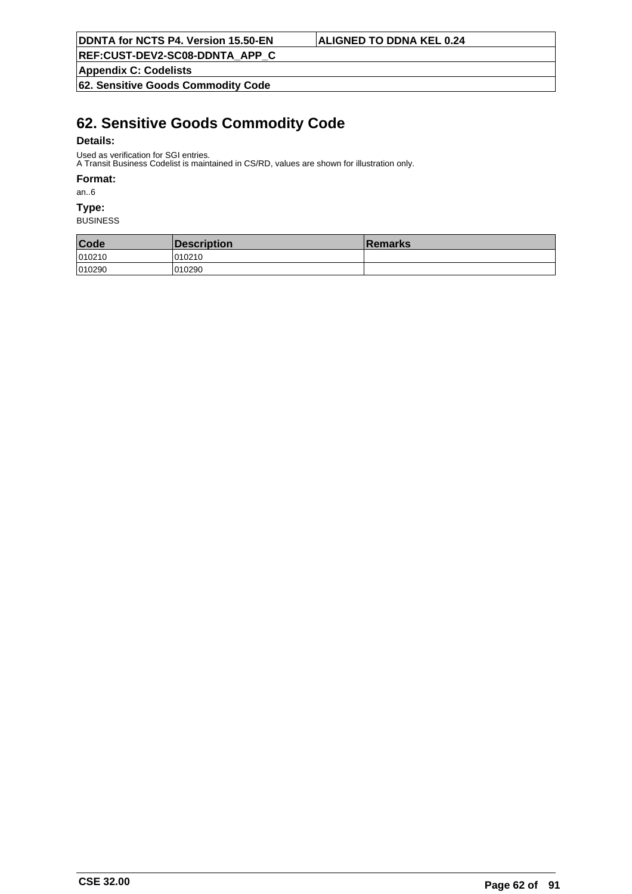# 62. Sensitive Goods Commodity Code

**Details:**

Used as verification for SGI entries.
A Transit Business Codelist is maintained in CS/RD, values are shown for illustration only.

**Format:**

an..6

**Type:**

BUSINESS

| Code | Description | Remarks |
|---|---|---|
| 010210 | 010210 | |
| 010290 | 010290 | |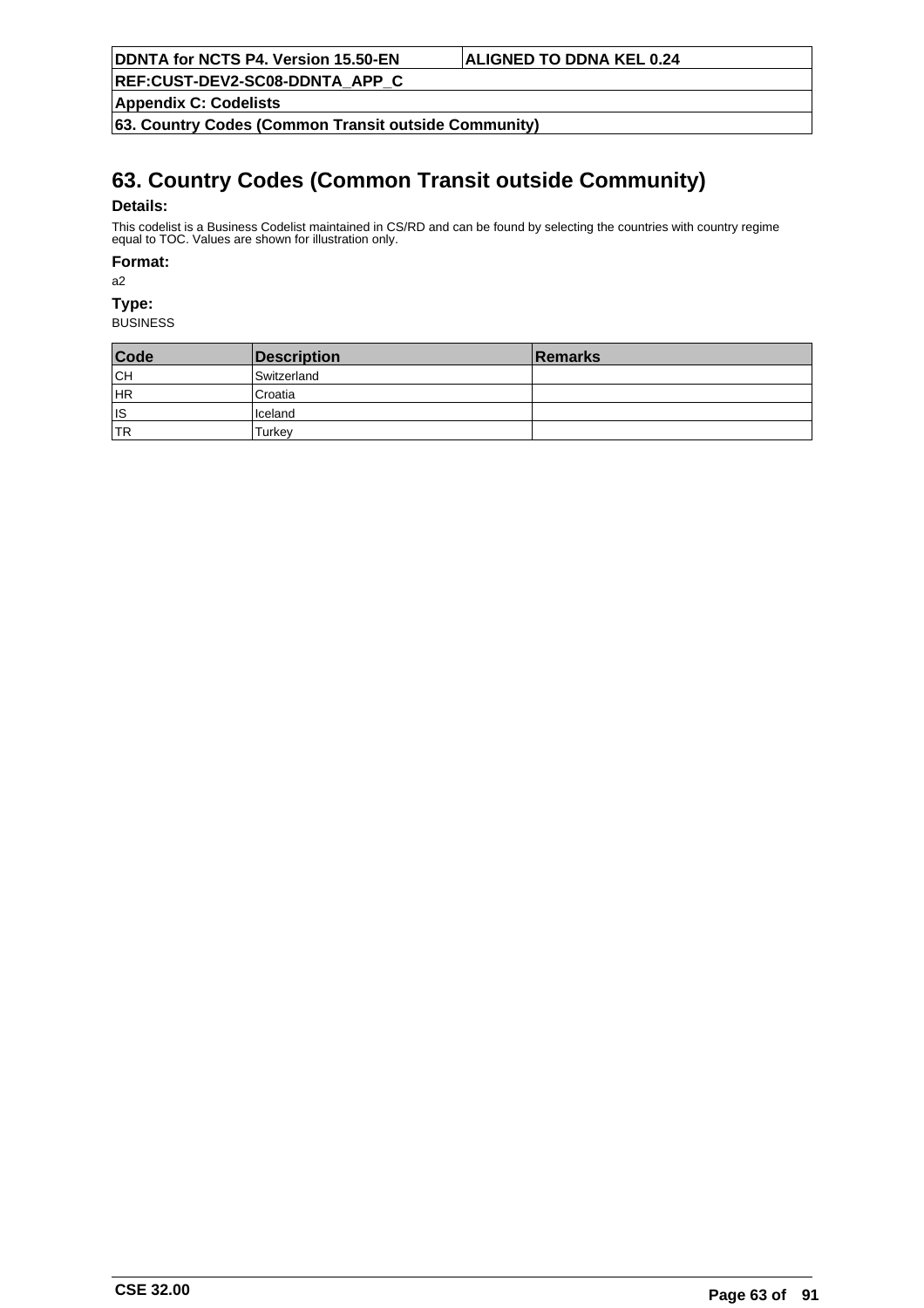# 63. Country Codes (Common Transit outside Community)

**Details:**

This codelist is a Business Codelist maintained in CS/RD and can be found by selecting the countries with country regime equal to TOC. Values are shown for illustration only.

**Format:**

a2

**Type:**

BUSINESS

| Code | Description | Remarks |
|---|---|---|
| CH | Switzerland | |
| HR | Croatia | |
| IS | Iceland | |
| TR | Turkey | |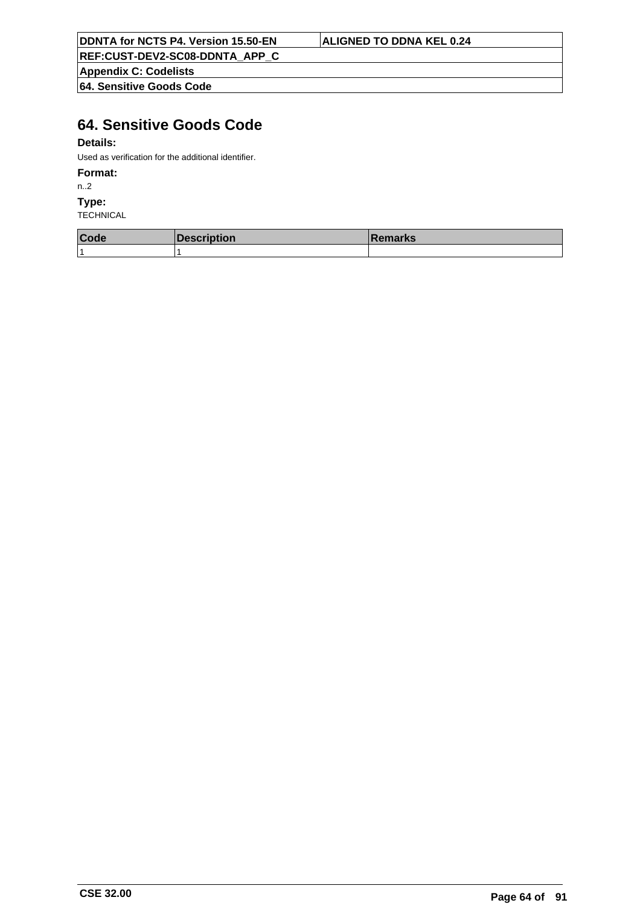# 64. Sensitive Goods Code

**Details:**

Used as verification for the additional identifier.

**Format:**

n..2

**Type:**

TECHNICAL

| Code | Description | Remarks |
|---|---|---|
| 1 | 1 | |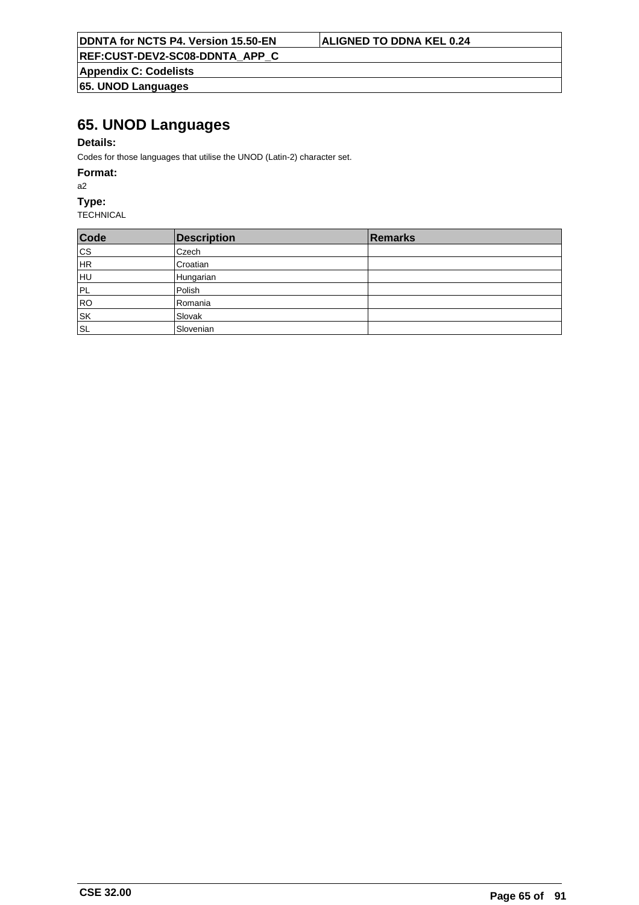# 65. UNOD Languages

**Details:**

Codes for those languages that utilise the UNOD (Latin-2) character set.

**Format:**

a2

**Type:**

TECHNICAL

| Code | Description | Remarks |
| --- | --- | --- |
| CS | Czech | |
| HR | Croatian | |
| HU | Hungarian | |
| PL | Polish | |
| RO | Romania | |
| SK | Slovak | |
| SL | Slovenian | |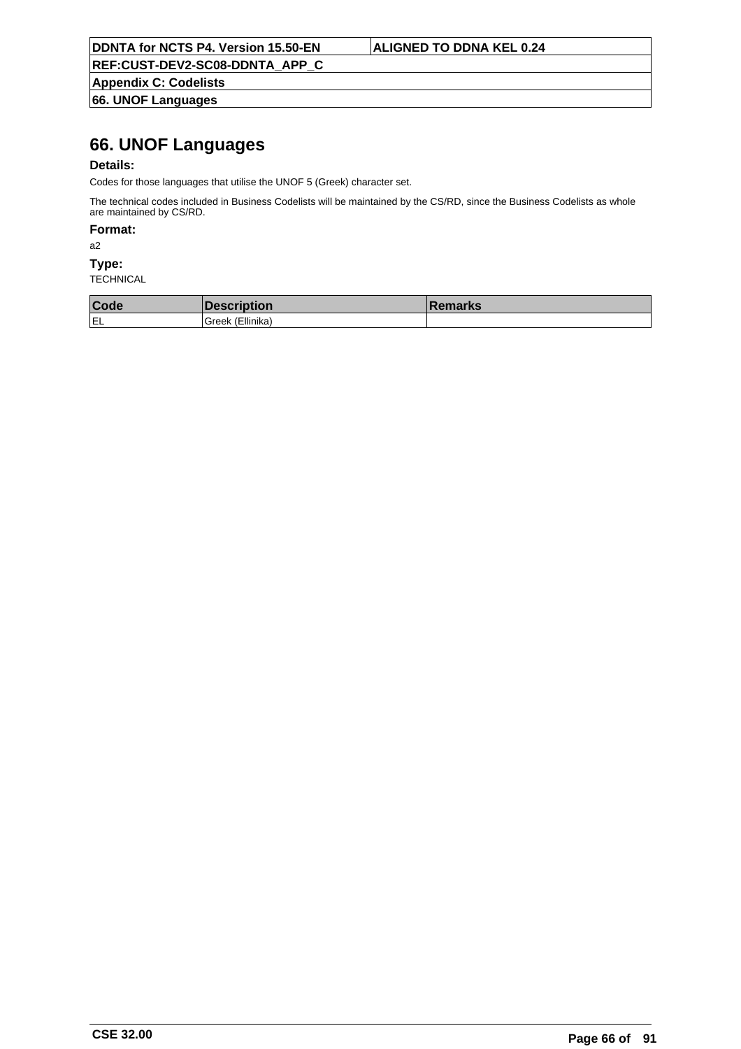# 66. UNOF Languages

**Details:**

Codes for those languages that utilise the UNOF 5 (Greek) character set.

The technical codes included in Business Codelists will be maintained by the CS/RD, since the Business Codelists as whole are maintained by CS/RD.

**Format:**

a2

**Type:**

TECHNICAL

| Code | Description | Remarks |
|---|---|---|
| EL | Greek (Ellinika) | |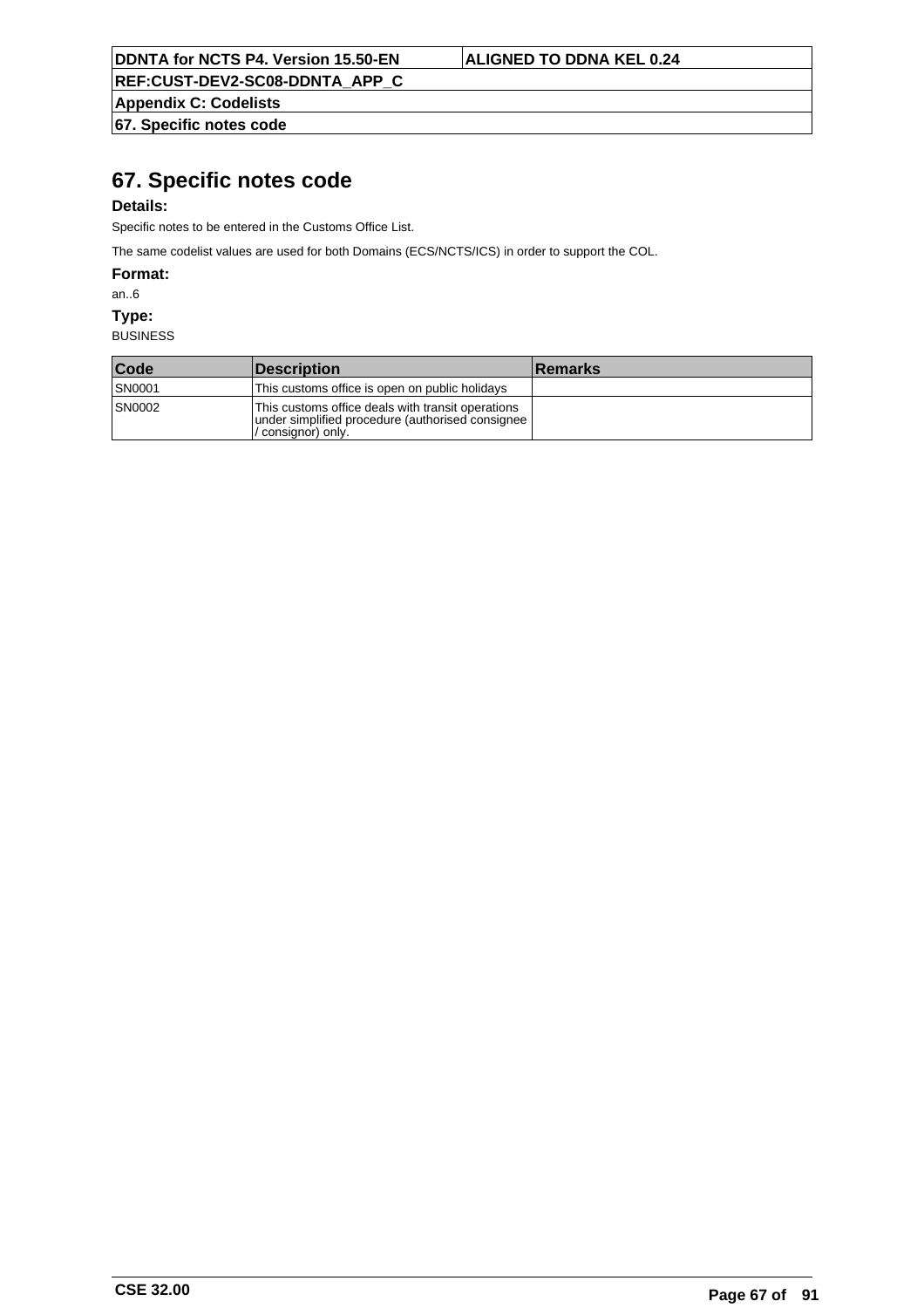# 67. Specific notes code

**Details:**

Specific notes to be entered in the Customs Office List.

The same codelist values are used for both Domains (ECS/NCTS/ICS) in order to support the COL.

**Format:**

an..6

**Type:**

BUSINESS

| Code | Description | Remarks |
| --- | --- | --- |
| SN0001 | This customs office is open on public holidays | |
| SN0002 | This customs office deals with transit operations under simplified procedure (authorised consignee / consignor) only. | |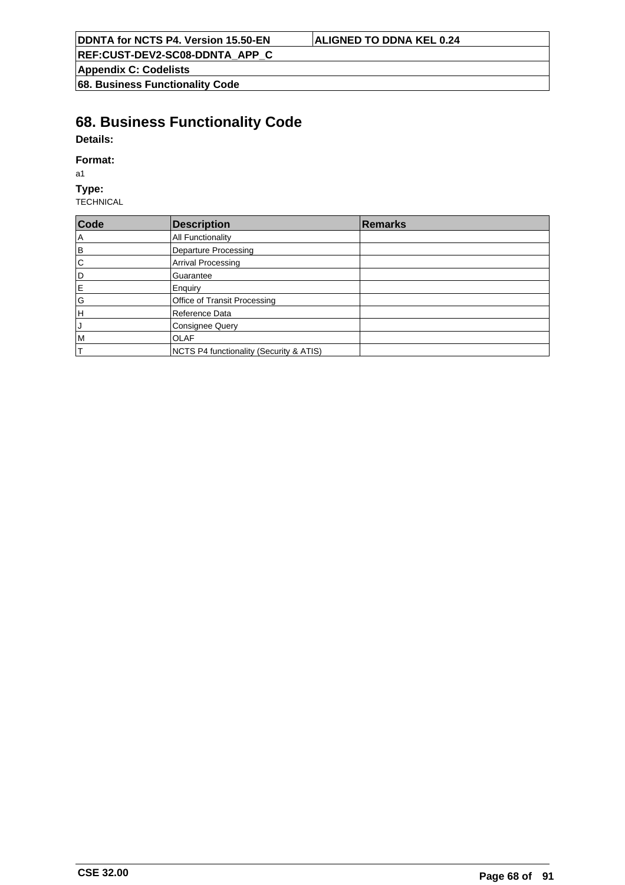# 68. Business Functionality Code

**Details:**

**Format:**

a1

**Type:**

TECHNICAL

| Code | Description | Remarks |
|---|---|---|
| A | All Functionality | |
| B | Departure Processing | |
| C | Arrival Processing | |
| D | Guarantee | |
| E | Enquiry | |
| G | Office of Transit Processing | |
| H | Reference Data | |
| J | Consignee Query | |
| M | OLAF | |
| T | NCTS P4 functionality (Security & ATIS) | |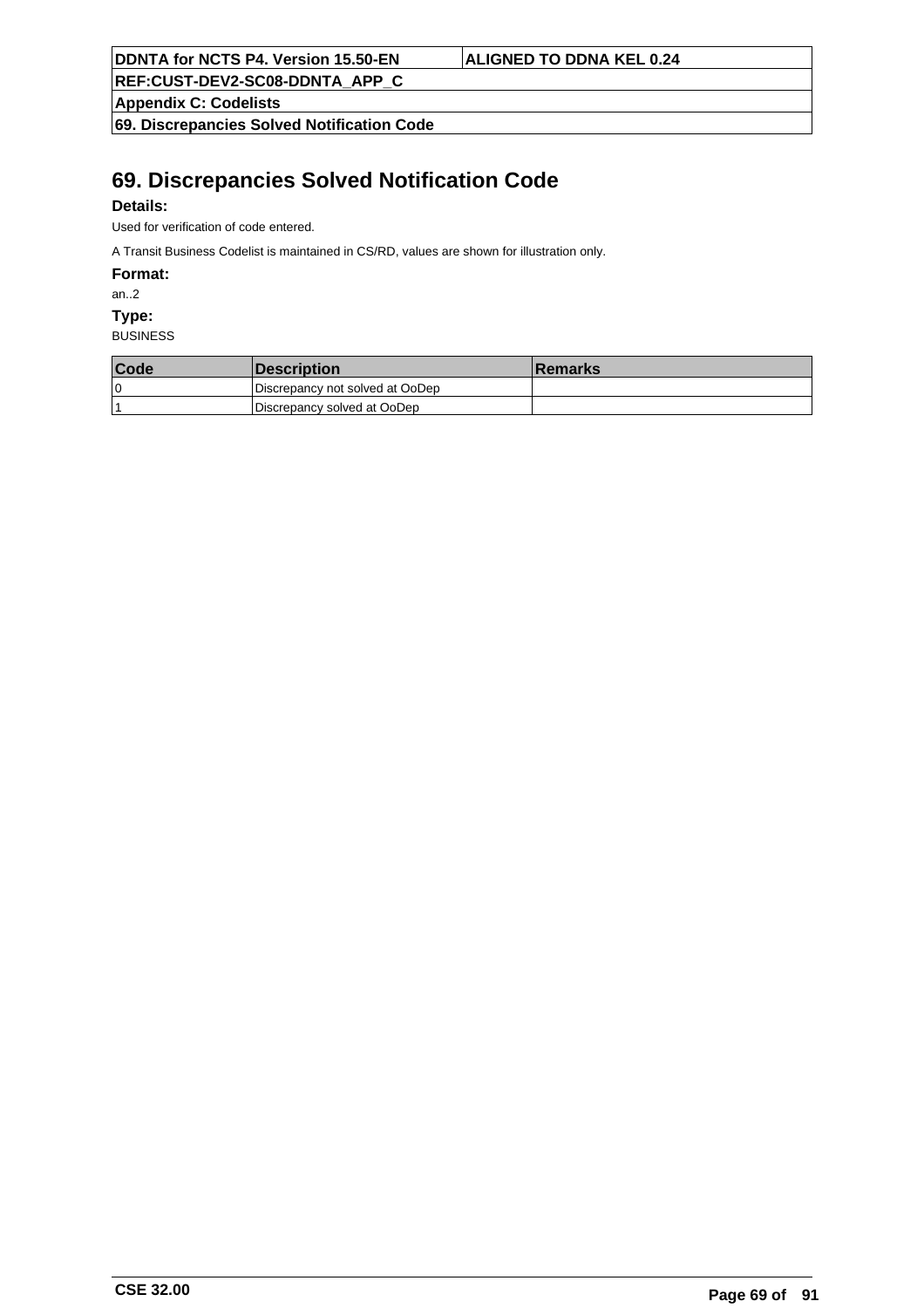# 69. Discrepancies Solved Notification Code

**Details:**

Used for verification of code entered.

A Transit Business Codelist is maintained in CS/RD, values are shown for illustration only.

**Format:**

an..2

**Type:**

BUSINESS

| Code | Description | Remarks |
|---|---|---|
| 0 | Discrepancy not solved at OoDep | |
| 1 | Discrepancy solved at OoDep | |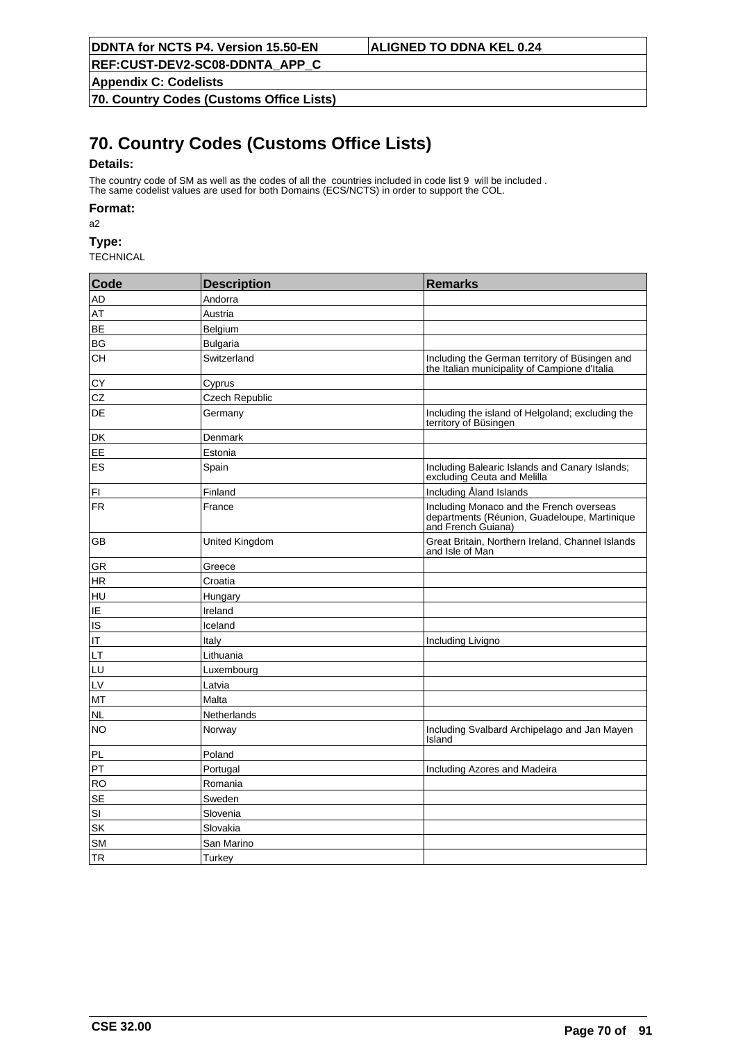# 70. Country Codes (Customs Office Lists)

**Details:**

The country code of SM as well as the codes of all the countries included in code list 9 will be included .
The same codelist values are used for both Domains (ECS/NCTS) in order to support the COL.

**Format:**

a2

**Type:**

TECHNICAL

| Code | Description | Remarks |
|---|---|---|
| AD | Andorra | |
| AT | Austria | |
| BE | Belgium | |
| BG | Bulgaria | |
| CH | Switzerland | Including the German territory of Büsingen and the Italian municipality of Campione d'Italia |
| CY | Cyprus | |
| CZ | Czech Republic | |
| DE | Germany | Including the island of Helgoland; excluding the territory of Büsingen |
| DK | Denmark | |
| EE | Estonia | |
| ES | Spain | Including Balearic Islands and Canary Islands; excluding Ceuta and Melilla |
| FI | Finland | Including Åland Islands |
| FR | France | Including Monaco and the French overseas departments (Réunion, Guadeloupe, Martinique and French Guiana) |
| GB | United Kingdom | Great Britain, Northern Ireland, Channel Islands and Isle of Man |
| GR | Greece | |
| HR | Croatia | |
| HU | Hungary | |
| IE | Ireland | |
| IS | Iceland | |
| IT | Italy | Including Livigno |
| LT | Lithuania | |
| LU | Luxembourg | |
| LV | Latvia | |
| MT | Malta | |
| NL | Netherlands | |
| NO | Norway | Including Svalbard Archipelago and Jan Mayen Island |
| PL | Poland | |
| PT | Portugal | Including Azores and Madeira |
| RO | Romania | |
| SE | Sweden | |
| SI | Slovenia | |
| SK | Slovakia | |
| SM | San Marino | |
| TR | Turkey | |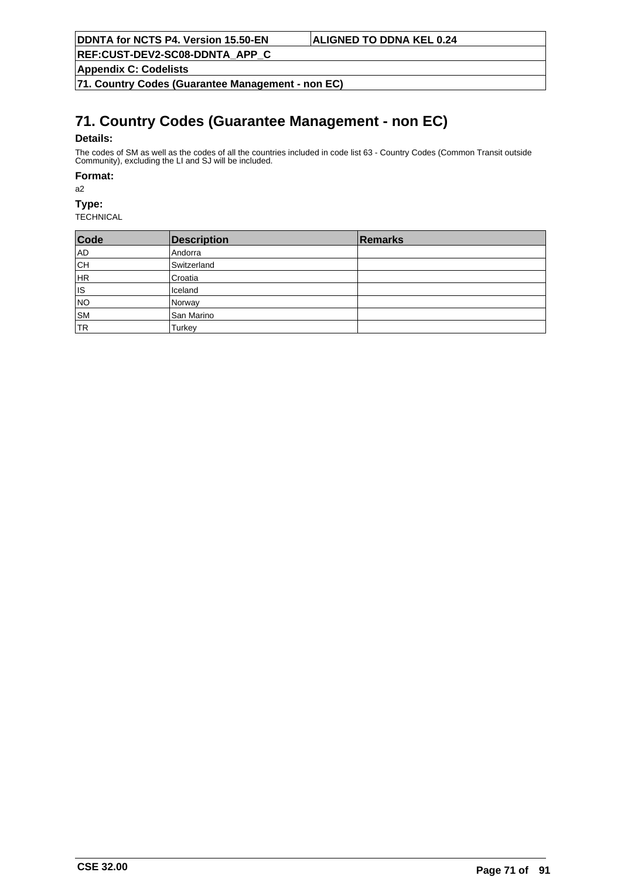# 71. Country Codes (Guarantee Management - non EC)

**Details:**

The codes of SM as well as the codes of all the countries included in code list 63 - Country Codes (Common Transit outside Community), excluding the LI and SJ will be included.

**Format:**

a2

**Type:**

TECHNICAL

| Code | Description | Remarks |
|---|---|---|
| AD | Andorra | |
| CH | Switzerland | |
| HR | Croatia | |
| IS | Iceland | |
| NO | Norway | |
| SM | San Marino | |
| TR | Turkey | |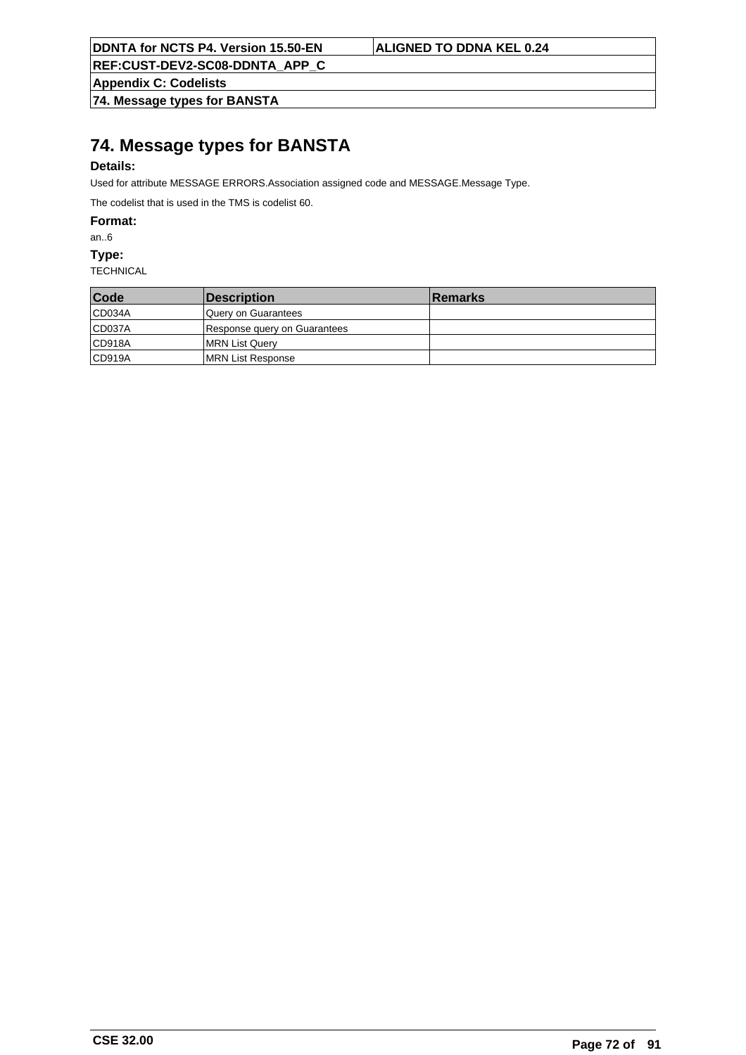# 74. Message types for BANSTA

**Details:**

Used for attribute MESSAGE ERRORS.Association assigned code and MESSAGE.Message Type.

The codelist that is used in the TMS is codelist 60.

**Format:**

an..6

**Type:**

TECHNICAL

| Code | Description | Remarks |
|---|---|---|
| CD034A | Query on Guarantees | |
| CD037A | Response query on Guarantees | |
| CD918A | MRN List Query | |
| CD919A | MRN List Response | |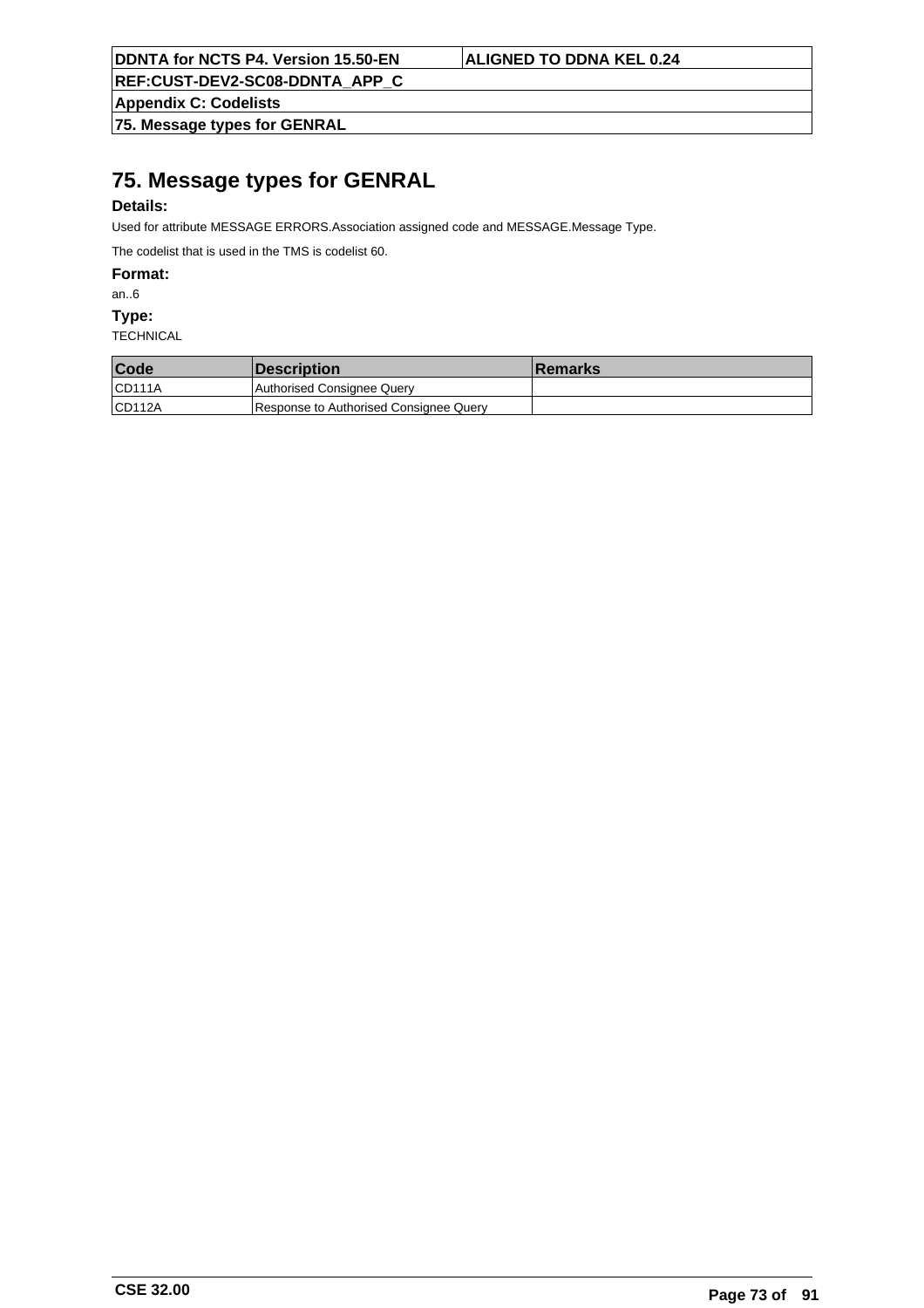# 75. Message types for GENRAL

**Details:**

Used for attribute MESSAGE ERRORS.Association assigned code and MESSAGE.Message Type.

The codelist that is used in the TMS is codelist 60.

**Format:**

an..6

**Type:**

TECHNICAL

| Code | Description | Remarks |
|---|---|---|
| CD111A | Authorised Consignee Query | |
| CD112A | Response to Authorised Consignee Query | |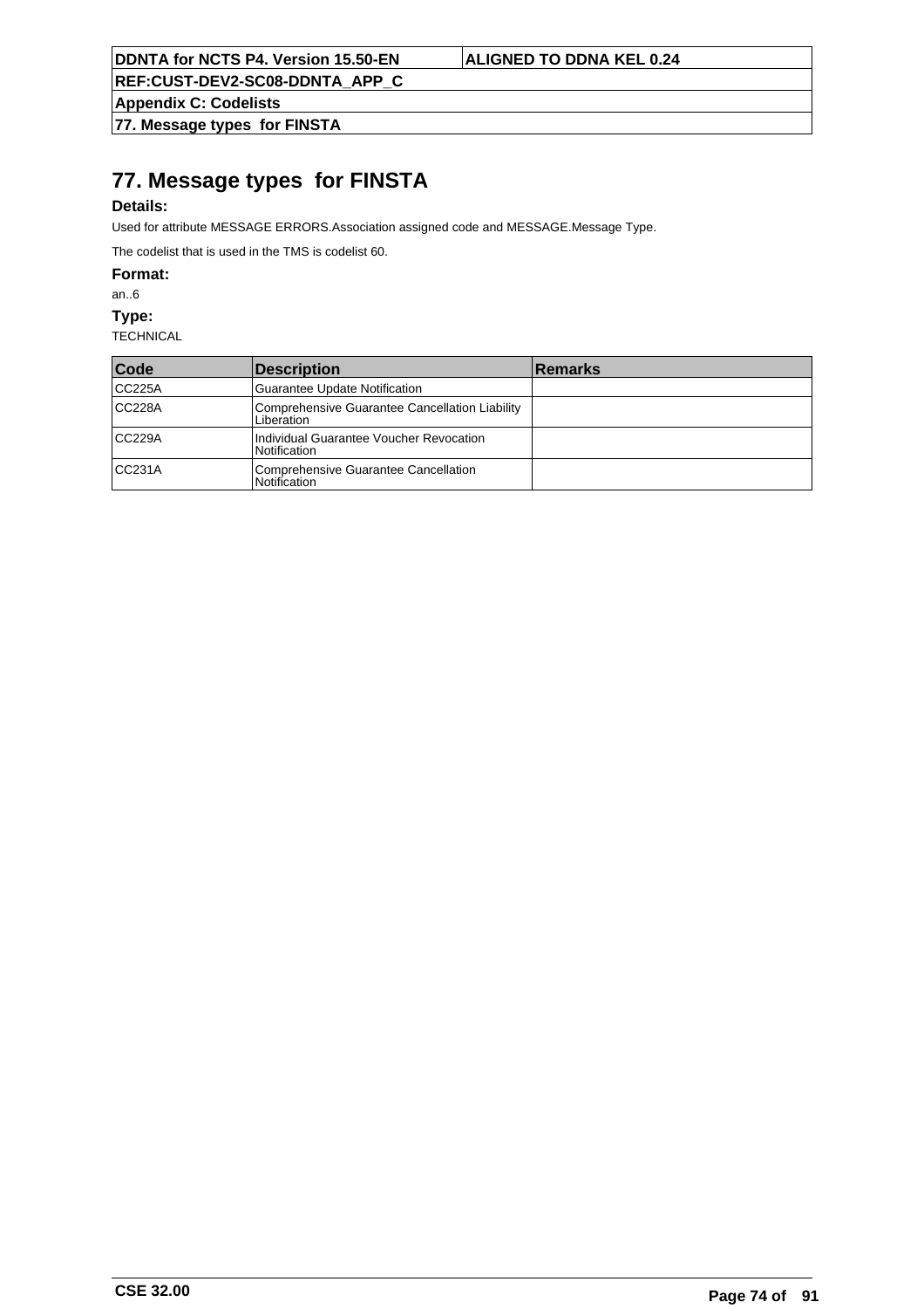# 77. Message types  for FINSTA

**Details:**

Used for attribute MESSAGE ERRORS.Association assigned code and MESSAGE.Message Type.

The codelist that is used in the TMS is codelist 60.

**Format:**

an..6

**Type:**

TECHNICAL

| Code | Description | Remarks |
|---|---|---|
| CC225A | Guarantee Update Notification | |
| CC228A | Comprehensive Guarantee Cancellation Liability Liberation | |
| CC229A | Individual Guarantee Voucher Revocation Notification | |
| CC231A | Comprehensive Guarantee Cancellation Notification | |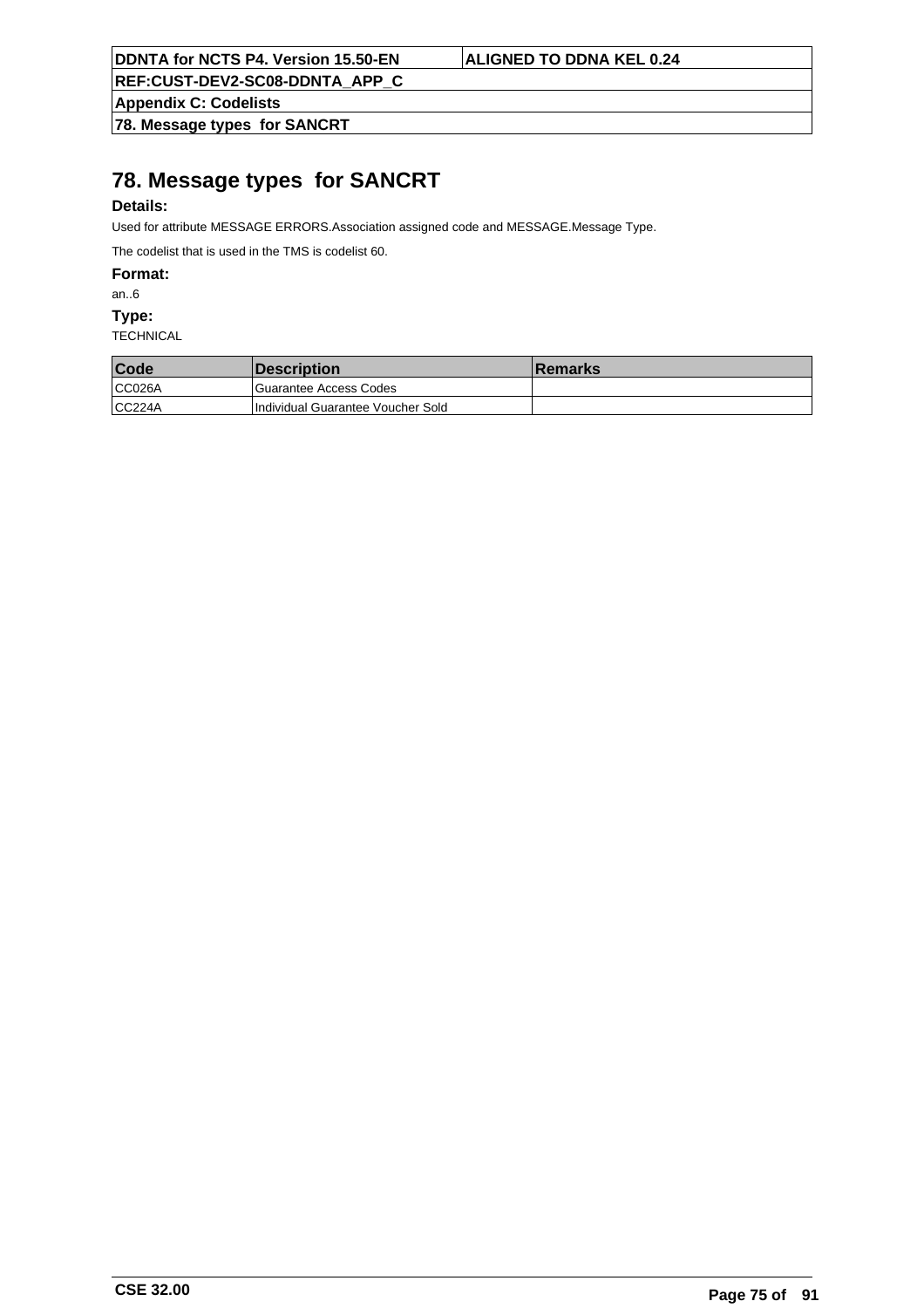# 78. Message types for SANCRT

**Details:**

Used for attribute MESSAGE ERRORS.Association assigned code and MESSAGE.Message Type.

The codelist that is used in the TMS is codelist 60.

**Format:**

an..6

**Type:**

TECHNICAL

| Code | Description | Remarks |
|---|---|---|
| CC026A | Guarantee Access Codes | |
| CC224A | Individual Guarantee Voucher Sold | |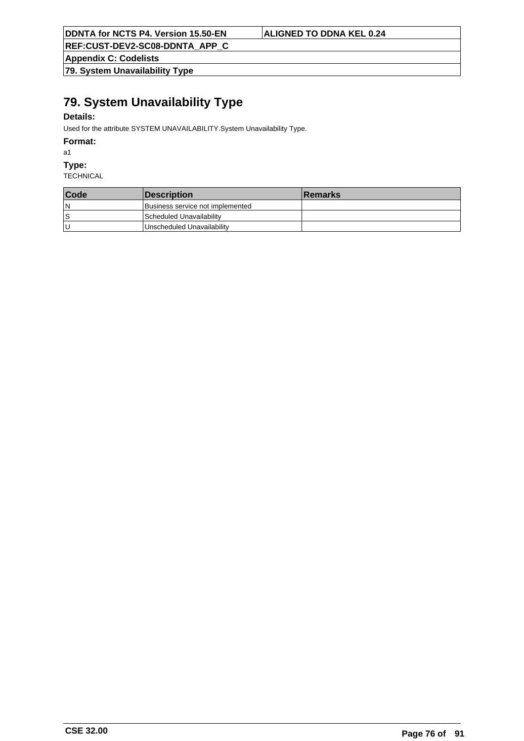# 79. System Unavailability Type

**Details:**

Used for the attribute SYSTEM UNAVAILABILITY.System Unavailability Type.

**Format:**

a1

**Type:**

TECHNICAL

| Code | Description | Remarks |
|---|---|---|
| N | Business service not implemented | |
| S | Scheduled Unavailability | |
| U | Unscheduled Unavailability | |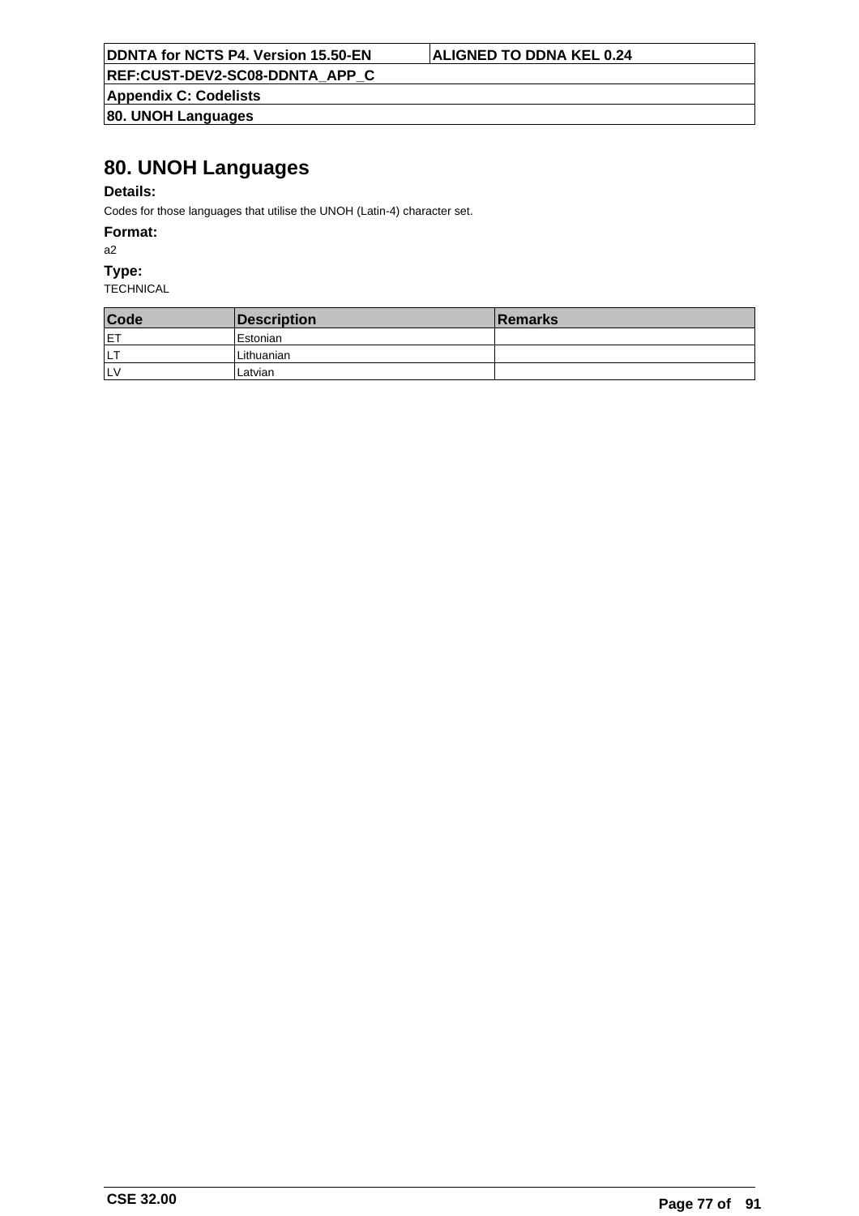# 80. UNOH Languages

**Details:**

Codes for those languages that utilise the UNOH (Latin-4) character set.

**Format:**

a2

**Type:**

TECHNICAL

| Code | Description | Remarks |
|---|---|---|
| ET | Estonian | |
| LT | Lithuanian | |
| LV | Latvian | |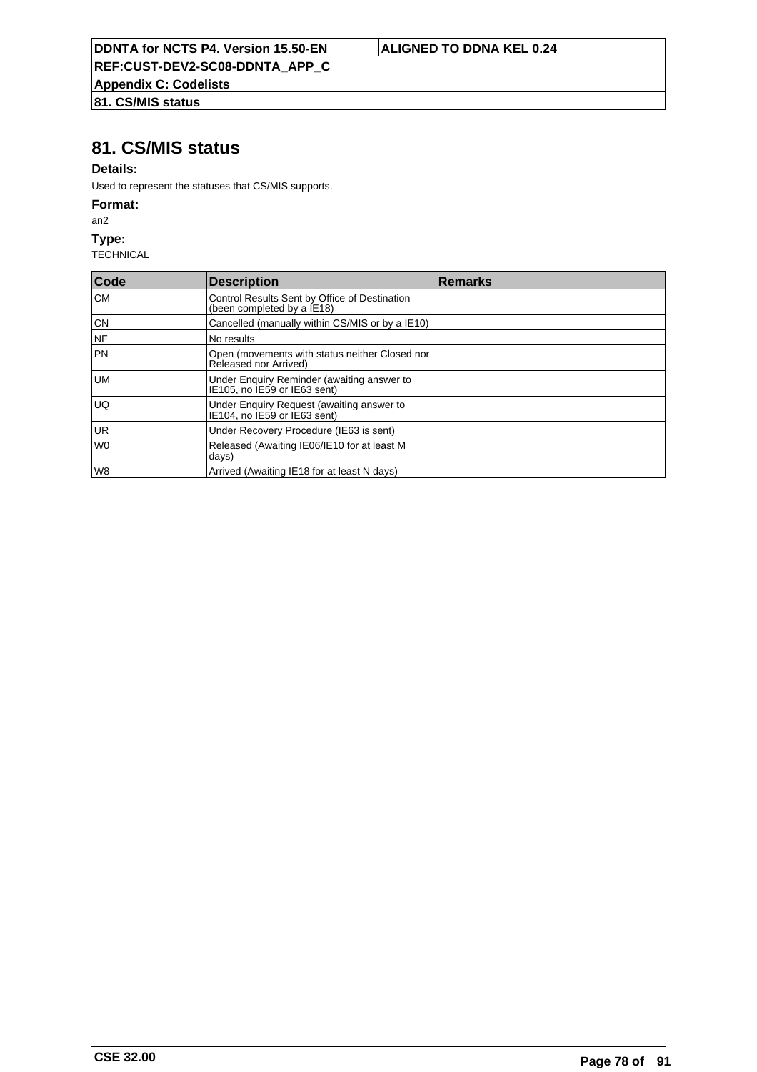# 81. CS/MIS status

**Details:**

Used to represent the statuses that CS/MIS supports.

**Format:**

an2

**Type:**

TECHNICAL

| Code | Description | Remarks |
| --- | --- | --- |
| CM | Control Results Sent by Office of Destination (been completed by a IE18) | |
| CN | Cancelled (manually within CS/MIS or by a IE10) | |
| NF | No results | |
| PN | Open (movements with status neither Closed nor Released nor Arrived) | |
| UM | Under Enquiry Reminder (awaiting answer to IE105, no IE59 or IE63 sent) | |
| UQ | Under Enquiry Request (awaiting answer to IE104, no IE59 or IE63 sent) | |
| UR | Under Recovery Procedure (IE63 is sent) | |
| W0 | Released (Awaiting IE06/IE10 for at least M days) | |
| W8 | Arrived (Awaiting IE18 for at least N days) | |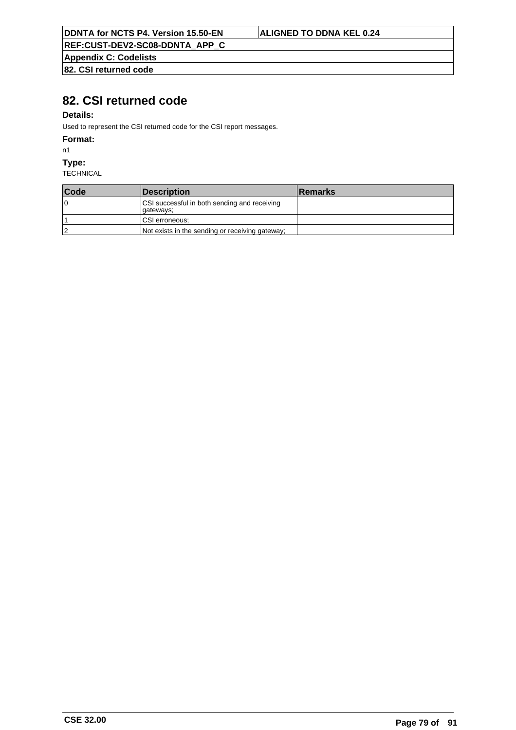# 82. CSI returned code

**Details:**

Used to represent the CSI returned code for the CSI report messages.

**Format:**

n1

**Type:**

TECHNICAL

| Code | Description | Remarks |
|---|---|---|
| 0 | CSI successful in both sending and receiving gateways; | |
| 1 | CSI erroneous; | |
| 2 | Not exists in the sending or receiving gateway; | |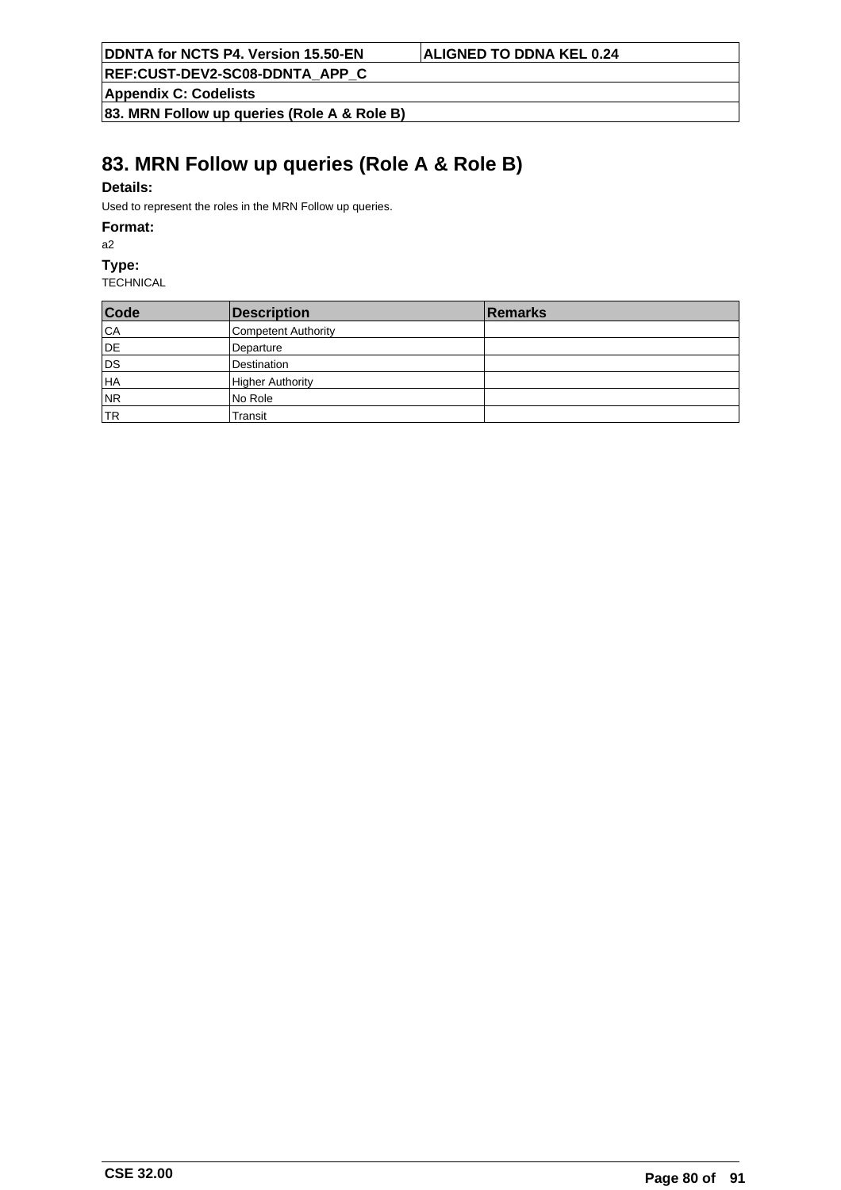# 83. MRN Follow up queries (Role A & Role B)

**Details:**

Used to represent the roles in the MRN Follow up queries.

**Format:**

a2

**Type:**

TECHNICAL

| Code | Description | Remarks |
|---|---|---|
| CA | Competent Authority | |
| DE | Departure | |
| DS | Destination | |
| HA | Higher Authority | |
| NR | No Role | |
| TR | Transit | |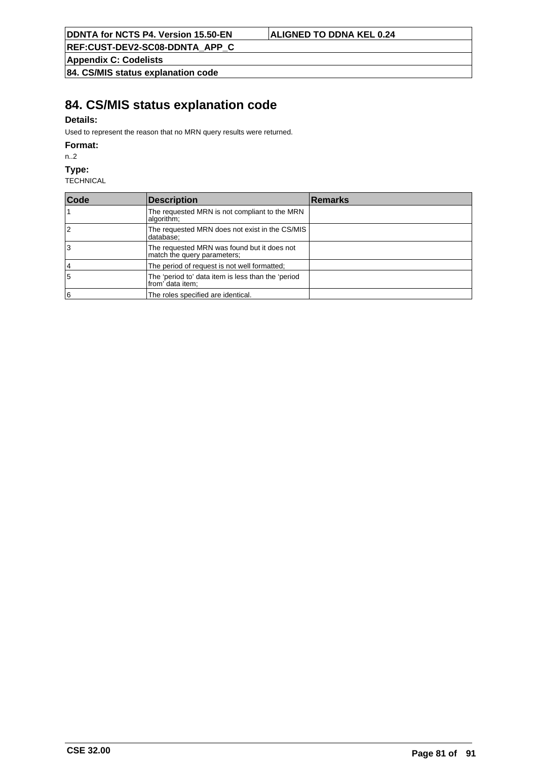# 84. CS/MIS status explanation code

**Details:**

Used to represent the reason that no MRN query results were returned.

**Format:**

n..2

**Type:**

TECHNICAL

| Code | Description | Remarks |
|---|---|---|
| 1 | The requested MRN is not compliant to the MRN algorithm; | |
| 2 | The requested MRN does not exist in the CS/MIS database; | |
| 3 | The requested MRN was found but it does not match the query parameters; | |
| 4 | The period of request is not well formatted; | |
| 5 | The ‘period to’ data item is less than the ‘period from’ data item; | |
| 6 | The roles specified are identical. | |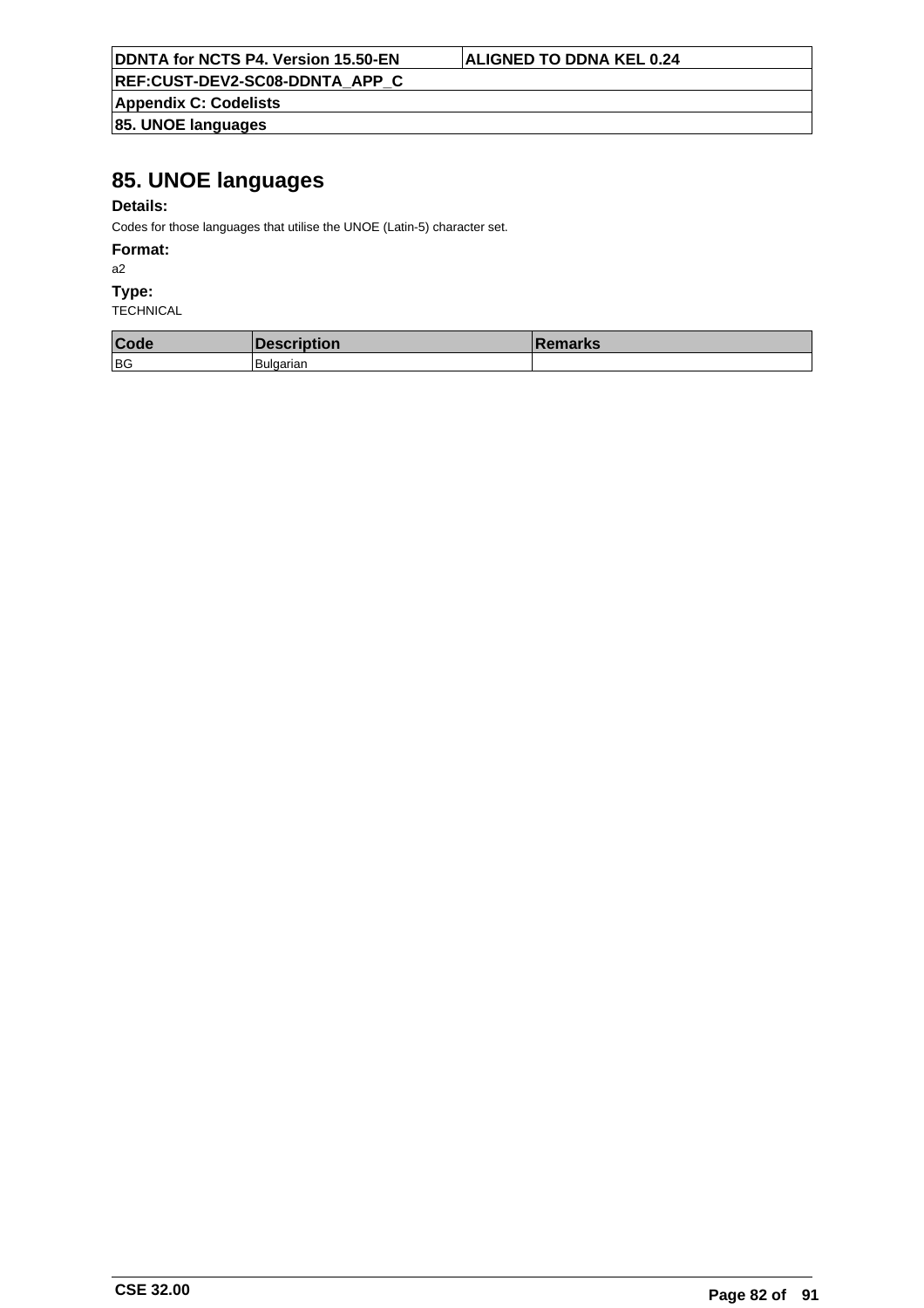# 85. UNOE languages

**Details:**

Codes for those languages that utilise the UNOE (Latin-5) character set.

**Format:**

a2

**Type:**

TECHNICAL

| Code | Description | Remarks |
| --- | --- | --- |
| BG | Bulgarian | |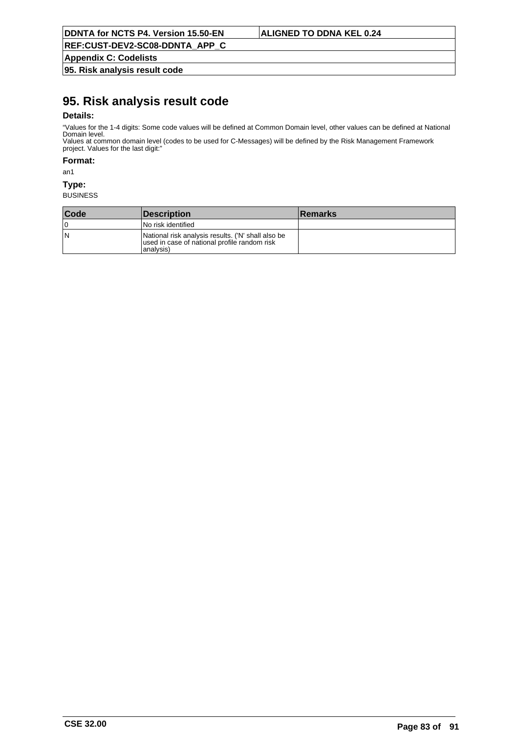# 95. Risk analysis result code

**Details:**

“Values for the 1-4 digits: Some code values will be defined at Common Domain level, other values can be defined at National Domain level.
Values at common domain level (codes to be used for C-Messages) will be defined by the Risk Management Framework project. Values for the last digit:”

**Format:**

an1

**Type:**

BUSINESS

| Code | Description | Remarks |
| --- | --- | --- |
| 0 | No risk identified | |
| N | National risk analysis results. ('N' shall also be used in case of national profile random risk analysis) | |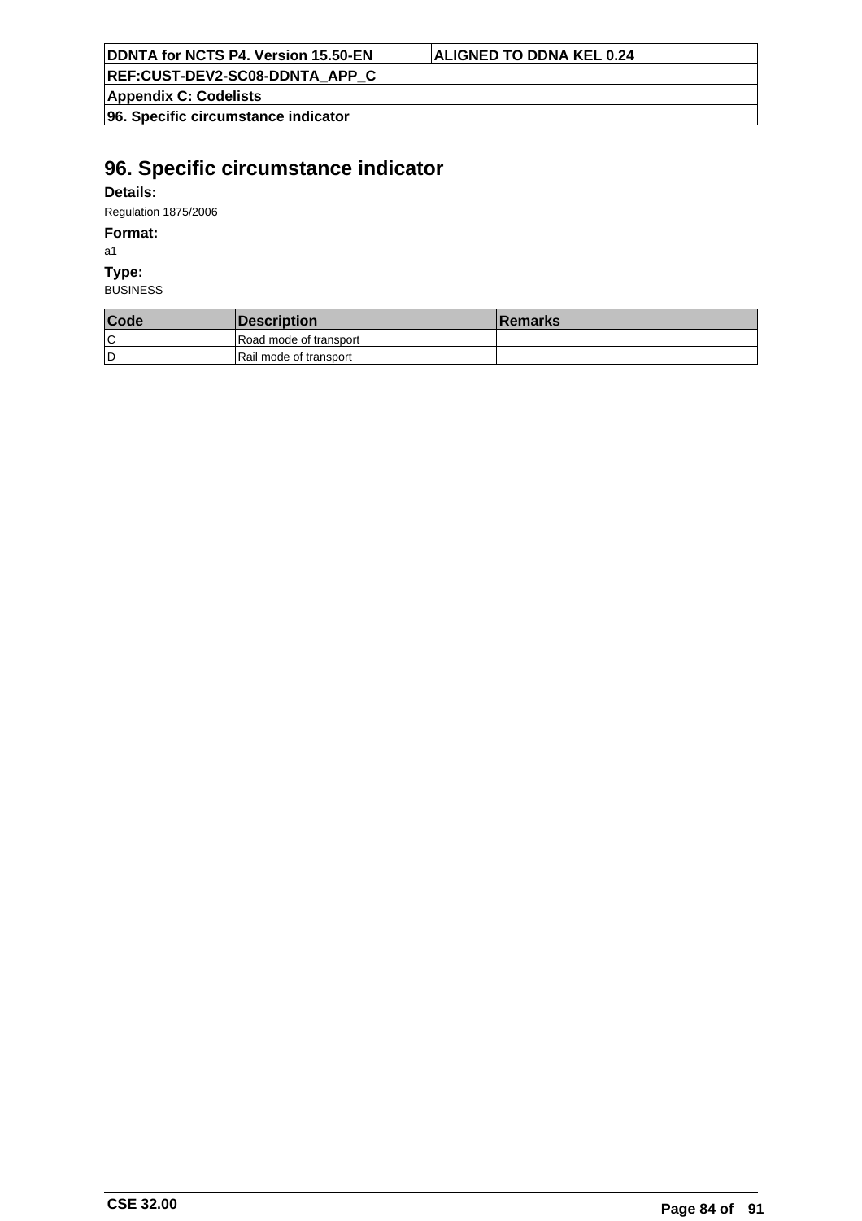# 96. Specific circumstance indicator

**Details:**

Regulation 1875/2006

**Format:**

a1

**Type:**

BUSINESS

| Code | Description | Remarks |
|---|---|---|
| C | Road mode of transport | |
| D | Rail mode of transport | |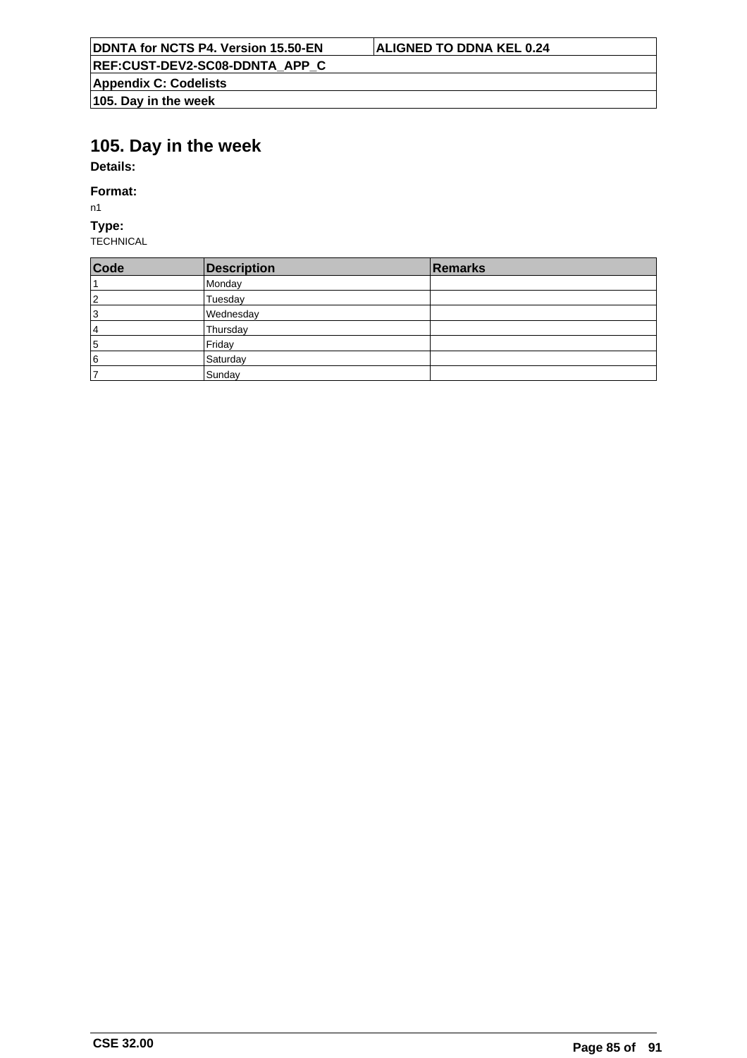# 105. Day in the week

**Details:**

**Format:**

n1

**Type:**

TECHNICAL

| Code | Description | Remarks |
|---|---|---|
| 1 | Monday | |
| 2 | Tuesday | |
| 3 | Wednesday | |
| 4 | Thursday | |
| 5 | Friday | |
| 6 | Saturday | |
| 7 | Sunday | |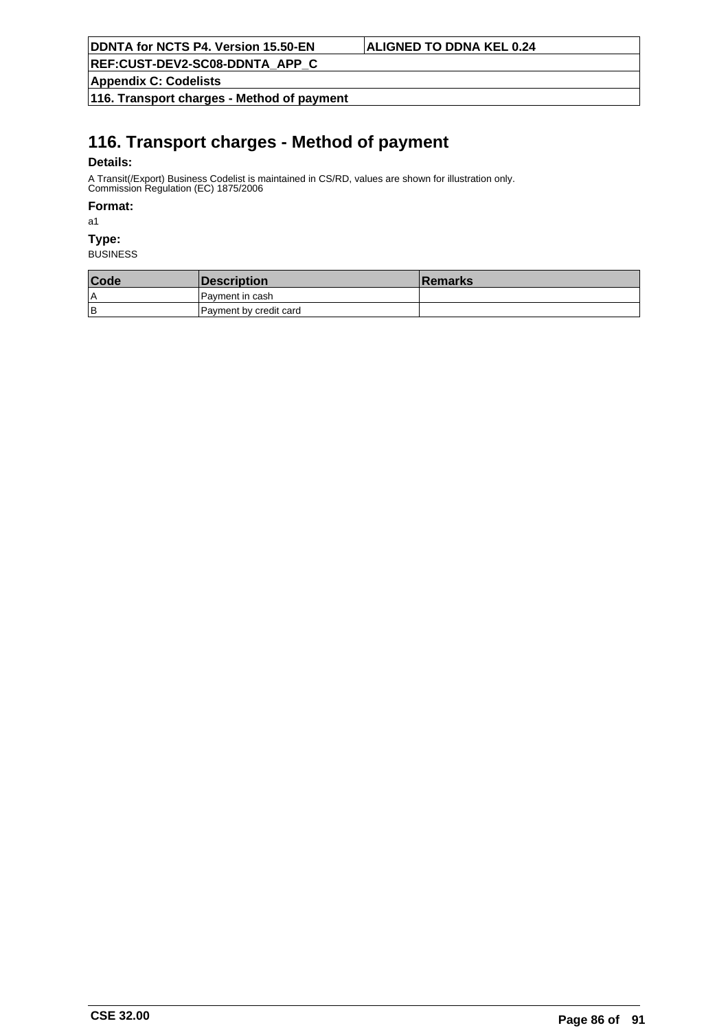# 116. Transport charges - Method of payment

**Details:**

A Transit(/Export) Business Codelist is maintained in CS/RD, values are shown for illustration only.
Commission Regulation (EC) 1875/2006

**Format:**

a1

**Type:**

BUSINESS

| Code | Description | Remarks |
|---|---|---|
| A | Payment in cash | |
| B | Payment by credit card | |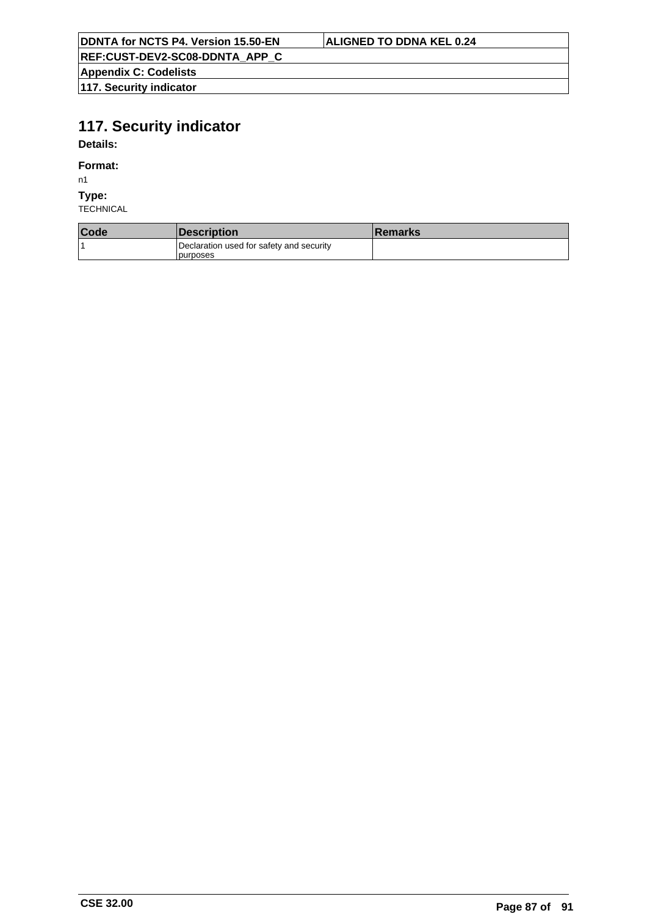# 117. Security indicator

**Details:**

**Format:**

n1

**Type:**

TECHNICAL

| Code | Description | Remarks |
|---|---|---|
| 1 | Declaration used for safety and security purposes | |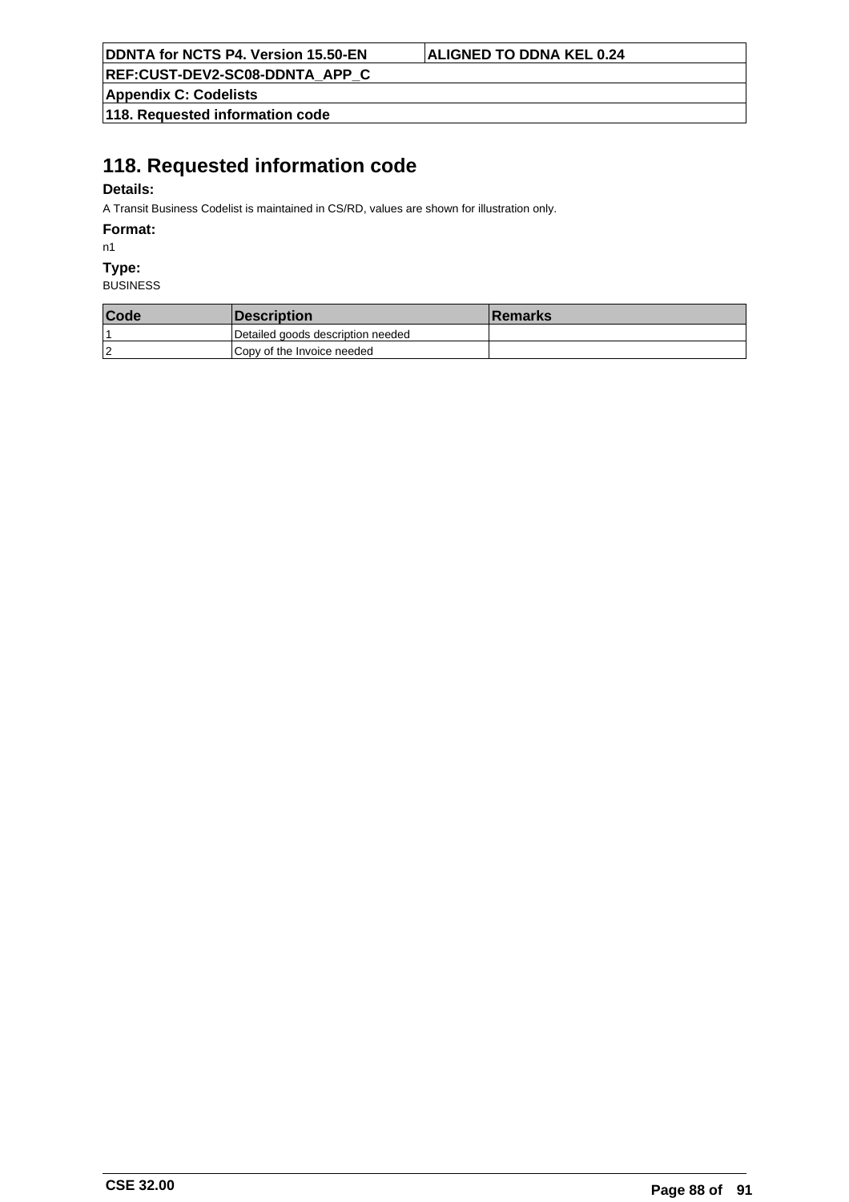# 118. Requested information code

**Details:**

A Transit Business Codelist is maintained in CS/RD, values are shown for illustration only.

**Format:**

n1

**Type:**

BUSINESS

| Code | Description | Remarks |
|---|---|---|
| 1 | Detailed goods description needed | |
| 2 | Copy of the Invoice needed | |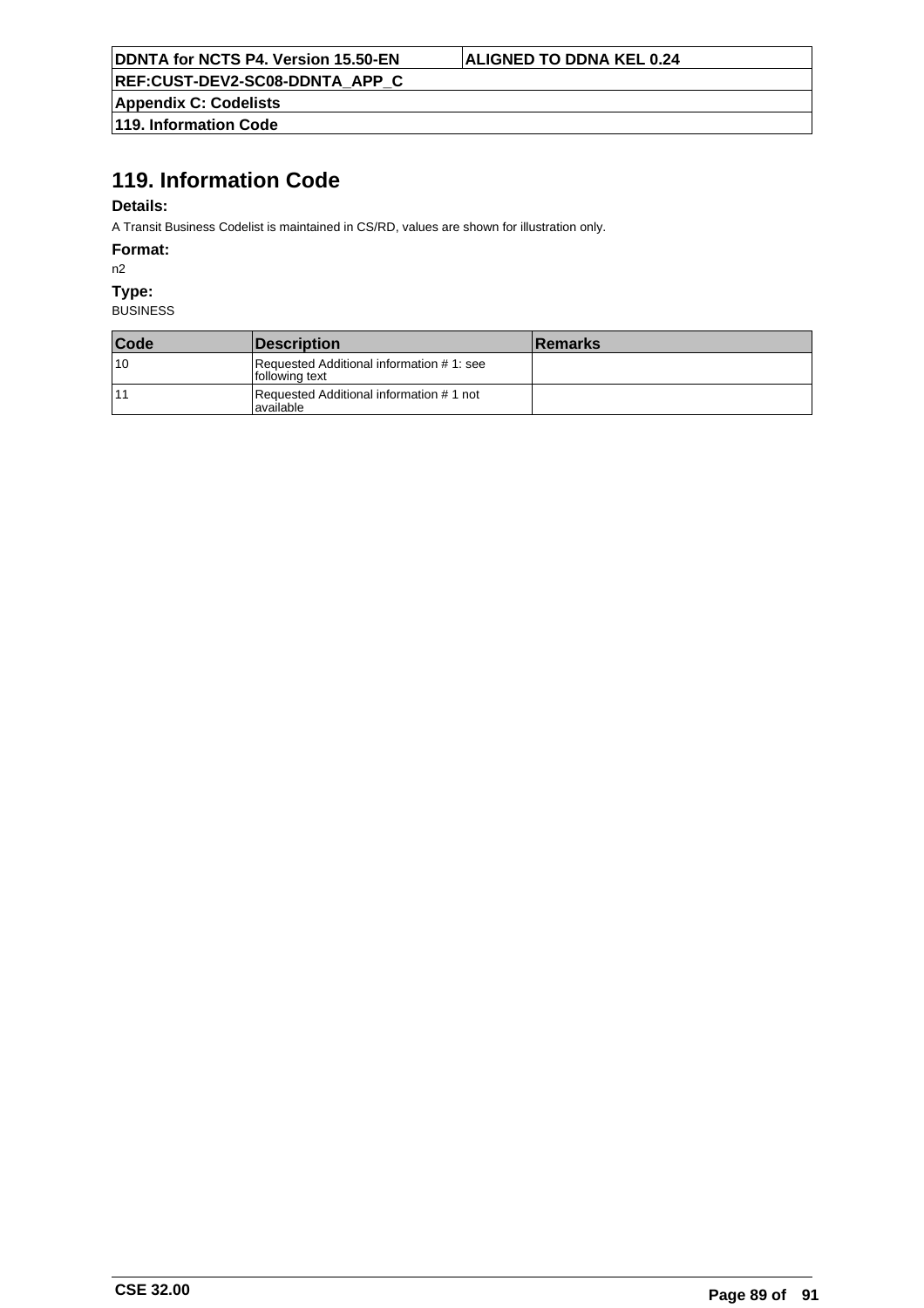# 119. Information Code

**Details:**

A Transit Business Codelist is maintained in CS/RD, values are shown for illustration only.

**Format:**

n2

**Type:**

BUSINESS

| Code | Description | Remarks |
|---|---|---|
| 10 | Requested Additional information # 1: see following text | |
| 11 | Requested Additional information # 1 not available | |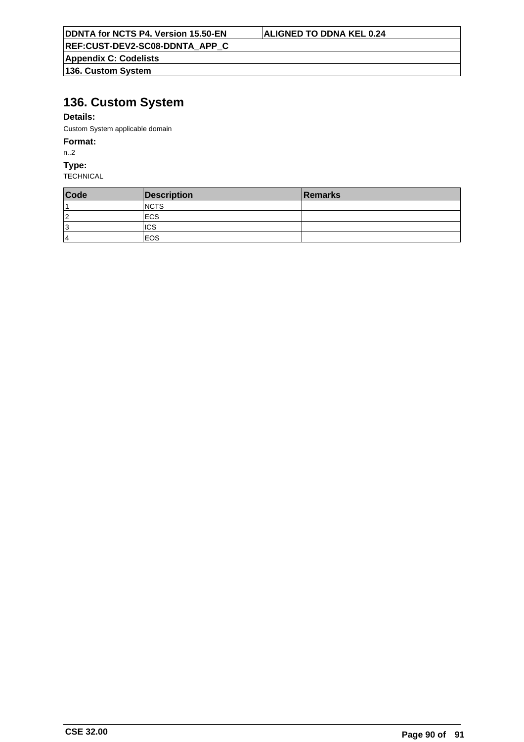# 136. Custom System

**Details:**

Custom System applicable domain

**Format:**

n..2

**Type:**

TECHNICAL

| Code | Description | Remarks |
|---|---|---|
| 1 | NCTS | |
| 2 | ECS | |
| 3 | ICS | |
| 4 | EOS | |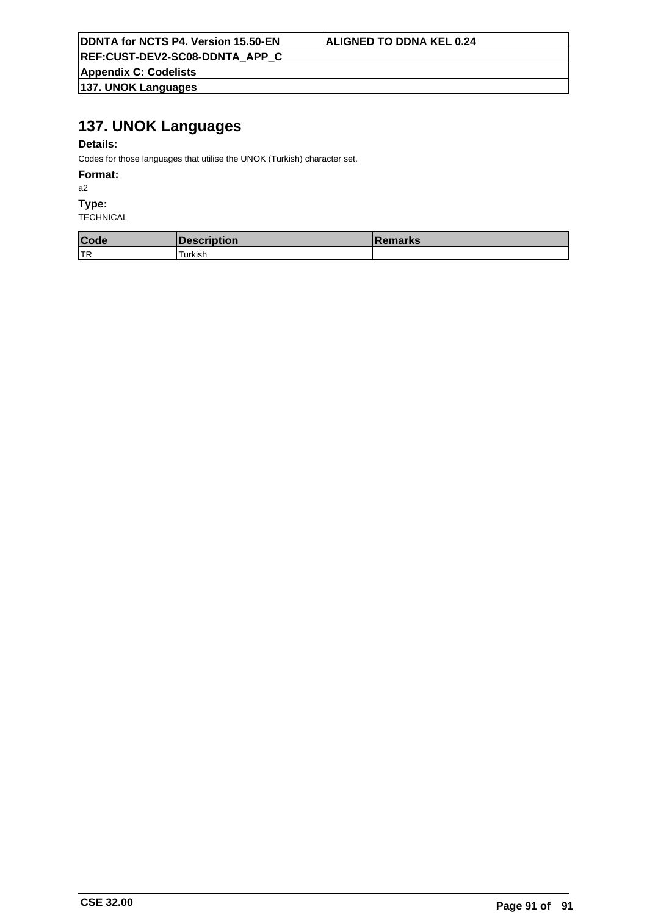# 137. UNOK Languages

**Details:**

Codes for those languages that utilise the UNOK (Turkish) character set.

**Format:**

a2

**Type:**

TECHNICAL

| Code | Description | Remarks |
|---|---|---|
| TR | Turkish | |